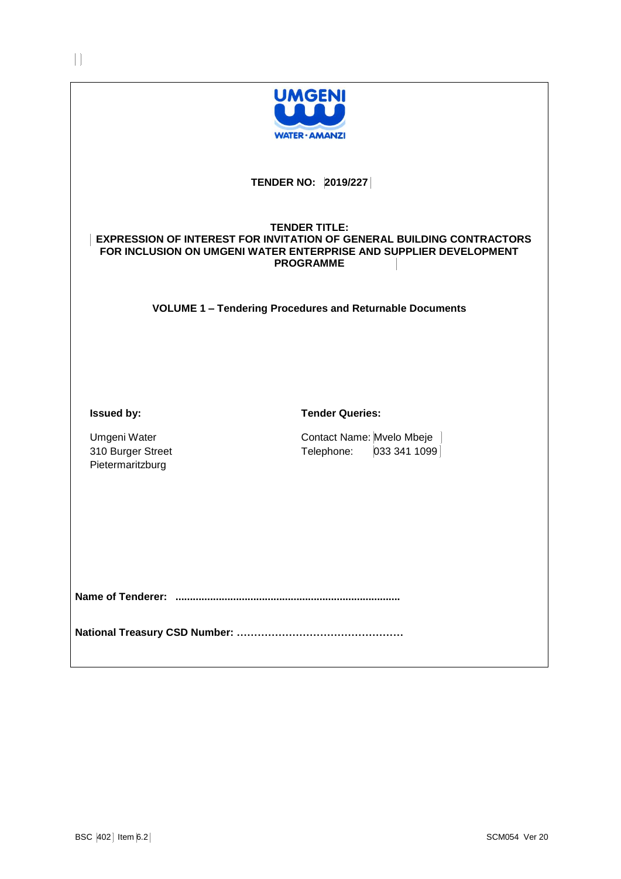**UMGENI**

**WATER · AMANZI**

**TENDER NO: 2019/227**

**TENDER TITLE:**
**EXPRESSION OF INTEREST FOR INVITATION OF GENERAL BUILDING CONTRACTORS FOR INCLUSION ON UMGENI WATER ENTERPRISE AND SUPPLIER DEVELOPMENT PROGRAMME**

**VOLUME 1 – Tendering Procedures and Returnable Documents**

**Issued by:**

Umgeni Water
310 Burger Street
Pietermaritzburg

**Tender Queries:**

Contact Name: Mvelo Mbeje
Telephone: 033 341 1099

**Name of Tenderer: ............................................................................**

**National Treasury CSD Number: …………………………………………**

BSC 402 Item 6.2

SCM054 Ver 20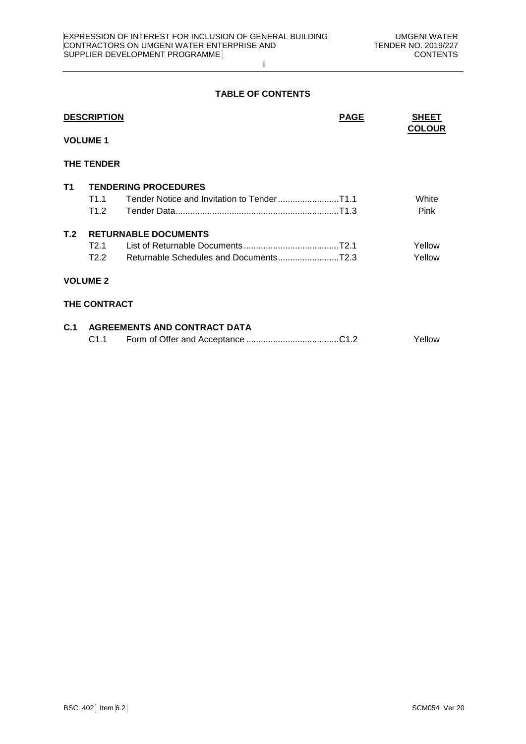## TABLE OF CONTENTS

| DESCRIPTION | | PAGE | SHEET COLOUR |
|---|---|---|---|
| **VOLUME 1** | | | |
| **THE TENDER** | | | |
| **T1** | **TENDERING PROCEDURES** | | |
| T1.1 | Tender Notice and Invitation to Tender | T1.1 | White |
| T1.2 | Tender Data | T1.3 | Pink |
| **T.2** | **RETURNABLE DOCUMENTS** | | |
| T2.1 | List of Returnable Documents | T2.1 | Yellow |
| T2.2 | Returnable Schedules and Documents | T2.3 | Yellow |
| **VOLUME 2** | | | |
| **THE CONTRACT** | | | |
| **C.1** | **AGREEMENTS AND CONTRACT DATA** | | |
| C1.1 | Form of Offer and Acceptance | C1.2 | Yellow |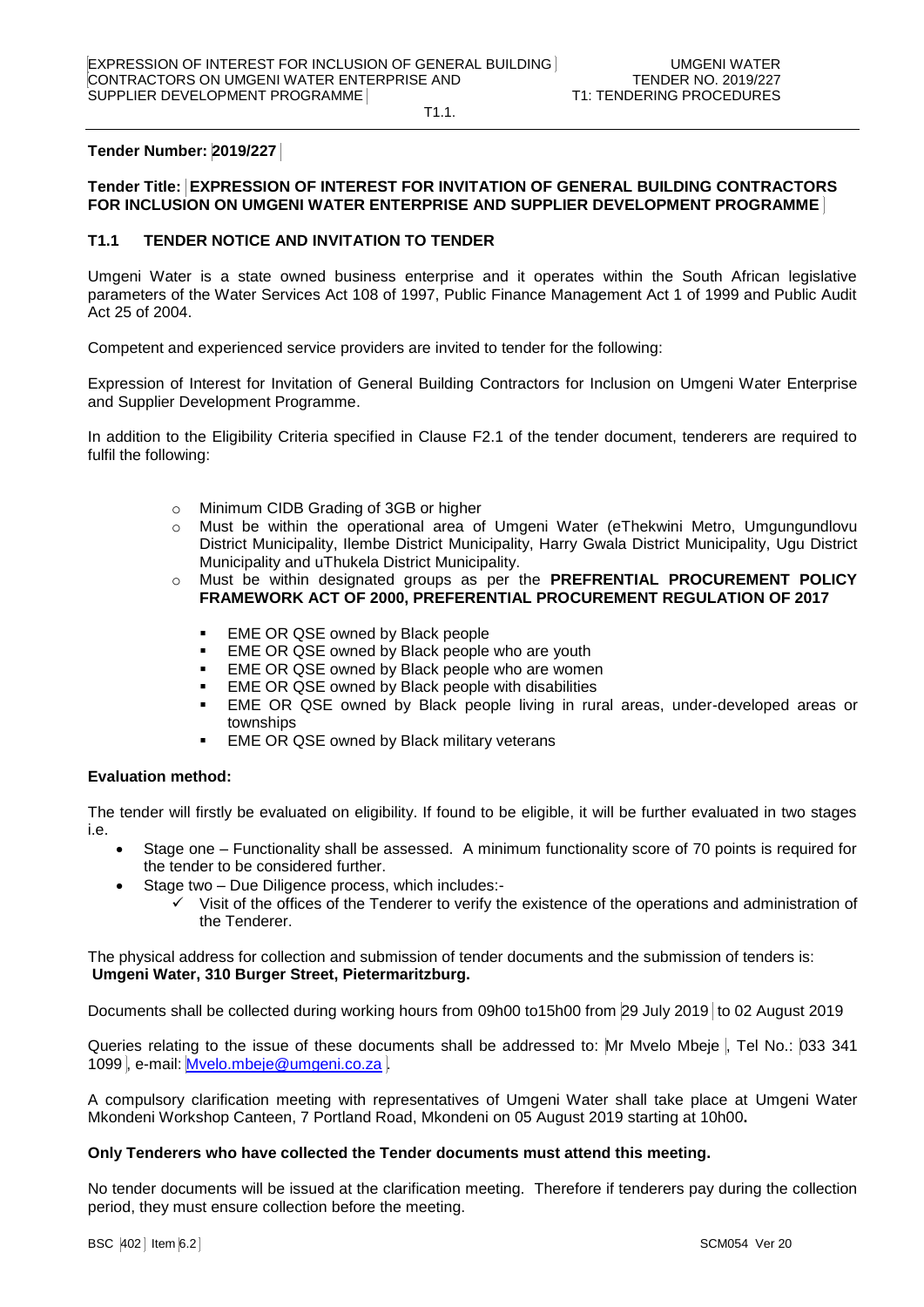**Tender Number: 2019/227**

**Tender Title: EXPRESSION OF INTEREST FOR INVITATION OF GENERAL BUILDING CONTRACTORS FOR INCLUSION ON UMGENI WATER ENTERPRISE AND SUPPLIER DEVELOPMENT PROGRAMME**

## T1.1 TENDER NOTICE AND INVITATION TO TENDER

Umgeni Water is a state owned business enterprise and it operates within the South African legislative parameters of the Water Services Act 108 of 1997, Public Finance Management Act 1 of 1999 and Public Audit Act 25 of 2004.

Competent and experienced service providers are invited to tender for the following:

Expression of Interest for Invitation of General Building Contractors for Inclusion on Umgeni Water Enterprise and Supplier Development Programme.

In addition to the Eligibility Criteria specified in Clause F2.1 of the tender document, tenderers are required to fulfil the following:

- Minimum CIDB Grading of 3GB or higher
- Must be within the operational area of Umgeni Water (eThekwini Metro, Umgungundlovu District Municipality, Ilembe District Municipality, Harry Gwala District Municipality, Ugu District Municipality and uThukela District Municipality.
- Must be within designated groups as per the **PREFRENTIAL PROCUREMENT POLICY FRAMEWORK ACT OF 2000, PREFERENTIAL PROCUREMENT REGULATION OF 2017**
  - EME OR QSE owned by Black people
  - EME OR QSE owned by Black people who are youth
  - EME OR QSE owned by Black people who are women
  - EME OR QSE owned by Black people with disabilities
  - EME OR QSE owned by Black people living in rural areas, under-developed areas or townships
  - EME OR QSE owned by Black military veterans

**Evaluation method:**

The tender will firstly be evaluated on eligibility. If found to be eligible, it will be further evaluated in two stages i.e.

- Stage one – Functionality shall be assessed. A minimum functionality score of 70 points is required for the tender to be considered further.
- Stage two – Due Diligence process, which includes:-
  - ✓ Visit of the offices of the Tenderer to verify the existence of the operations and administration of the Tenderer.

The physical address for collection and submission of tender documents and the submission of tenders is:
**Umgeni Water, 310 Burger Street, Pietermaritzburg.**

Documents shall be collected during working hours from 09h00 to15h00 from 29 July 2019 to 02 August 2019

Queries relating to the issue of these documents shall be addressed to: Mr Mvelo Mbeje , Tel No.: 033 341 1099 , e-mail: Mvelo.mbeje@umgeni.co.za .

A compulsory clarification meeting with representatives of Umgeni Water shall take place at Umgeni Water Mkondeni Workshop Canteen, 7 Portland Road, Mkondeni on 05 August 2019 starting at 10h00**.**

**Only Tenderers who have collected the Tender documents must attend this meeting.**

No tender documents will be issued at the clarification meeting. Therefore if tenderers pay during the collection period, they must ensure collection before the meeting.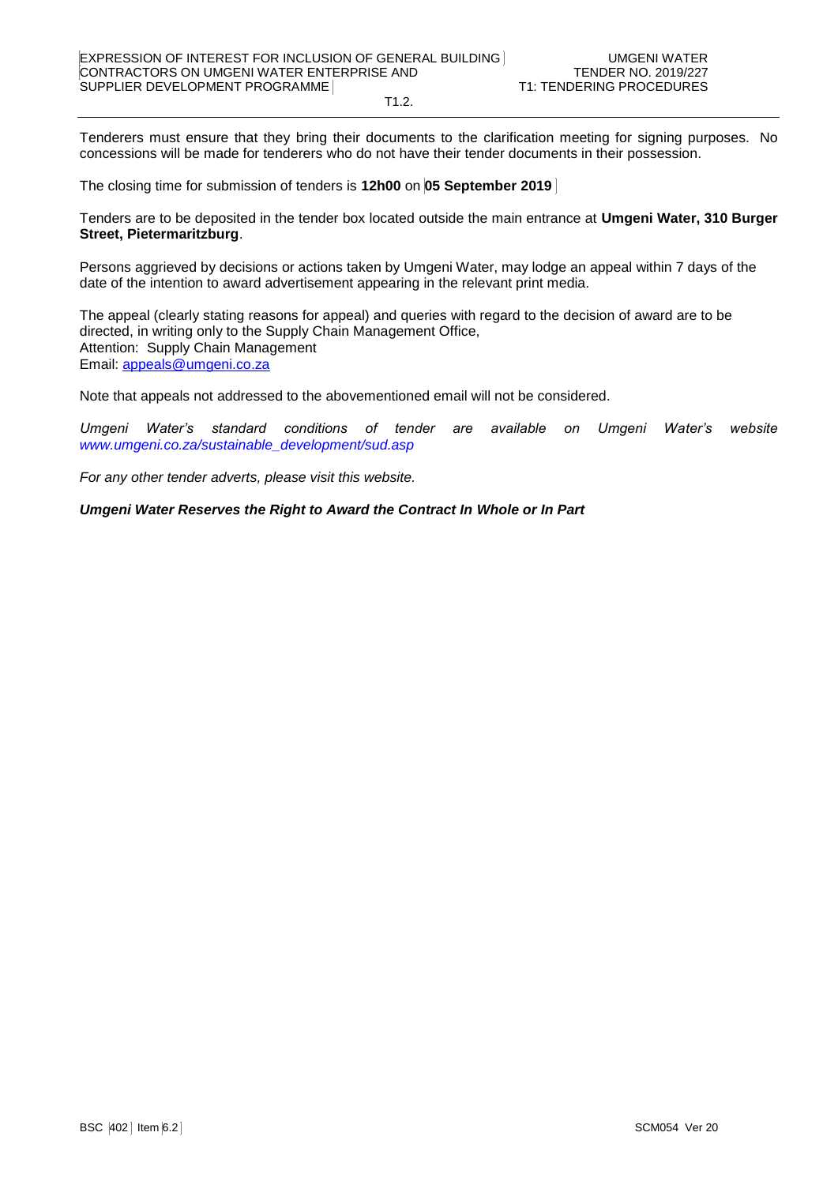Tenderers must ensure that they bring their documents to the clarification meeting for signing purposes. No concessions will be made for tenderers who do not have their tender documents in their possession.

The closing time for submission of tenders is **12h00** on **05 September 2019**

Tenders are to be deposited in the tender box located outside the main entrance at **Umgeni Water, 310 Burger Street, Pietermaritzburg**.

Persons aggrieved by decisions or actions taken by Umgeni Water, may lodge an appeal within 7 days of the date of the intention to award advertisement appearing in the relevant print media.

The appeal (clearly stating reasons for appeal) and queries with regard to the decision of award are to be directed, in writing only to the Supply Chain Management Office,
Attention: Supply Chain Management
Email: appeals@umgeni.co.za

Note that appeals not addressed to the abovementioned email will not be considered.

*Umgeni Water's standard conditions of tender are available on Umgeni Water's website www.umgeni.co.za/sustainable_development/sud.asp*

*For any other tender adverts, please visit this website.*

***Umgeni Water Reserves the Right to Award the Contract In Whole or In Part***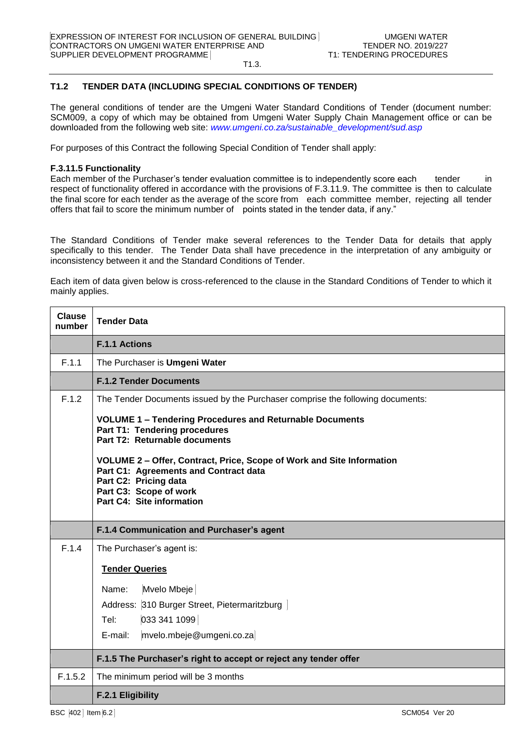## T1.2 TENDER DATA (INCLUDING SPECIAL CONDITIONS OF TENDER)

The general conditions of tender are the Umgeni Water Standard Conditions of Tender (document number: SCM009, a copy of which may be obtained from Umgeni Water Supply Chain Management office or can be downloaded from the following web site: *www.umgeni.co.za/sustainable_development/sud.asp*

For purposes of this Contract the following Special Condition of Tender shall apply:

**F.3.11.5 Functionality**
Each member of the Purchaser's tender evaluation committee is to independently score each tender in respect of functionality offered in accordance with the provisions of F.3.11.9. The committee is then to calculate the final score for each tender as the average of the score from each committee member, rejecting all tender offers that fail to score the minimum number of points stated in the tender data, if any."

The Standard Conditions of Tender make several references to the Tender Data for details that apply specifically to this tender. The Tender Data shall have precedence in the interpretation of any ambiguity or inconsistency between it and the Standard Conditions of Tender.

Each item of data given below is cross-referenced to the clause in the Standard Conditions of Tender to which it mainly applies.

| Clause number | Tender Data |
|---|---|
| | **F.1.1 Actions** |
| F.1.1 | The Purchaser is **Umgeni Water** |
| | **F.1.2 Tender Documents** |
| F.1.2 | The Tender Documents issued by the Purchaser comprise the following documents:<br><br>**VOLUME 1 – Tendering Procedures and Returnable Documents**<br>**Part T1: Tendering procedures**<br>**Part T2: Returnable documents**<br><br>**VOLUME 2 – Offer, Contract, Price, Scope of Work and Site Information**<br>**Part C1: Agreements and Contract data**<br>**Part C2: Pricing data**<br>**Part C3: Scope of work**<br>**Part C4: Site information** |
| | **F.1.4 Communication and Purchaser's agent** |
| F.1.4 | The Purchaser's agent is:<br><br>**<u>Tender Queries</u>**<br><br>Name: Mvelo Mbeje<br>Address: 310 Burger Street, Pietermaritzburg<br>Tel: 033 341 1099<br>E-mail: mvelo.mbeje@umgeni.co.za |
| | **F.1.5 The Purchaser's right to accept or reject any tender offer** |
| F.1.5.2 | The minimum period will be 3 months |
| | **F.2.1 Eligibility** |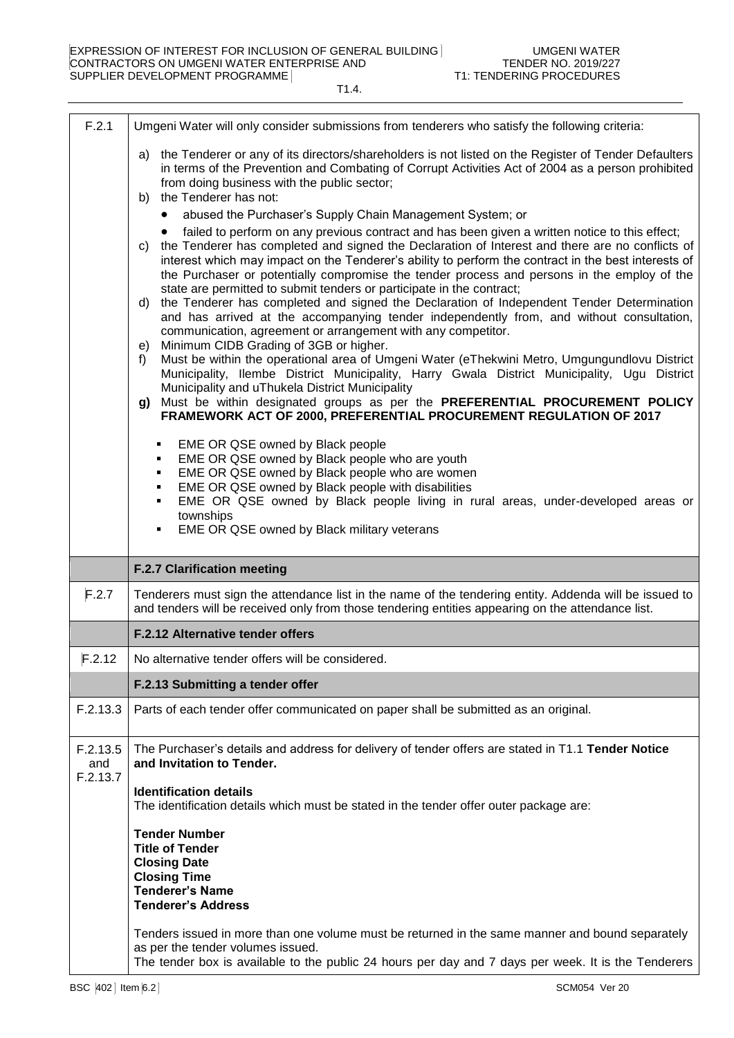| | |
|---|---|
| F.2.1 | Umgeni Water will only consider submissions from tenderers who satisfy the following criteria:<br><br>a) the Tenderer or any of its directors/shareholders is not listed on the Register of Tender Defaulters in terms of the Prevention and Combating of Corrupt Activities Act of 2004 as a person prohibited from doing business with the public sector;<br>b) the Tenderer has not:<br>• abused the Purchaser's Supply Chain Management System; or<br>• failed to perform on any previous contract and has been given a written notice to this effect;<br>c) the Tenderer has completed and signed the Declaration of Interest and there are no conflicts of interest which may impact on the Tenderer's ability to perform the contract in the best interests of the Purchaser or potentially compromise the tender process and persons in the employ of the state are permitted to submit tenders or participate in the contract;<br>d) the Tenderer has completed and signed the Declaration of Independent Tender Determination and has arrived at the accompanying tender independently from, and without consultation, communication, agreement or arrangement with any competitor.<br>e) Minimum CIDB Grading of 3GB or higher.<br>f) Must be within the operational area of Umgeni Water (eThekwini Metro, Umgungundlovu District Municipality, Ilembe District Municipality, Harry Gwala District Municipality, Ugu District Municipality and uThukela District Municipality<br>**g)** Must be within designated groups as per the **PREFERENTIAL PROCUREMENT POLICY FRAMEWORK ACT OF 2000, PREFERENTIAL PROCUREMENT REGULATION OF 2017**<br>▪ EME OR QSE owned by Black people<br>▪ EME OR QSE owned by Black people who are youth<br>▪ EME OR QSE owned by Black people who are women<br>▪ EME OR QSE owned by Black people with disabilities<br>▪ EME OR QSE owned by Black people living in rural areas, under-developed areas or townships<br>▪ EME OR QSE owned by Black military veterans |
| | **F.2.7 Clarification meeting** |
| F.2.7 | Tenderers must sign the attendance list in the name of the tendering entity. Addenda will be issued to and tenders will be received only from those tendering entities appearing on the attendance list. |
| | **F.2.12 Alternative tender offers** |
| F.2.12 | No alternative tender offers will be considered. |
| | **F.2.13 Submitting a tender offer** |
| F.2.13.3 | Parts of each tender offer communicated on paper shall be submitted as an original. |
| F.2.13.5 and F.2.13.7 | The Purchaser's details and address for delivery of tender offers are stated in T1.1 **Tender Notice and Invitation to Tender.**<br><br>**Identification details**<br>The identification details which must be stated in the tender offer outer package are:<br><br>**Tender Number**<br>**Title of Tender**<br>**Closing Date**<br>**Closing Time**<br>**Tenderer's Name**<br>**Tenderer's Address**<br><br>Tenders issued in more than one volume must be returned in the same manner and bound separately as per the tender volumes issued.<br>The tender box is available to the public 24 hours per day and 7 days per week. It is the Tenderers |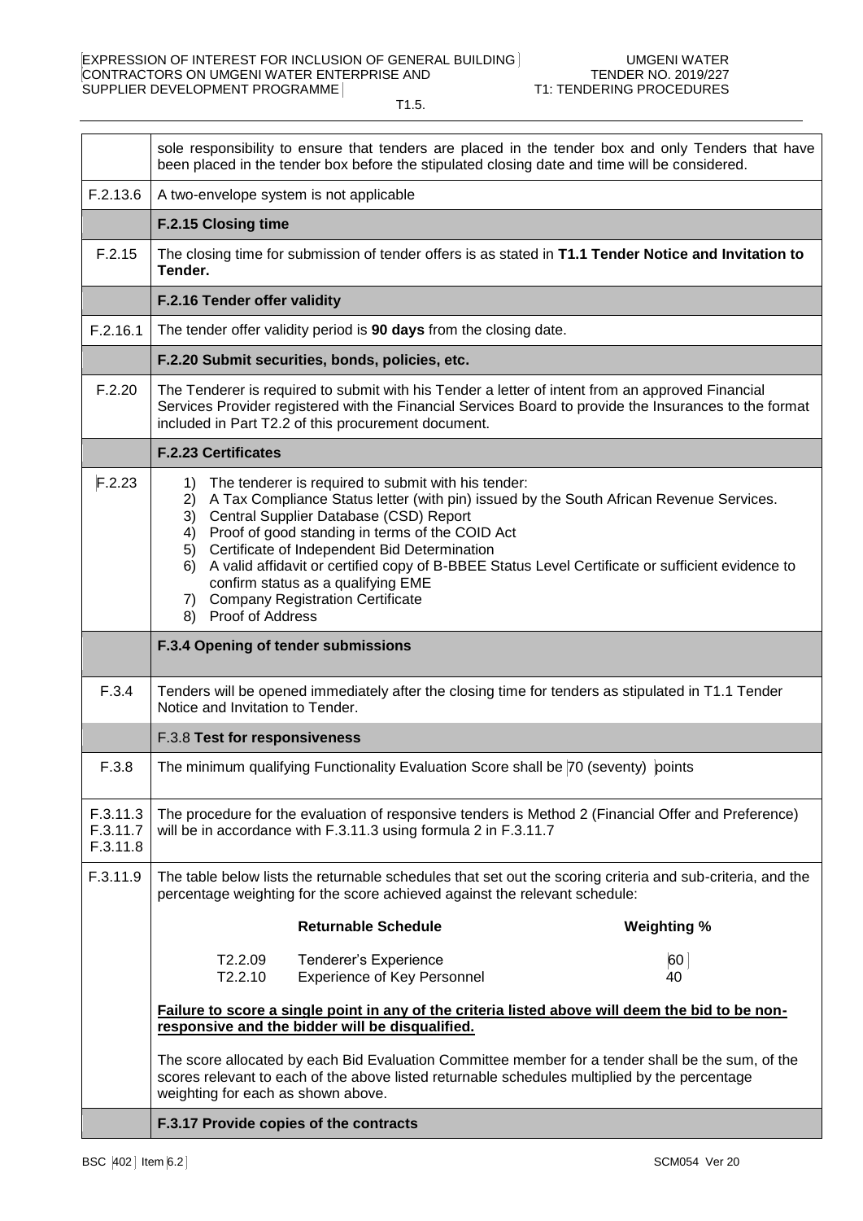| | |
|---|---|
| | sole responsibility to ensure that tenders are placed in the tender box and only Tenders that have been placed in the tender box before the stipulated closing date and time will be considered. |
| F.2.13.6 | A two-envelope system is not applicable |
| | **F.2.15 Closing time** |
| F.2.15 | The closing time for submission of tender offers is as stated in **T1.1 Tender Notice and Invitation to Tender.** |
| | **F.2.16 Tender offer validity** |
| F.2.16.1 | The tender offer validity period is **90 days** from the closing date. |
| | **F.2.20 Submit securities, bonds, policies, etc.** |
| F.2.20 | The Tenderer is required to submit with his Tender a letter of intent from an approved Financial Services Provider registered with the Financial Services Board to provide the Insurances to the format included in Part T2.2 of this procurement document. |
| | **F.2.23 Certificates** |
| F.2.23 | 1) The tenderer is required to submit with his tender:<br>2) A Tax Compliance Status letter (with pin) issued by the South African Revenue Services.<br>3) Central Supplier Database (CSD) Report<br>4) Proof of good standing in terms of the COID Act<br>5) Certificate of Independent Bid Determination<br>6) A valid affidavit or certified copy of B-BBEE Status Level Certificate or sufficient evidence to confirm status as a qualifying EME<br>7) Company Registration Certificate<br>8) Proof of Address |
| | **F.3.4 Opening of tender submissions** |
| F.3.4 | Tenders will be opened immediately after the closing time for tenders as stipulated in T1.1 Tender Notice and Invitation to Tender. |
| | F.3.8 **Test for responsiveness** |
| F.3.8 | The minimum qualifying Functionality Evaluation Score shall be 70 (seventy) points |
| F.3.11.3<br>F.3.11.7<br>F.3.11.8 | The procedure for the evaluation of responsive tenders is Method 2 (Financial Offer and Preference) will be in accordance with F.3.11.3 using formula 2 in F.3.11.7 |
| F.3.11.9 | The table below lists the returnable schedules that set out the scoring criteria and sub-criteria, and the percentage weighting for the score achieved against the relevant schedule:<br><br>**Returnable Schedule** — **Weighting %**<br>T2.2.09 Tenderer's Experience — 60<br>T2.2.10 Experience of Key Personnel — 40<br><br>**<u>Failure to score a single point in any of the criteria listed above will deem the bid to be non-responsive and the bidder will be disqualified.</u>**<br><br>The score allocated by each Bid Evaluation Committee member for a tender shall be the sum, of the scores relevant to each of the above listed returnable schedules multiplied by the percentage weighting for each as shown above. |
| | **F.3.17 Provide copies of the contracts** |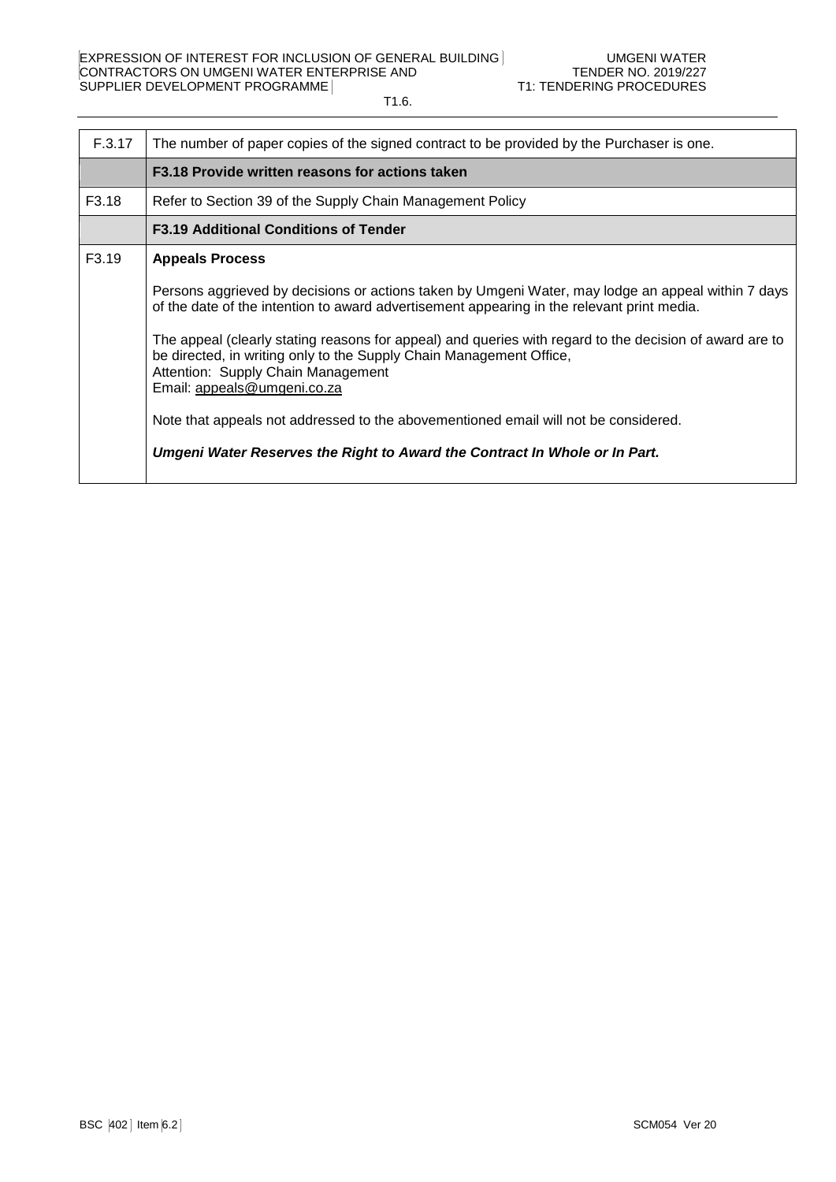| F.3.17 | The number of paper copies of the signed contract to be provided by the Purchaser is one. |
|---|---|
| | **F3.18 Provide written reasons for actions taken** |
| F3.18 | Refer to Section 39 of the Supply Chain Management Policy |
| | **F3.19 Additional Conditions of Tender** |
| F3.19 | **Appeals Process**<br><br>Persons aggrieved by decisions or actions taken by Umgeni Water, may lodge an appeal within 7 days of the date of the intention to award advertisement appearing in the relevant print media.<br><br>The appeal (clearly stating reasons for appeal) and queries with regard to the decision of award are to be directed, in writing only to the Supply Chain Management Office,<br>Attention: Supply Chain Management<br>Email: appeals@umgeni.co.za<br><br>Note that appeals not addressed to the abovementioned email will not be considered.<br><br>***Umgeni Water Reserves the Right to Award the Contract In Whole or In Part.*** |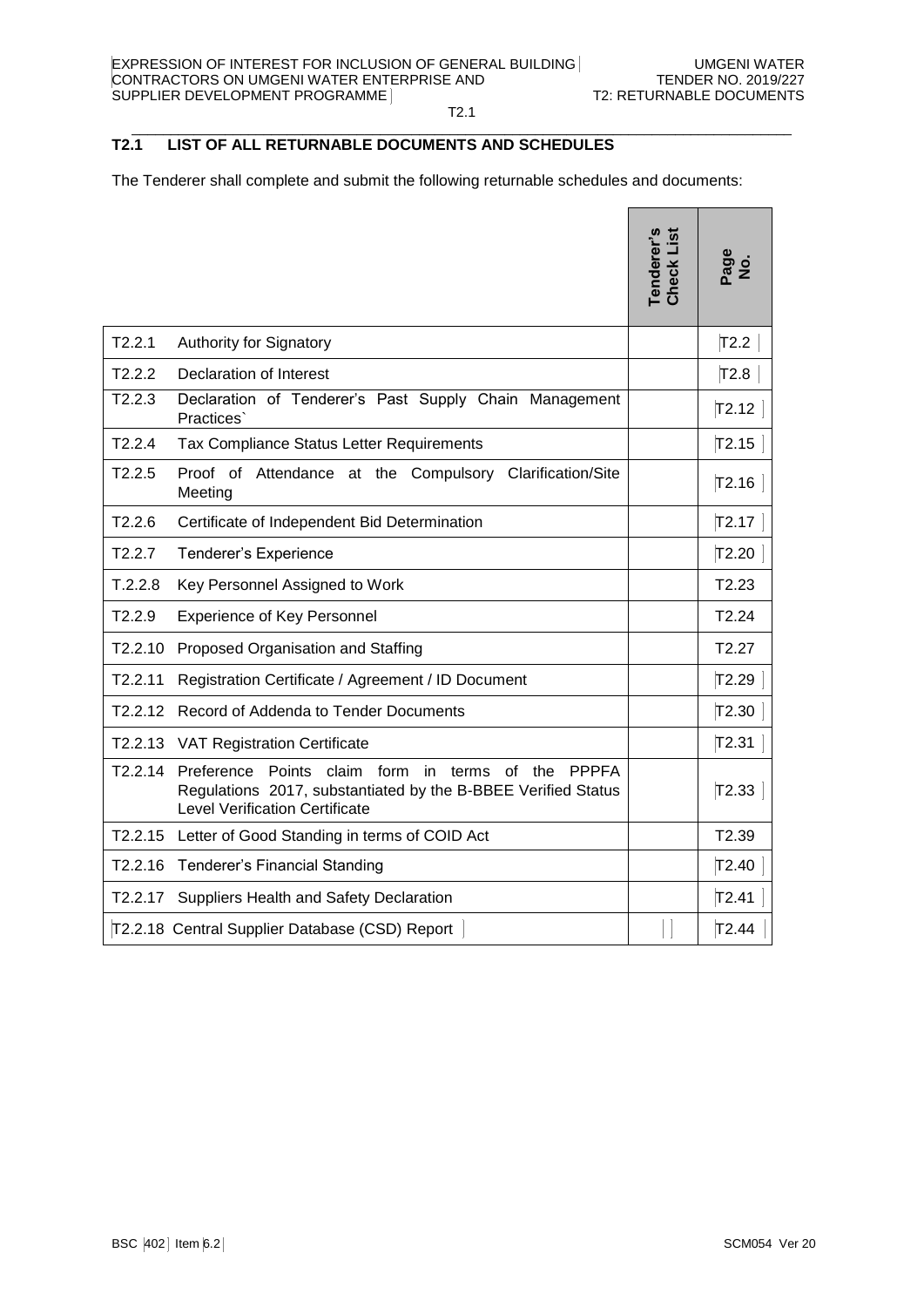## T2.1 LIST OF ALL RETURNABLE DOCUMENTS AND SCHEDULES

The Tenderer shall complete and submit the following returnable schedules and documents:

| | | Tenderer's Check List | Page No. |
|---|---|---|---|
| T2.2.1 | Authority for Signatory | | T2.2 |
| T2.2.2 | Declaration of Interest | | T2.8 |
| T2.2.3 | Declaration of Tenderer's Past Supply Chain Management Practices` | | T2.12 |
| T2.2.4 | Tax Compliance Status Letter Requirements | | T2.15 |
| T2.2.5 | Proof of Attendance at the Compulsory Clarification/Site Meeting | | T2.16 |
| T2.2.6 | Certificate of Independent Bid Determination | | T2.17 |
| T2.2.7 | Tenderer's Experience | | T2.20 |
| T.2.2.8 | Key Personnel Assigned to Work | | T2.23 |
| T2.2.9 | Experience of Key Personnel | | T2.24 |
| T2.2.10 | Proposed Organisation and Staffing | | T2.27 |
| T2.2.11 | Registration Certificate / Agreement / ID Document | | T2.29 |
| T2.2.12 | Record of Addenda to Tender Documents | | T2.30 |
| T2.2.13 | VAT Registration Certificate | | T2.31 |
| T2.2.14 | Preference Points claim form in terms of the PPPFA Regulations 2017, substantiated by the B-BBEE Verified Status Level Verification Certificate | | T2.33 |
| T2.2.15 | Letter of Good Standing in terms of COID Act | | T2.39 |
| T2.2.16 | Tenderer's Financial Standing | | T2.40 |
| T2.2.17 | Suppliers Health and Safety Declaration | | T2.41 |
| T2.2.18 | Central Supplier Database (CSD) Report | | T2.44 |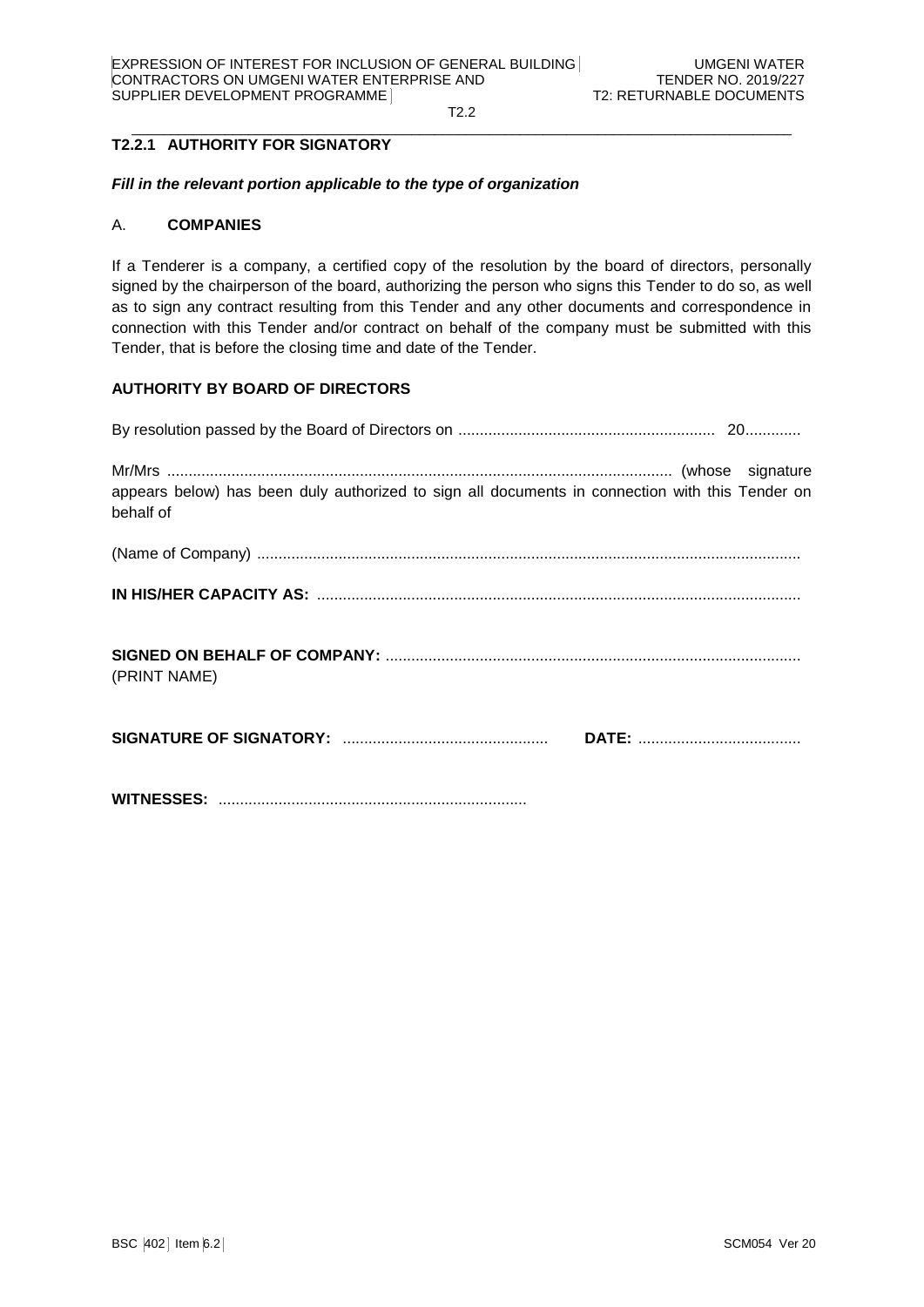### T2.2.1 AUTHORITY FOR SIGNATORY

***Fill in the relevant portion applicable to the type of organization***

A. **COMPANIES**

If a Tenderer is a company, a certified copy of the resolution by the board of directors, personally signed by the chairperson of the board, authorizing the person who signs this Tender to do so, as well as to sign any contract resulting from this Tender and any other documents and correspondence in connection with this Tender and/or contract on behalf of the company must be submitted with this Tender, that is before the closing time and date of the Tender.

**AUTHORITY BY BOARD OF DIRECTORS**

By resolution passed by the Board of Directors on ............................................................ 20.............

Mr/Mrs ...................................................................................................................... (whose signature appears below) has been duly authorized to sign all documents in connection with this Tender on behalf of

(Name of Company) ..............................................................................................................................

**IN HIS/HER CAPACITY AS:** ................................................................................................................

**SIGNED ON BEHALF OF COMPANY:** ................................................................................................
(PRINT NAME)

**SIGNATURE OF SIGNATORY:** ................................................ **DATE:** ......................................

**WITNESSES:** ........................................................................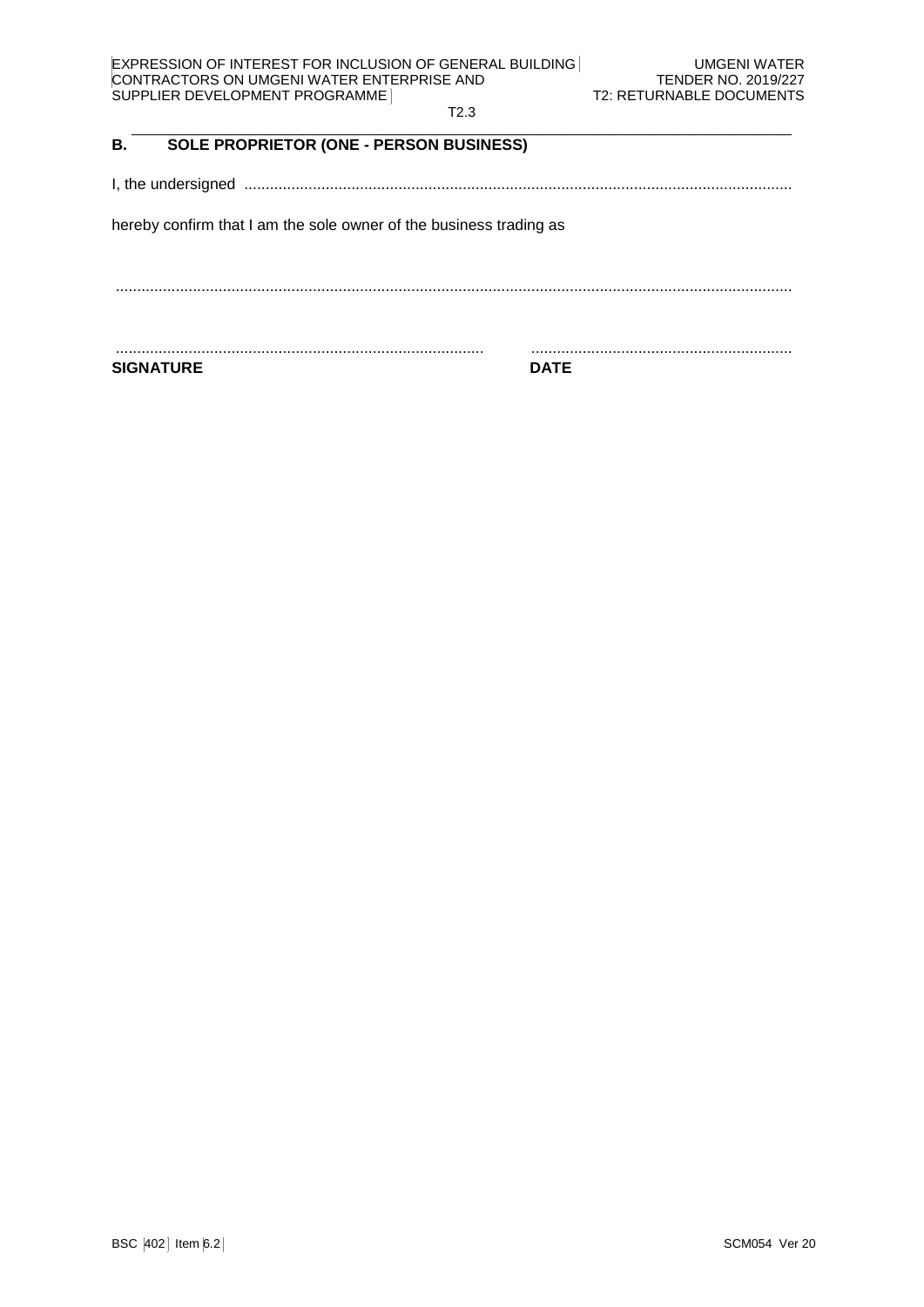T2.3

## B. SOLE PROPRIETOR (ONE - PERSON BUSINESS)

I, the undersigned ..............................................................................................................................

hereby confirm that I am the sole owner of the business trading as

.............................................................................................................................................................

...................................................................................... .............................................................

**SIGNATURE** **DATE**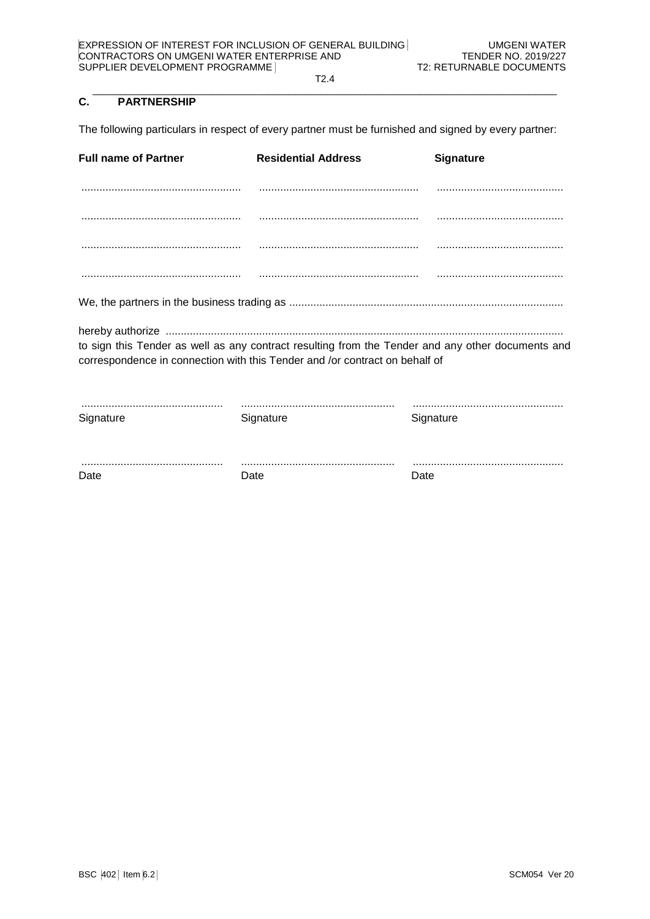## C. PARTNERSHIP

The following particulars in respect of every partner must be furnished and signed by every partner:

| Full name of Partner | Residential Address | Signature |
|---|---|---|
| ..................................................... | ..................................................... | .......................................... |
| ..................................................... | ..................................................... | .......................................... |
| ..................................................... | ..................................................... | .......................................... |
| ..................................................... | ..................................................... | .......................................... |

We, the partners in the business trading as ..........................................................................................

hereby authorize ....................................................................................................................................
to sign this Tender as well as any contract resulting from the Tender and any other documents and correspondence in connection with this Tender and /or contract on behalf of

| ............................................... | ................................................... | .................................................. |
|---|---|---|
| Signature | Signature | Signature |
| ............................................... | ................................................... | .................................................. |
| Date | Date | Date |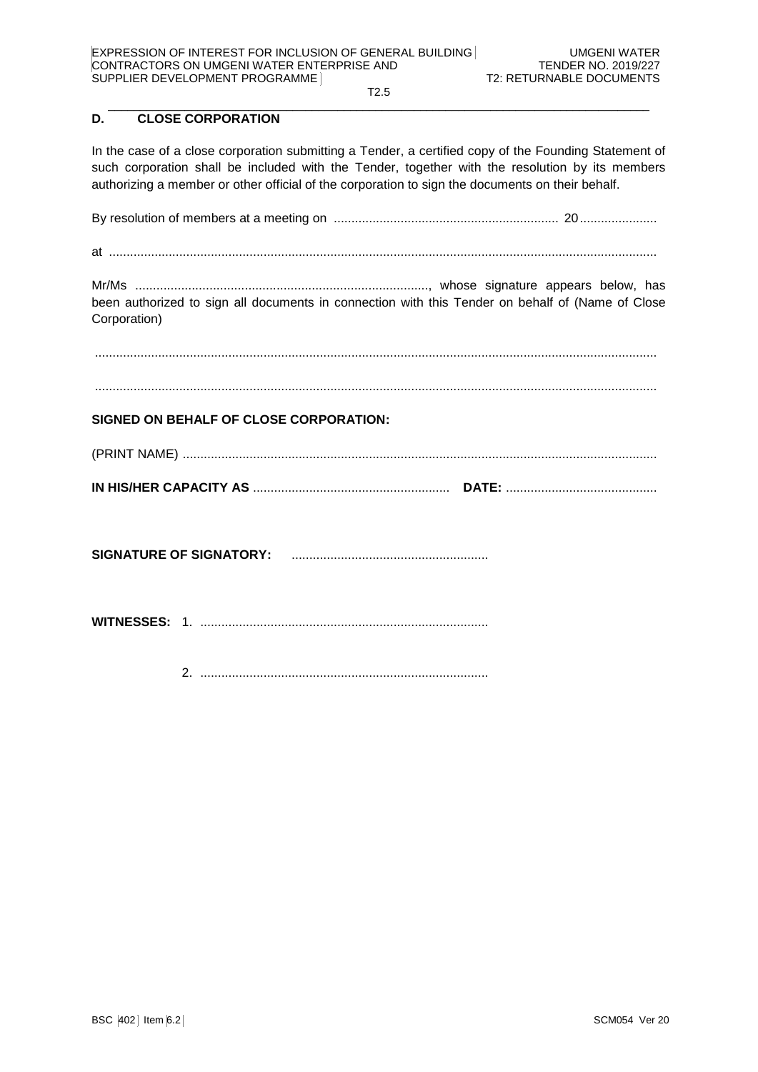## D. CLOSE CORPORATION

In the case of a close corporation submitting a Tender, a certified copy of the Founding Statement of such corporation shall be included with the Tender, together with the resolution by its members authorizing a member or other official of the corporation to sign the documents on their behalf.

By resolution of members at a meeting on ............................................................... 20......................

at ..........................................................................................................................................

Mr/Ms ......................................................................................, whose signature appears below, has been authorized to sign all documents in connection with this Tender on behalf of (Name of Close Corporation)

..............................................................................................................................................

..............................................................................................................................................

**SIGNED ON BEHALF OF CLOSE CORPORATION:**

(PRINT NAME) ......................................................................................................................

**IN HIS/HER CAPACITY AS** ........................................................ **DATE:** ...........................................

**SIGNATURE OF SIGNATORY:** ........................................................

**WITNESSES:** 1. .................................................................................

2. .................................................................................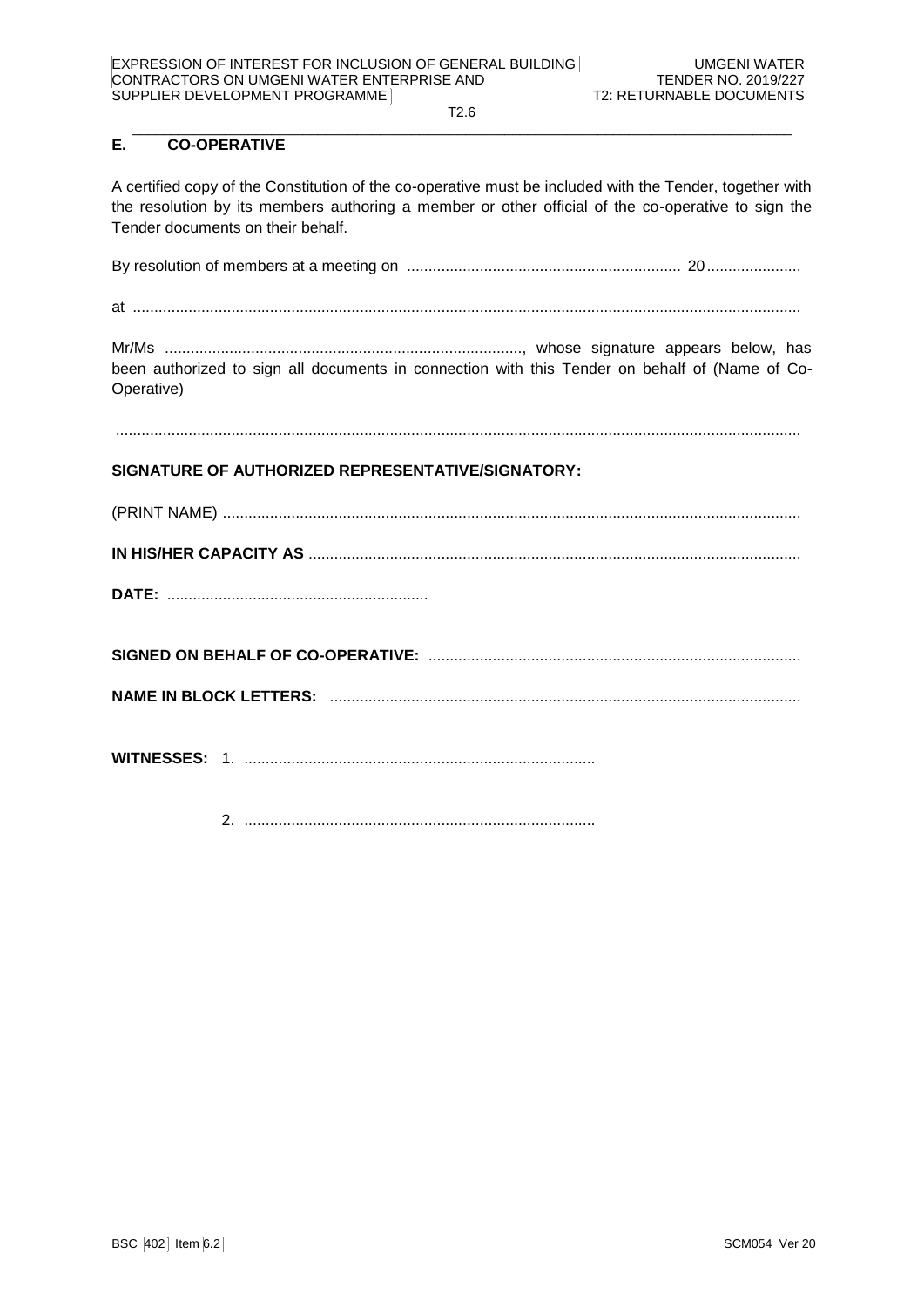## E. CO-OPERATIVE

A certified copy of the Constitution of the co-operative must be included with the Tender, together with the resolution by its members authoring a member or other official of the co-operative to sign the Tender documents on their behalf.

By resolution of members at a meeting on ............................................................... 20......................

at ..........................................................................................................................................

Mr/Ms ..................................................................................., whose signature appears below, has been authorized to sign all documents in connection with this Tender on behalf of (Name of Co-Operative)

..............................................................................................................................................

**SIGNATURE OF AUTHORIZED REPRESENTATIVE/SIGNATORY:**

(PRINT NAME) .....................................................................................................................

**IN HIS/HER CAPACITY AS** ..................................................................................................

**DATE:** .............................................................

**SIGNED ON BEHALF OF CO-OPERATIVE:** ......................................................................................

**NAME IN BLOCK LETTERS:** ............................................................................................................

**WITNESSES:** 1. .................................................................................

2. .................................................................................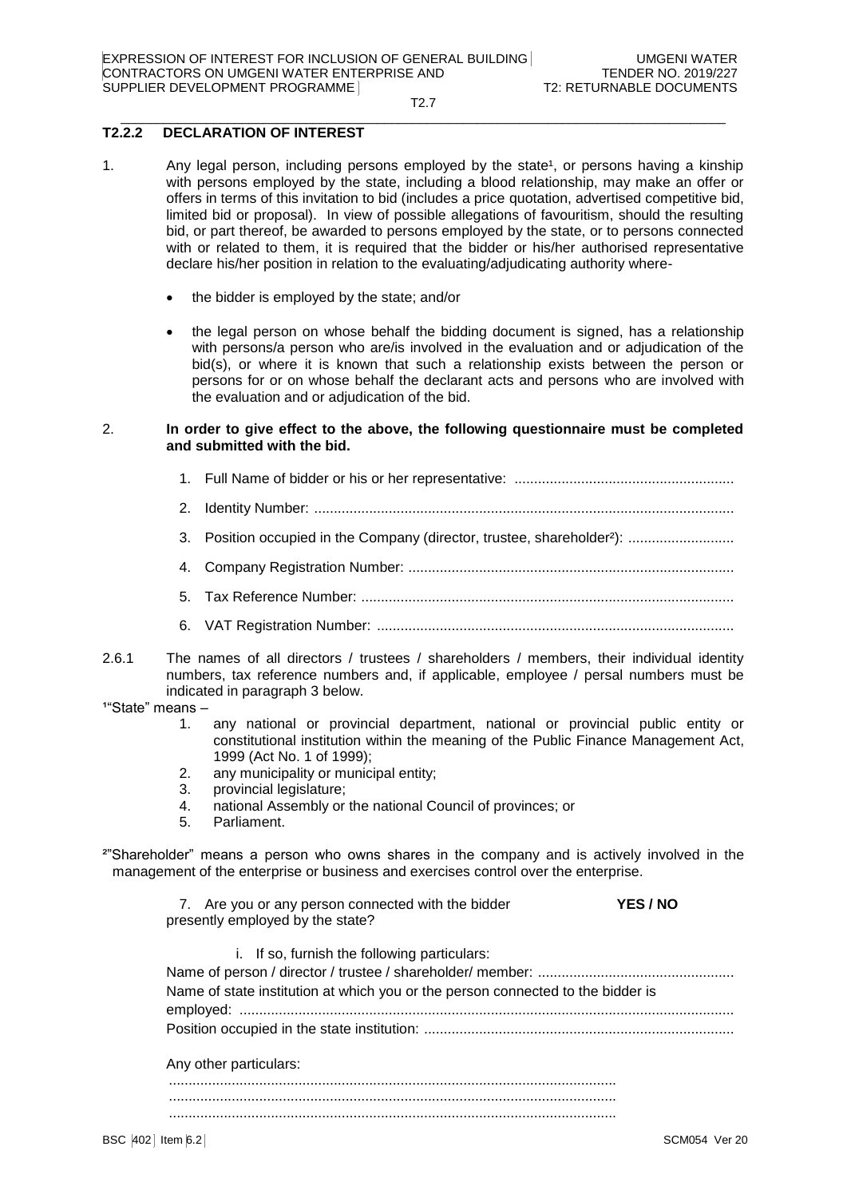## T2.2.2 DECLARATION OF INTEREST

1. Any legal person, including persons employed by the state[1], or persons having a kinship with persons employed by the state, including a blood relationship, may make an offer or offers in terms of this invitation to bid (includes a price quotation, advertised competitive bid, limited bid or proposal). In view of possible allegations of favouritism, should the resulting bid, or part thereof, be awarded to persons employed by the state, or to persons connected with or related to them, it is required that the bidder or his/her authorised representative declare his/her position in relation to the evaluating/adjudicating authority where-

   - the bidder is employed by the state; and/or
   - the legal person on whose behalf the bidding document is signed, has a relationship with persons/a person who are/is involved in the evaluation and or adjudication of the bid(s), or where it is known that such a relationship exists between the person or persons for or on whose behalf the declarant acts and persons who are involved with the evaluation and or adjudication of the bid.

2. **In order to give effect to the above, the following questionnaire must be completed and submitted with the bid.**

   1. Full Name of bidder or his or her representative: ........................................................
   2. Identity Number: ...........................................................................................................
   3. Position occupied in the Company (director, trustee, shareholder[2]): ...........................
   4. Company Registration Number: ...................................................................................
   5. Tax Reference Number: ...............................................................................................
   6. VAT Registration Number: ...........................................................................................

2.6.1 The names of all directors / trustees / shareholders / members, their individual identity numbers, tax reference numbers and, if applicable, employee / persal numbers must be indicated in paragraph 3 below.

[1]"State" means –

1. any national or provincial department, national or provincial public entity or constitutional institution within the meaning of the Public Finance Management Act, 1999 (Act No. 1 of 1999);
2. any municipality or municipal entity;
3. provincial legislature;
4. national Assembly or the national Council of provinces; or
5. Parliament.

[2]"Shareholder" means a person who owns shares in the company and is actively involved in the management of the enterprise or business and exercises control over the enterprise.

7. Are you or any person connected with the bidder presently employed by the state? **YES / NO**

   i. If so, furnish the following particulars:

   Name of person / director / trustee / shareholder/ member: ..................................................

   Name of state institution at which you or the person connected to the bidder is employed: .............................................................................................................................

   Position occupied in the state institution: ...............................................................................

   Any other particulars:

   .................................................................................................................
   .................................................................................................................
   .................................................................................................................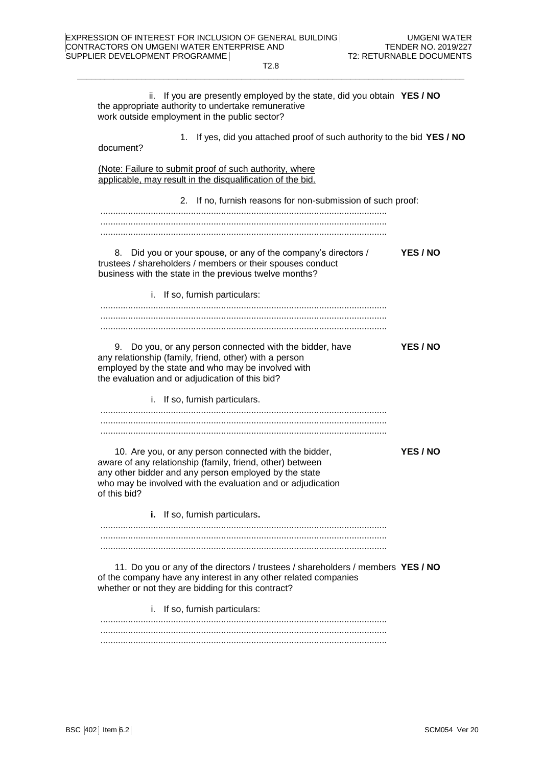ii. If you are presently employed by the state, did you obtain the appropriate authority to undertake remunerative work outside employment in the public sector? **YES / NO**

1. If yes, did you attached proof of such authority to the bid document? **YES / NO**

(Note: Failure to submit proof of such authority, where applicable, may result in the disqualification of the bid.

2. If no, furnish reasons for non-submission of such proof:

.................................................................................................................
.................................................................................................................
.................................................................................................................

8. Did you or your spouse, or any of the company's directors / trustees / shareholders / members or their spouses conduct business with the state in the previous twelve months? **YES / NO**

i. If so, furnish particulars:

.................................................................................................................
.................................................................................................................
.................................................................................................................

9. Do you, or any person connected with the bidder, have any relationship (family, friend, other) with a person employed by the state and who may be involved with the evaluation and or adjudication of this bid? **YES / NO**

i. If so, furnish particulars.

.................................................................................................................
.................................................................................................................
.................................................................................................................

10. Are you, or any person connected with the bidder, aware of any relationship (family, friend, other) between any other bidder and any person employed by the state who may be involved with the evaluation and or adjudication of this bid? **YES / NO**

**i.** If so, furnish particulars**.**

.................................................................................................................
.................................................................................................................
.................................................................................................................

11. Do you or any of the directors / trustees / shareholders / members of the company have any interest in any other related companies whether or not they are bidding for this contract? **YES / NO**

i. If so, furnish particulars:

.................................................................................................................
.................................................................................................................
.................................................................................................................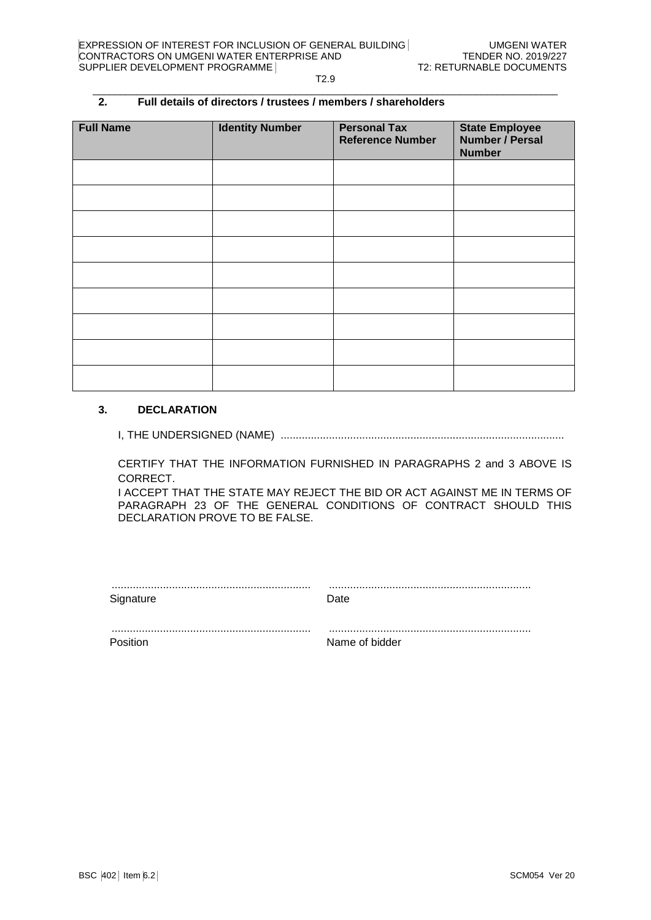## 2. Full details of directors / trustees / members / shareholders

| Full Name | Identity Number | Personal Tax Reference Number | State Employee Number / Persal Number |
|---|---|---|---|
| | | | |
| | | | |
| | | | |
| | | | |
| | | | |
| | | | |
| | | | |
| | | | |
| | | | |

## 3. DECLARATION

I, THE UNDERSIGNED (NAME) ............................................................................................

CERTIFY THAT THE INFORMATION FURNISHED IN PARAGRAPHS 2 and 3 ABOVE IS CORRECT.

I ACCEPT THAT THE STATE MAY REJECT THE BID OR ACT AGAINST ME IN TERMS OF PARAGRAPH 23 OF THE GENERAL CONDITIONS OF CONTRACT SHOULD THIS DECLARATION PROVE TO BE FALSE.

.................................................................. ..................................................................
Signature Date

.................................................................. ..................................................................
Position Name of bidder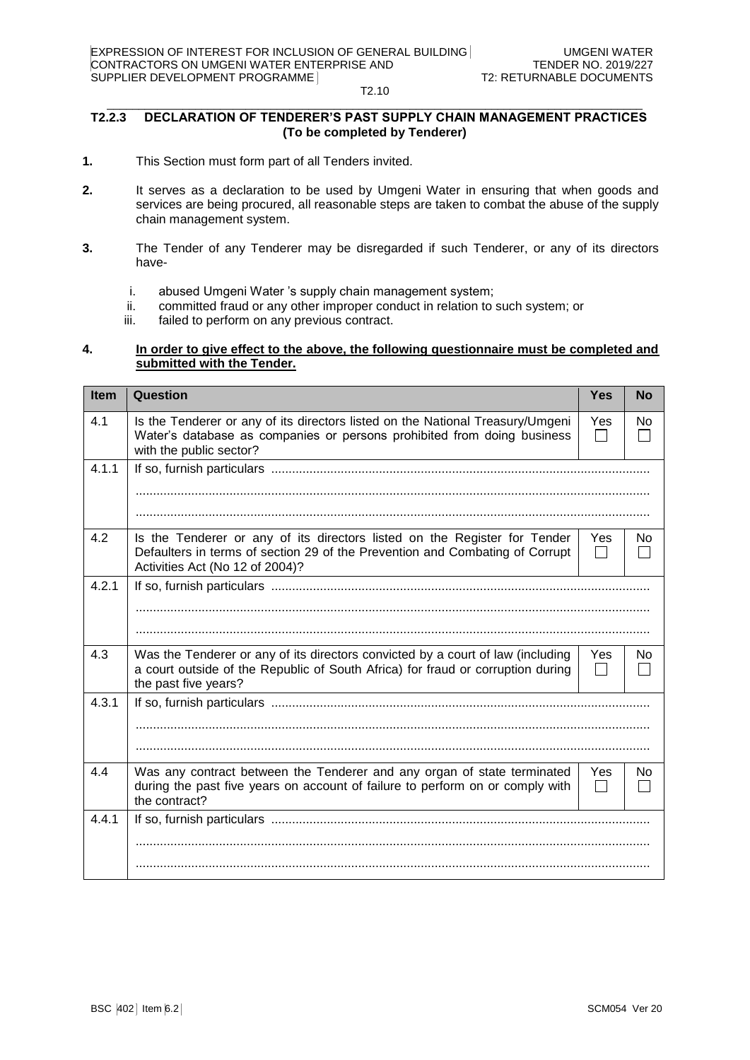## T2.2.3 DECLARATION OF TENDERER'S PAST SUPPLY CHAIN MANAGEMENT PRACTICES (To be completed by Tenderer)

**1.** This Section must form part of all Tenders invited.

**2.** It serves as a declaration to be used by Umgeni Water in ensuring that when goods and services are being procured, all reasonable steps are taken to combat the abuse of the supply chain management system.

**3.** The Tender of any Tenderer may be disregarded if such Tenderer, or any of its directors have-

i. abused Umgeni Water 's supply chain management system;
ii. committed fraud or any other improper conduct in relation to such system; or
iii. failed to perform on any previous contract.

**4. In order to give effect to the above, the following questionnaire must be completed and submitted with the Tender.**

| Item | Question | Yes | No |
|---|---|---|---|
| 4.1 | Is the Tenderer or any of its directors listed on the National Treasury/Umgeni Water's database as companies or persons prohibited from doing business with the public sector? | Yes ☐ | No ☐ |
| 4.1.1 | If so, furnish particulars ................................................................................................................ .................................................................................................................................................. .................................................................................................................................................. | | |
| 4.2 | Is the Tenderer or any of its directors listed on the Register for Tender Defaulters in terms of section 29 of the Prevention and Combating of Corrupt Activities Act (No 12 of 2004)? | Yes ☐ | No ☐ |
| 4.2.1 | If so, furnish particulars ................................................................................................................ .................................................................................................................................................. .................................................................................................................................................. | | |
| 4.3 | Was the Tenderer or any of its directors convicted by a court of law (including a court outside of the Republic of South Africa) for fraud or corruption during the past five years? | Yes ☐ | No ☐ |
| 4.3.1 | If so, furnish particulars ................................................................................................................ .................................................................................................................................................. .................................................................................................................................................. | | |
| 4.4 | Was any contract between the Tenderer and any organ of state terminated during the past five years on account of failure to perform on or comply with the contract? | Yes ☐ | No ☐ |
| 4.4.1 | If so, furnish particulars ................................................................................................................ .................................................................................................................................................. .................................................................................................................................................. | | |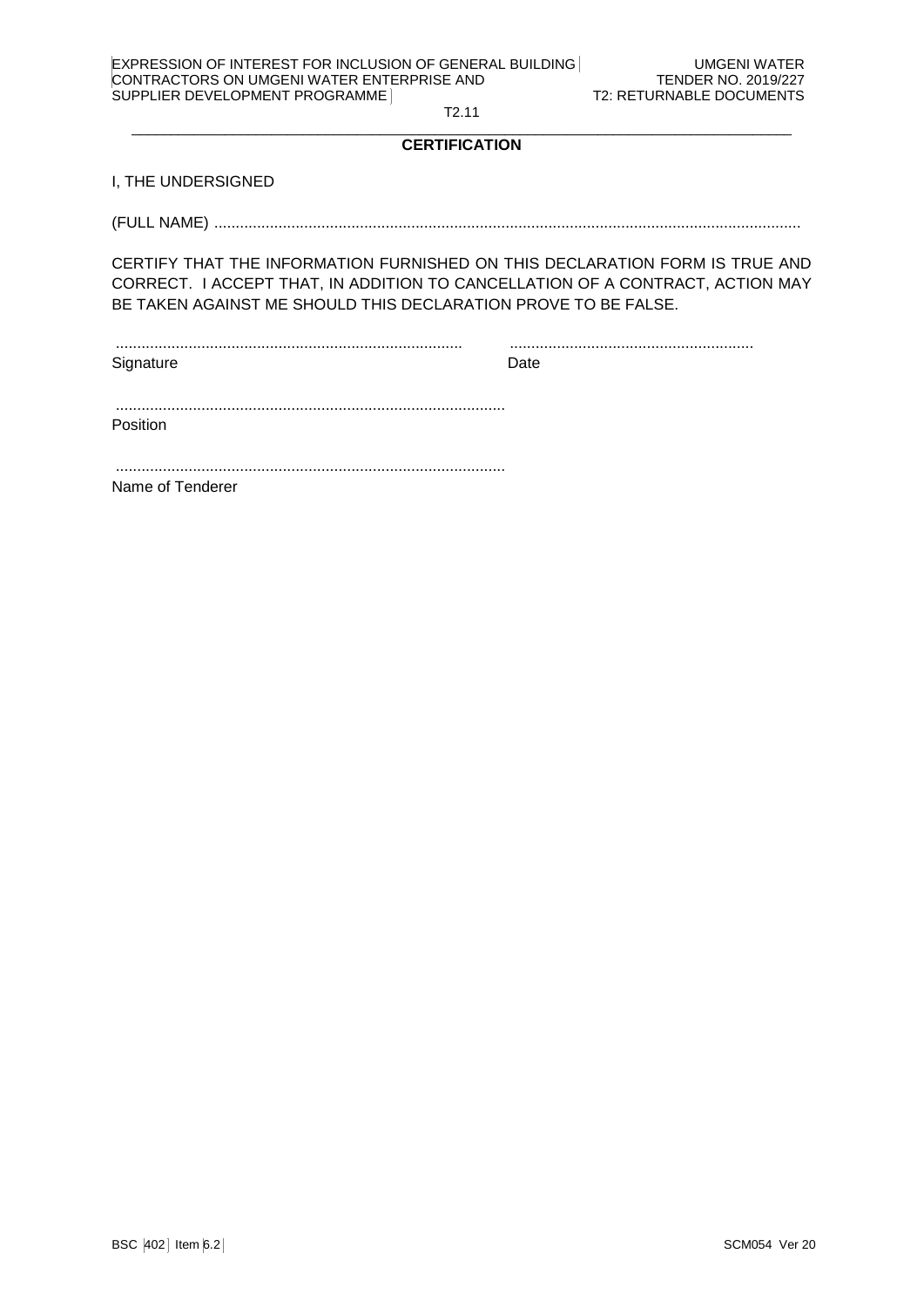T2.11

## CERTIFICATION

I, THE UNDERSIGNED

(FULL NAME) ........................................................................................................................................

CERTIFY THAT THE INFORMATION FURNISHED ON THIS DECLARATION FORM IS TRUE AND CORRECT. I ACCEPT THAT, IN ADDITION TO CANCELLATION OF A CONTRACT, ACTION MAY BE TAKEN AGAINST ME SHOULD THIS DECLARATION PROVE TO BE FALSE.

................................................................................ .........................................................

Signature Date

..........................................................................................

Position

..........................................................................................

Name of Tenderer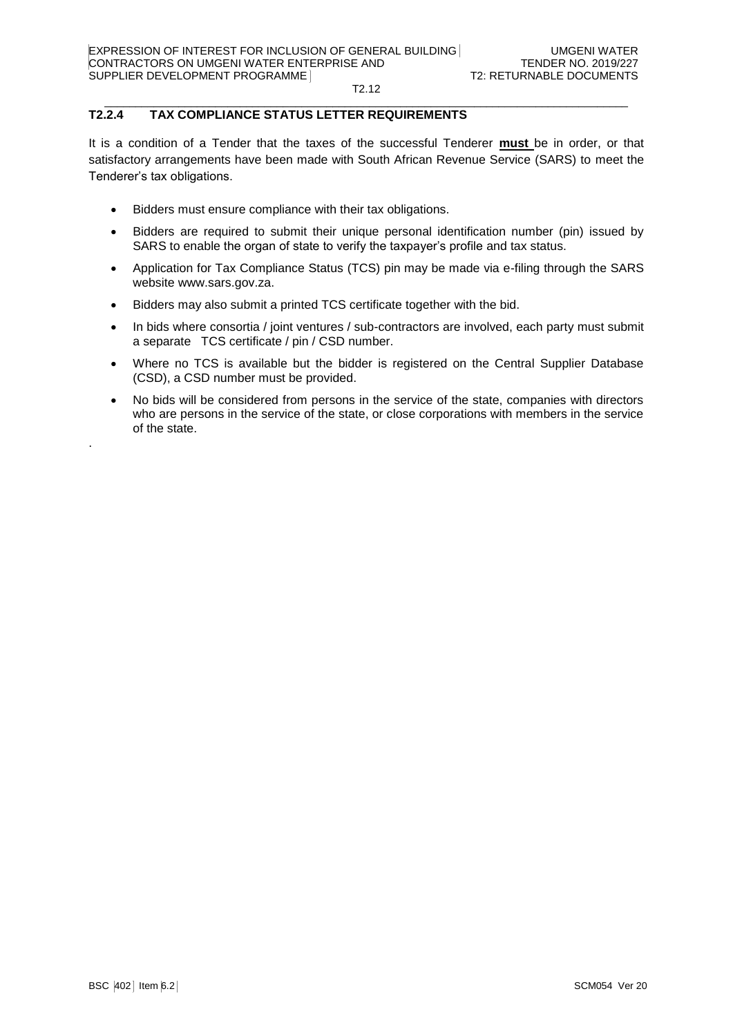## T2.2.4 TAX COMPLIANCE STATUS LETTER REQUIREMENTS

It is a condition of a Tender that the taxes of the successful Tenderer **must** be in order, or that satisfactory arrangements have been made with South African Revenue Service (SARS) to meet the Tenderer's tax obligations.

- Bidders must ensure compliance with their tax obligations.
- Bidders are required to submit their unique personal identification number (pin) issued by SARS to enable the organ of state to verify the taxpayer's profile and tax status.
- Application for Tax Compliance Status (TCS) pin may be made via e-filing through the SARS website www.sars.gov.za.
- Bidders may also submit a printed TCS certificate together with the bid.
- In bids where consortia / joint ventures / sub-contractors are involved, each party must submit a separate TCS certificate / pin / CSD number.
- Where no TCS is available but the bidder is registered on the Central Supplier Database (CSD), a CSD number must be provided.
- No bids will be considered from persons in the service of the state, companies with directors who are persons in the service of the state, or close corporations with members in the service of the state.

.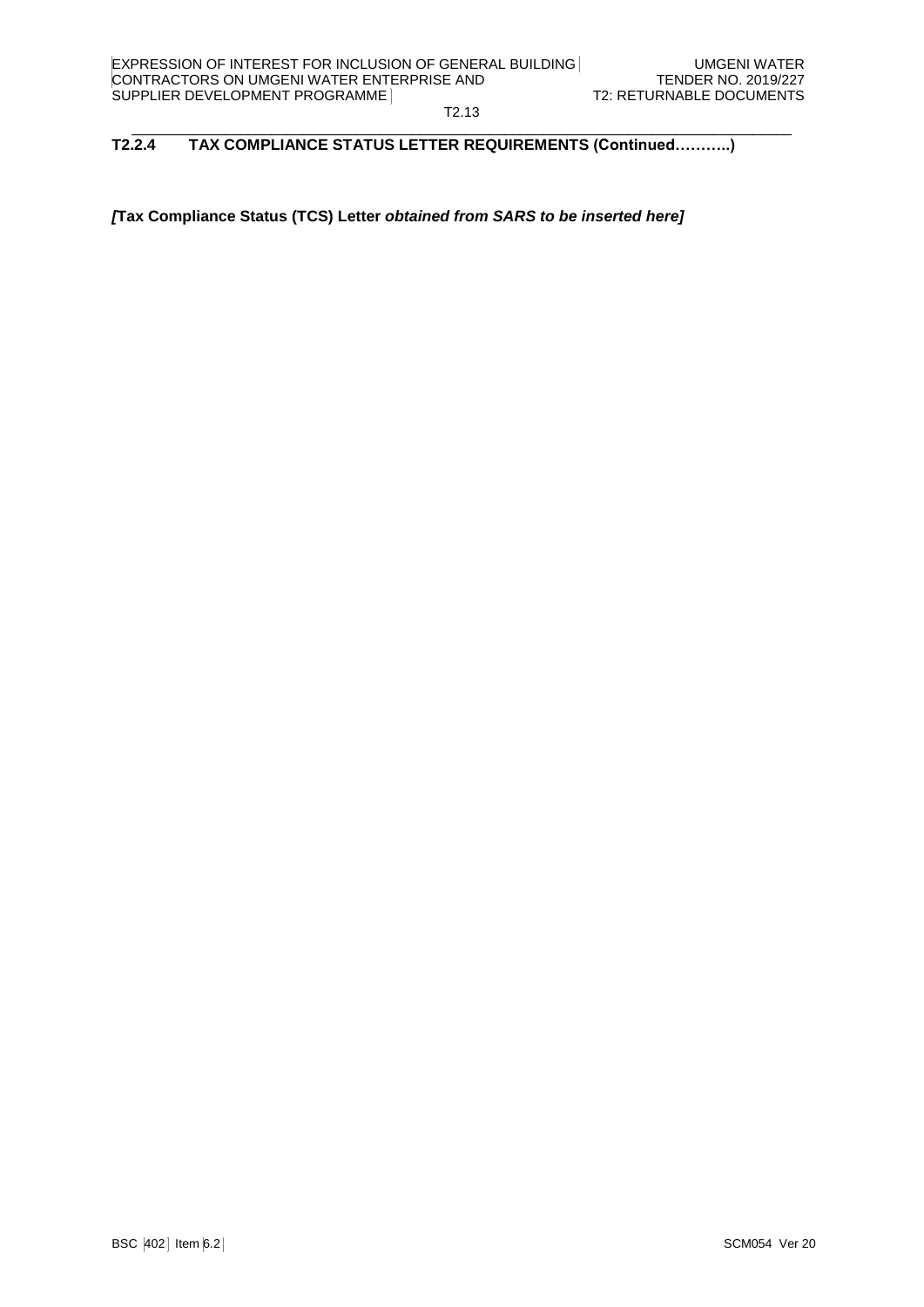## T2.2.4 TAX COMPLIANCE STATUS LETTER REQUIREMENTS (Continued………..)

***[*****Tax Compliance Status (TCS) Letter** ***obtained from SARS to be inserted here]***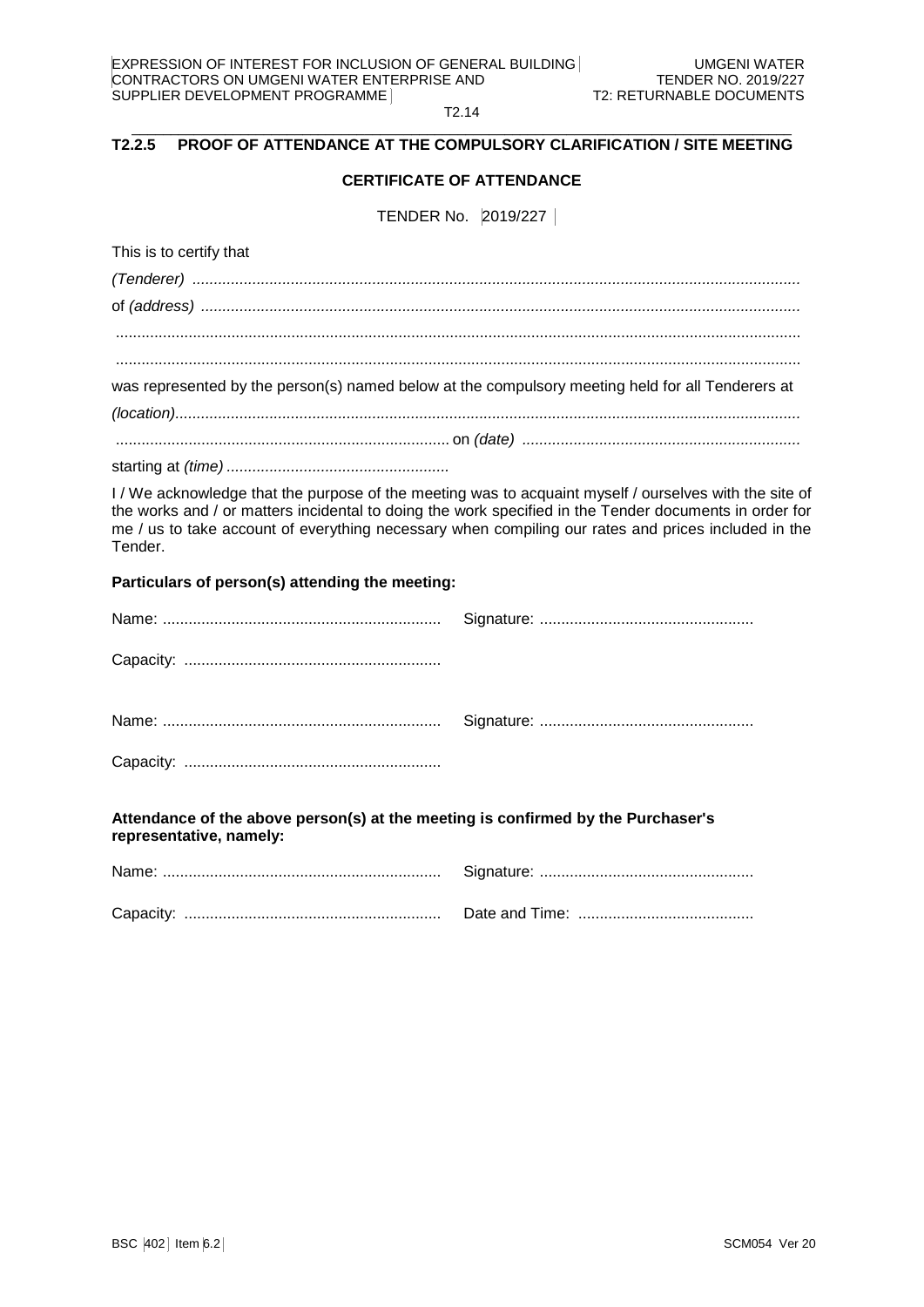## T2.2.5 PROOF OF ATTENDANCE AT THE COMPULSORY CLARIFICATION / SITE MEETING

### CERTIFICATE OF ATTENDANCE

TENDER No. 2019/227

This is to certify that

*(Tenderer)* ..........................................................................................................................................

of *(address)* ........................................................................................................................................

..........................................................................................................................................................

..........................................................................................................................................................

was represented by the person(s) named below at the compulsory meeting held for all Tenderers at

*(location)*.............................................................................................................................................

.......................................................................... on *(date)* ..............................................................

starting at *(time)* ....................................................

I / We acknowledge that the purpose of the meeting was to acquaint myself / ourselves with the site of the works and / or matters incidental to doing the work specified in the Tender documents in order for me / us to take account of everything necessary when compiling our rates and prices included in the Tender.

**Particulars of person(s) attending the meeting:**

Name: ................................................................ Signature: .................................................

Capacity: ...........................................................

Name: ................................................................ Signature: .................................................

Capacity: ...........................................................

**Attendance of the above person(s) at the meeting is confirmed by the Purchaser's representative, namely:**

Name: ................................................................ Signature: .................................................

Capacity: ........................................................... Date and Time: ........................................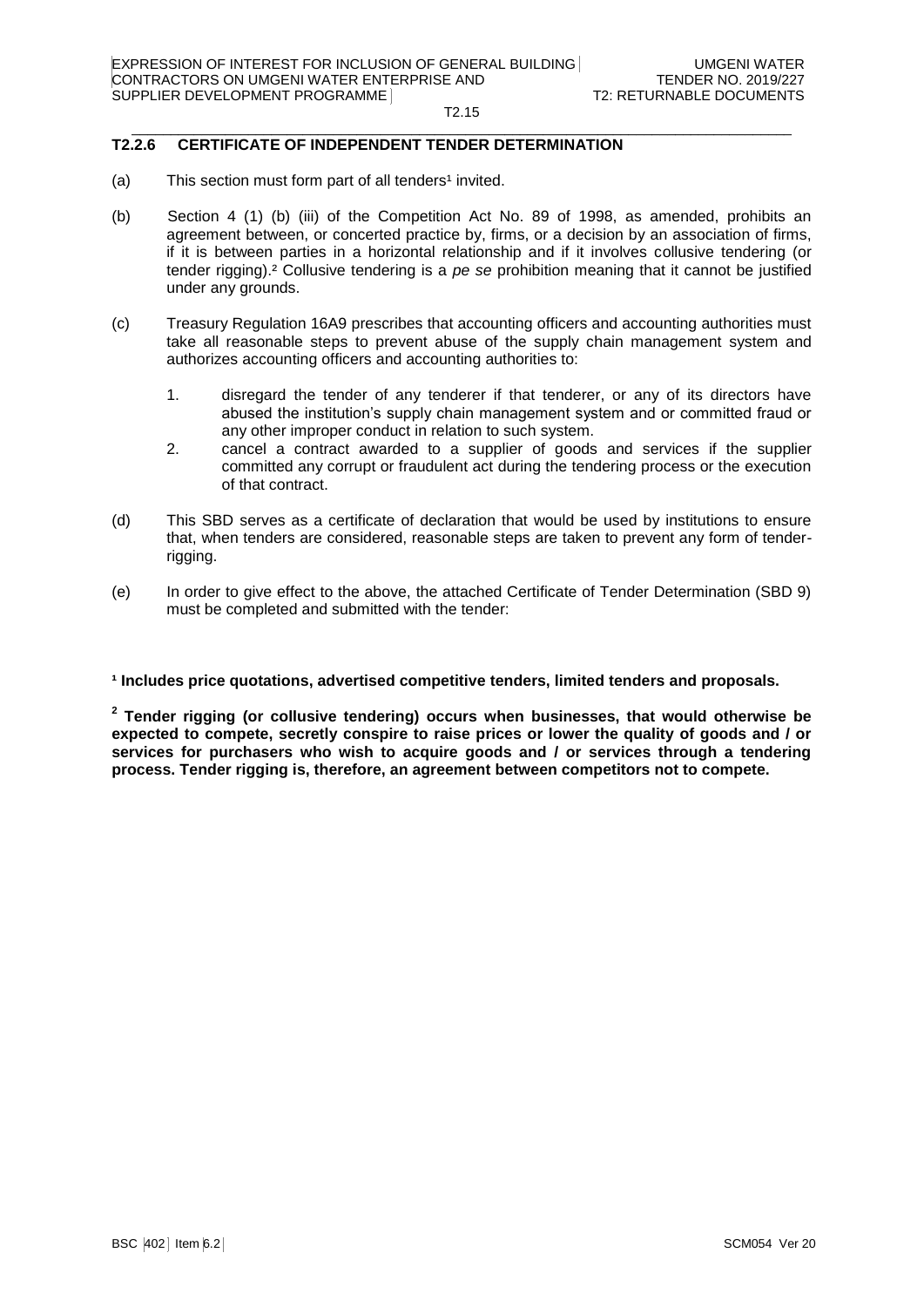## T2.2.6 CERTIFICATE OF INDEPENDENT TENDER DETERMINATION

(a) This section must form part of all tenders[1] invited.

(b) Section 4 (1) (b) (iii) of the Competition Act No. 89 of 1998, as amended, prohibits an agreement between, or concerted practice by, firms, or a decision by an association of firms, if it is between parties in a horizontal relationship and if it involves collusive tendering (or tender rigging).[2] Collusive tendering is a *pe se* prohibition meaning that it cannot be justified under any grounds.

(c) Treasury Regulation 16A9 prescribes that accounting officers and accounting authorities must take all reasonable steps to prevent abuse of the supply chain management system and authorizes accounting officers and accounting authorities to:

1. disregard the tender of any tenderer if that tenderer, or any of its directors have abused the institution's supply chain management system and or committed fraud or any other improper conduct in relation to such system.
2. cancel a contract awarded to a supplier of goods and services if the supplier committed any corrupt or fraudulent act during the tendering process or the execution of that contract.

(d) This SBD serves as a certificate of declaration that would be used by institutions to ensure that, when tenders are considered, reasonable steps are taken to prevent any form of tender-rigging.

(e) In order to give effect to the above, the attached Certificate of Tender Determination (SBD 9) must be completed and submitted with the tender:

**[1] Includes price quotations, advertised competitive tenders, limited tenders and proposals.**

**[2] Tender rigging (or collusive tendering) occurs when businesses, that would otherwise be expected to compete, secretly conspire to raise prices or lower the quality of goods and / or services for purchasers who wish to acquire goods and / or services through a tendering process. Tender rigging is, therefore, an agreement between competitors not to compete.**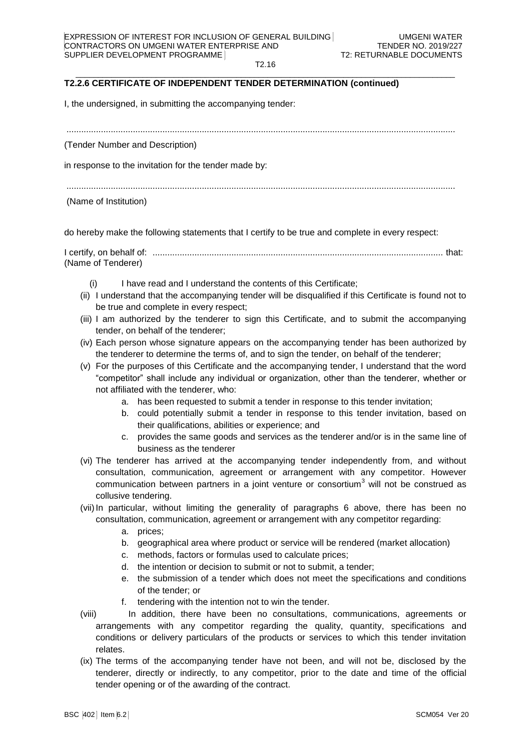### T2.2.6 CERTIFICATE OF INDEPENDENT TENDER DETERMINATION (continued)

I, the undersigned, in submitting the accompanying tender:

..............................................................................................................................................

(Tender Number and Description)

in response to the invitation for the tender made by:

..............................................................................................................................................

(Name of Institution)

do hereby make the following statements that I certify to be true and complete in every respect:

I certify, on behalf of: ..................................................................................................................... that:
(Name of Tenderer)

(i) I have read and I understand the contents of this Certificate;

(ii) I understand that the accompanying tender will be disqualified if this Certificate is found not to be true and complete in every respect;

(iii) I am authorized by the tenderer to sign this Certificate, and to submit the accompanying tender, on behalf of the tenderer;

(iv) Each person whose signature appears on the accompanying tender has been authorized by the tenderer to determine the terms of, and to sign the tender, on behalf of the tenderer;

(v) For the purposes of this Certificate and the accompanying tender, I understand that the word "competitor" shall include any individual or organization, other than the tenderer, whether or not affiliated with the tenderer, who:
   a. has been requested to submit a tender in response to this tender invitation;
   b. could potentially submit a tender in response to this tender invitation, based on their qualifications, abilities or experience; and
   c. provides the same goods and services as the tenderer and/or is in the same line of business as the tenderer

(vi) The tenderer has arrived at the accompanying tender independently from, and without consultation, communication, agreement or arrangement with any competitor. However communication between partners in a joint venture or consortium[3] will not be construed as collusive tendering.

(vii) In particular, without limiting the generality of paragraphs 6 above, there has been no consultation, communication, agreement or arrangement with any competitor regarding:
   a. prices;
   b. geographical area where product or service will be rendered (market allocation)
   c. methods, factors or formulas used to calculate prices;
   d. the intention or decision to submit or not to submit, a tender;
   e. the submission of a tender which does not meet the specifications and conditions of the tender; or
   f. tendering with the intention not to win the tender.

(viii) In addition, there have been no consultations, communications, agreements or arrangements with any competitor regarding the quality, quantity, specifications and conditions or delivery particulars of the products or services to which this tender invitation relates.

(ix) The terms of the accompanying tender have not been, and will not be, disclosed by the tenderer, directly or indirectly, to any competitor, prior to the date and time of the official tender opening or of the awarding of the contract.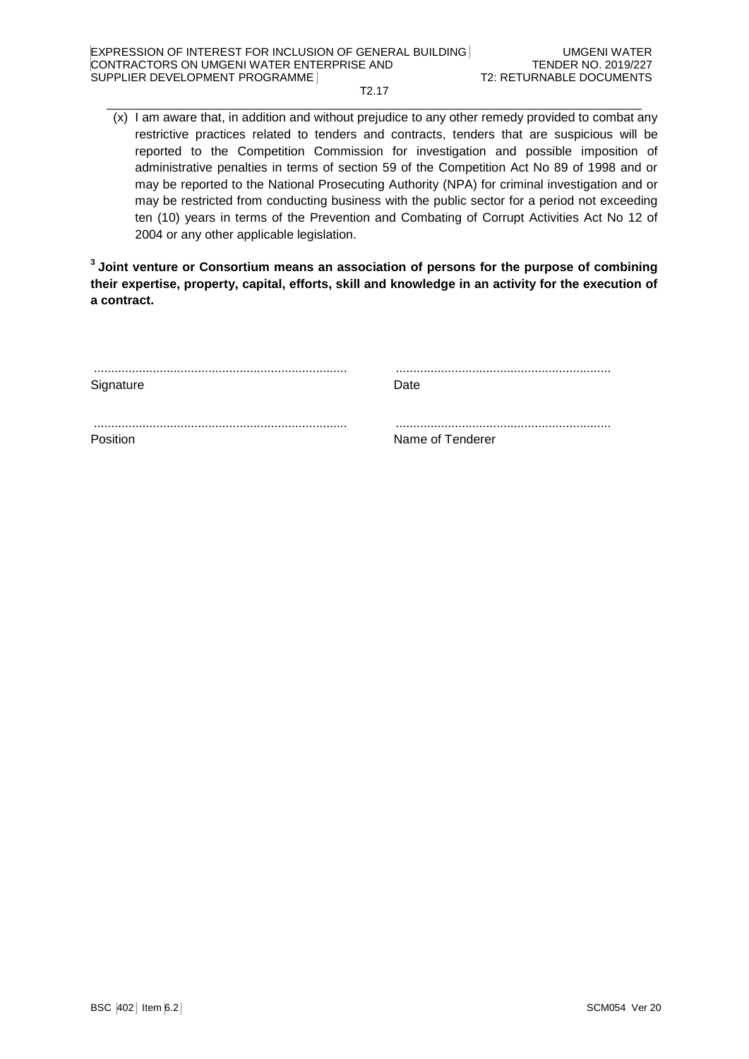(x) I am aware that, in addition and without prejudice to any other remedy provided to combat any restrictive practices related to tenders and contracts, tenders that are suspicious will be reported to the Competition Commission for investigation and possible imposition of administrative penalties in terms of section 59 of the Competition Act No 89 of 1998 and or may be reported to the National Prosecuting Authority (NPA) for criminal investigation and or may be restricted from conducting business with the public sector for a period not exceeding ten (10) years in terms of the Prevention and Combating of Corrupt Activities Act No 12 of 2004 or any other applicable legislation.

**[3] Joint venture or Consortium means an association of persons for the purpose of combining their expertise, property, capital, efforts, skill and knowledge in an activity for the execution of a contract.**

| ......................................................................... | .............................................................. |
|---|---|
| Signature | Date |
| ......................................................................... | .............................................................. |
| Position | Name of Tenderer |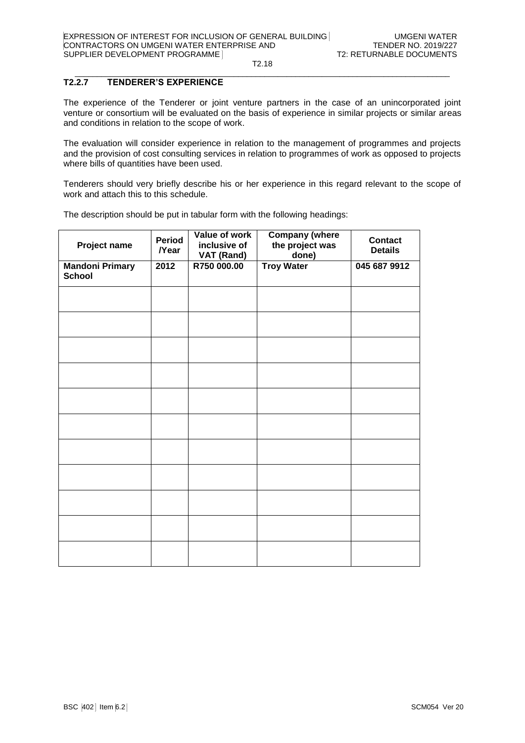### T2.2.7 TENDERER'S EXPERIENCE

The experience of the Tenderer or joint venture partners in the case of an unincorporated joint venture or consortium will be evaluated on the basis of experience in similar projects or similar areas and conditions in relation to the scope of work.

The evaluation will consider experience in relation to the management of programmes and projects and the provision of cost consulting services in relation to programmes of work as opposed to projects where bills of quantities have been used.

Tenderers should very briefly describe his or her experience in this regard relevant to the scope of work and attach this to this schedule.

The description should be put in tabular form with the following headings:

| Project name | Period /Year | Value of work inclusive of VAT (Rand) | Company (where the project was done) | Contact Details |
|---|---|---|---|---|
| **Mandoni Primary School** | **2012** | **R750 000.00** | **Troy Water** | **045 687 9912** |
| | | | | |
| | | | | |
| | | | | |
| | | | | |
| | | | | |
| | | | | |
| | | | | |
| | | | | |
| | | | | |
| | | | | |
| | | | | |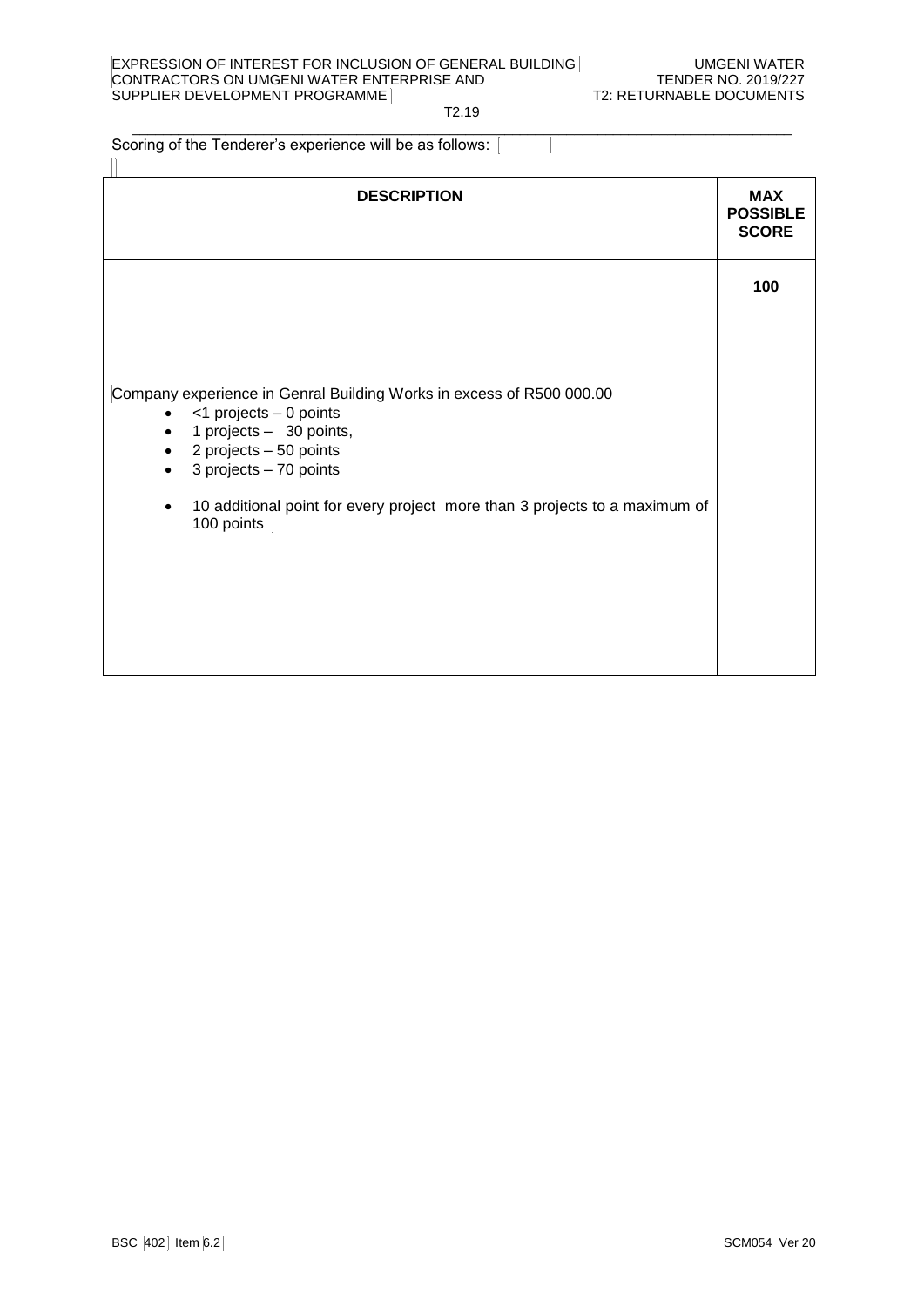Scoring of the Tenderer's experience will be as follows:

| DESCRIPTION | MAX POSSIBLE SCORE |
|---|---|
| Company experience in Genral Building Works in excess of R500 000.00<br>• <1 projects – 0 points<br>• 1 projects – 30 points,<br>• 2 projects – 50 points<br>• 3 projects – 70 points<br><br>• 10 additional point for every project more than 3 projects to a maximum of 100 points | **100** |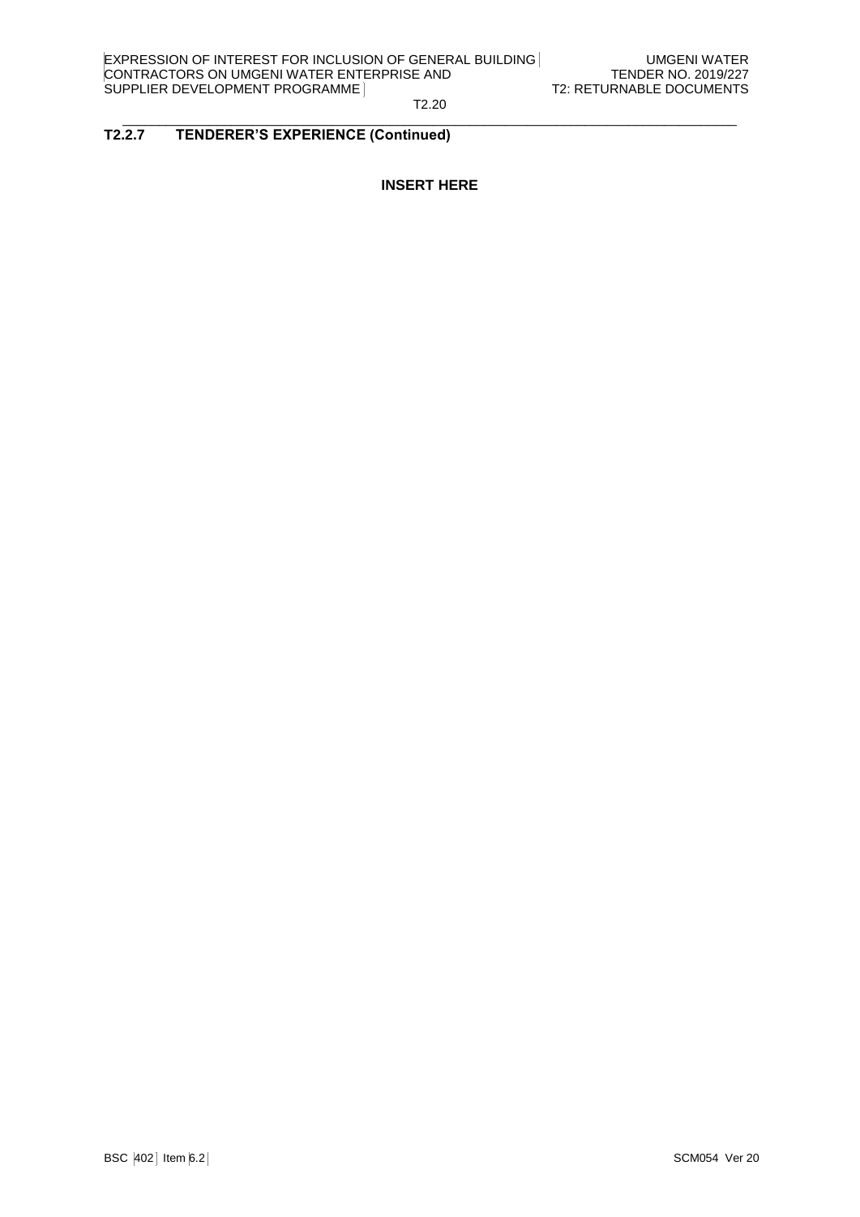## T2.2.7 TENDERER'S EXPERIENCE (Continued)

**INSERT HERE**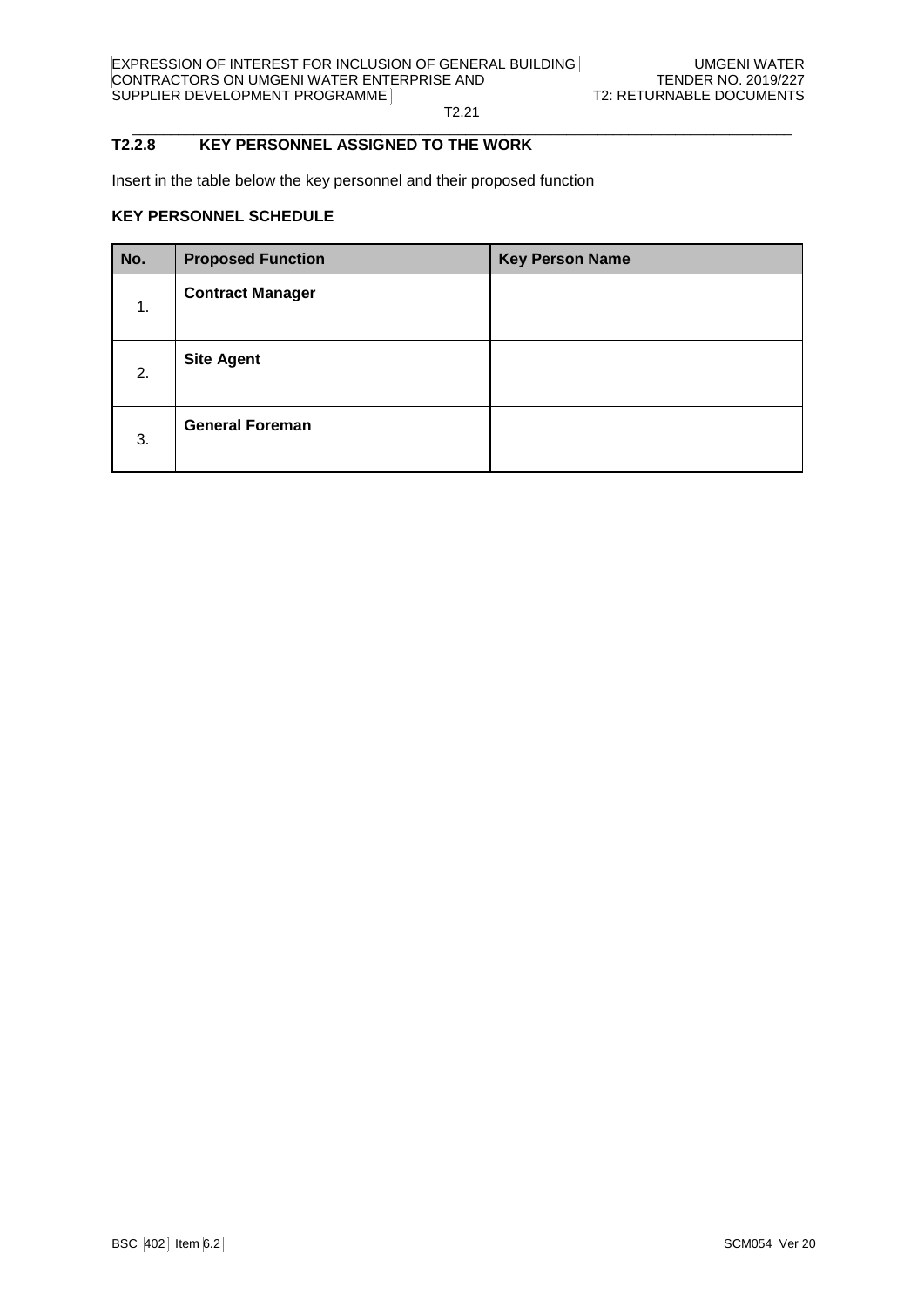## T2.2.8 KEY PERSONNEL ASSIGNED TO THE WORK

Insert in the table below the key personnel and their proposed function

**KEY PERSONNEL SCHEDULE**

| No. | Proposed Function | Key Person Name |
|---|---|---|
| 1. | **Contract Manager** | |
| 2. | **Site Agent** | |
| 3. | **General Foreman** | |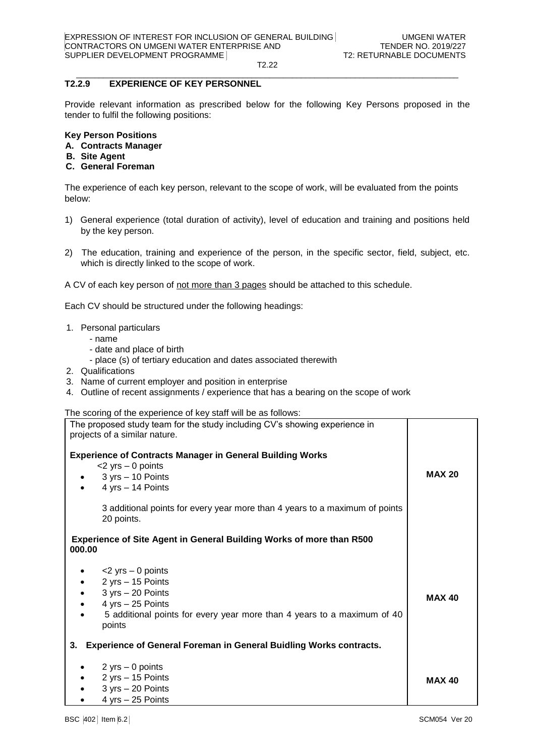### T2.2.9 EXPERIENCE OF KEY PERSONNEL

Provide relevant information as prescribed below for the following Key Persons proposed in the tender to fulfil the following positions:

**Key Person Positions**

- **A. Contracts Manager**
- **B. Site Agent**
- **C. General Foreman**

The experience of each key person, relevant to the scope of work, will be evaluated from the points below:

1) General experience (total duration of activity), level of education and training and positions held by the key person.

2) The education, training and experience of the person, in the specific sector, field, subject, etc. which is directly linked to the scope of work.

A CV of each key person of not more than 3 pages should be attached to this schedule.

Each CV should be structured under the following headings:

1. Personal particulars
   - name
   - date and place of birth
   - place (s) of tertiary education and dates associated therewith
2. Qualifications
3. Name of current employer and position in enterprise
4. Outline of recent assignments / experience that has a bearing on the scope of work

The scoring of the experience of key staff will be as follows:

| | |
|---|---|
| The proposed study team for the study including CV's showing experience in projects of a similar nature.<br><br>**Experience of Contracts Manager in General Building Works**<br>&lt;2 yrs – 0 points<br>• 3 yrs – 10 Points<br>• 4 yrs – 14 Points<br><br>3 additional points for every year more than 4 years to a maximum of points 20 points. | **MAX 20** |
| **Experience of Site Agent in General Building Works of more than R500 000.00**<br><br>• &lt;2 yrs – 0 points<br>• 2 yrs – 15 Points<br>• 3 yrs – 20 Points<br>• 4 yrs – 25 Points<br>• 5 additional points for every year more than 4 years to a maximum of 40 points | **MAX 40** |
| **3. Experience of General Foreman in General Buidling Works contracts.**<br><br>• 2 yrs – 0 points<br>• 2 yrs – 15 Points<br>• 3 yrs – 20 Points<br>• 4 yrs – 25 Points | **MAX 40** |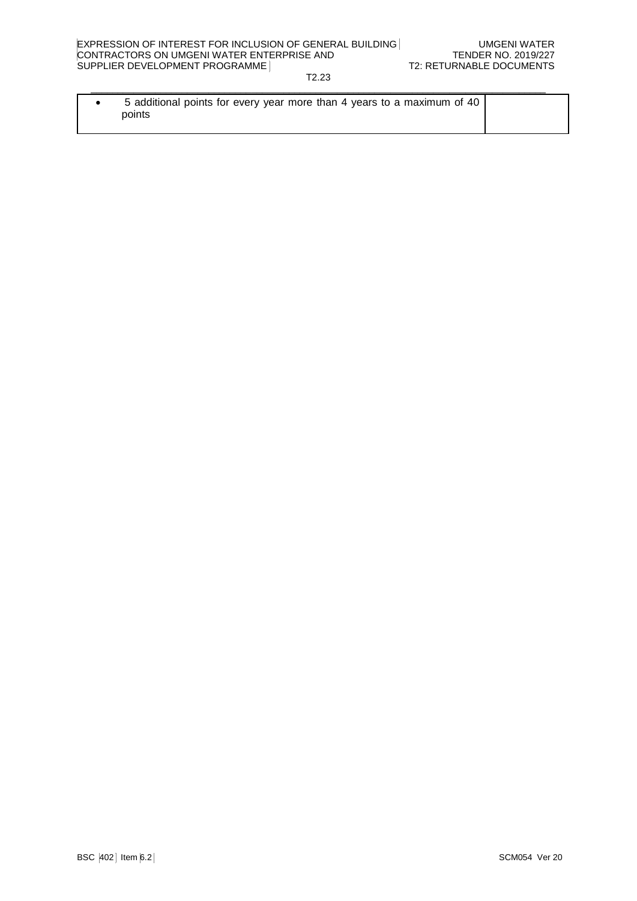| | |
|---|---|
| • 5 additional points for every year more than 4 years to a maximum of 40 points | |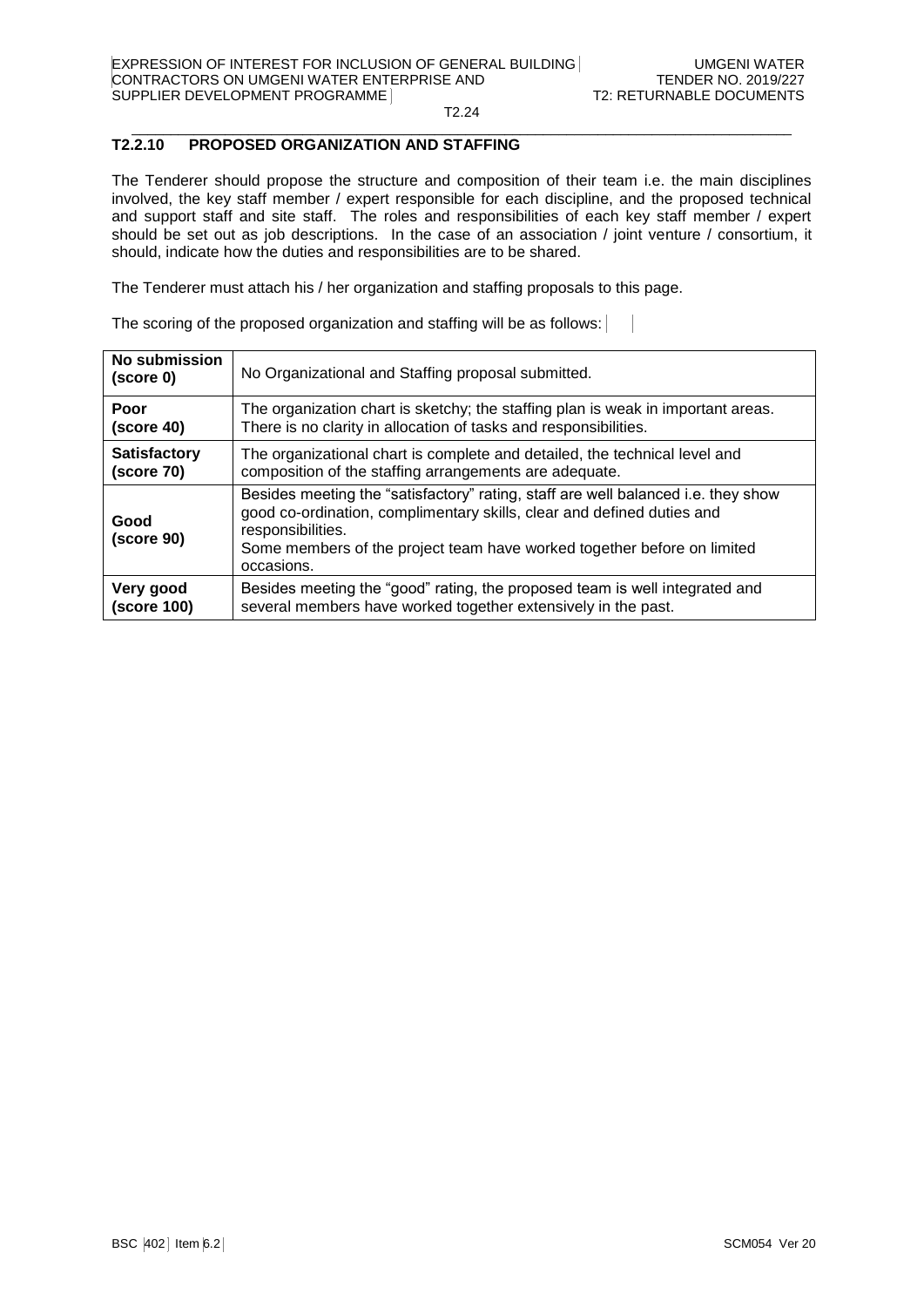## T2.2.10 PROPOSED ORGANIZATION AND STAFFING

The Tenderer should propose the structure and composition of their team i.e. the main disciplines involved, the key staff member / expert responsible for each discipline, and the proposed technical and support staff and site staff. The roles and responsibilities of each key staff member / expert should be set out as job descriptions. In the case of an association / joint venture / consortium, it should, indicate how the duties and responsibilities are to be shared.

The Tenderer must attach his / her organization and staffing proposals to this page.

The scoring of the proposed organization and staffing will be as follows:

| **No submission (score 0)** | No Organizational and Staffing proposal submitted. |
|---|---|
| **Poor (score 40)** | The organization chart is sketchy; the staffing plan is weak in important areas. There is no clarity in allocation of tasks and responsibilities. |
| **Satisfactory (score 70)** | The organizational chart is complete and detailed, the technical level and composition of the staffing arrangements are adequate. |
| **Good (score 90)** | Besides meeting the "satisfactory" rating, staff are well balanced i.e. they show good co-ordination, complimentary skills, clear and defined duties and responsibilities. Some members of the project team have worked together before on limited occasions. |
| **Very good (score 100)** | Besides meeting the "good" rating, the proposed team is well integrated and several members have worked together extensively in the past. |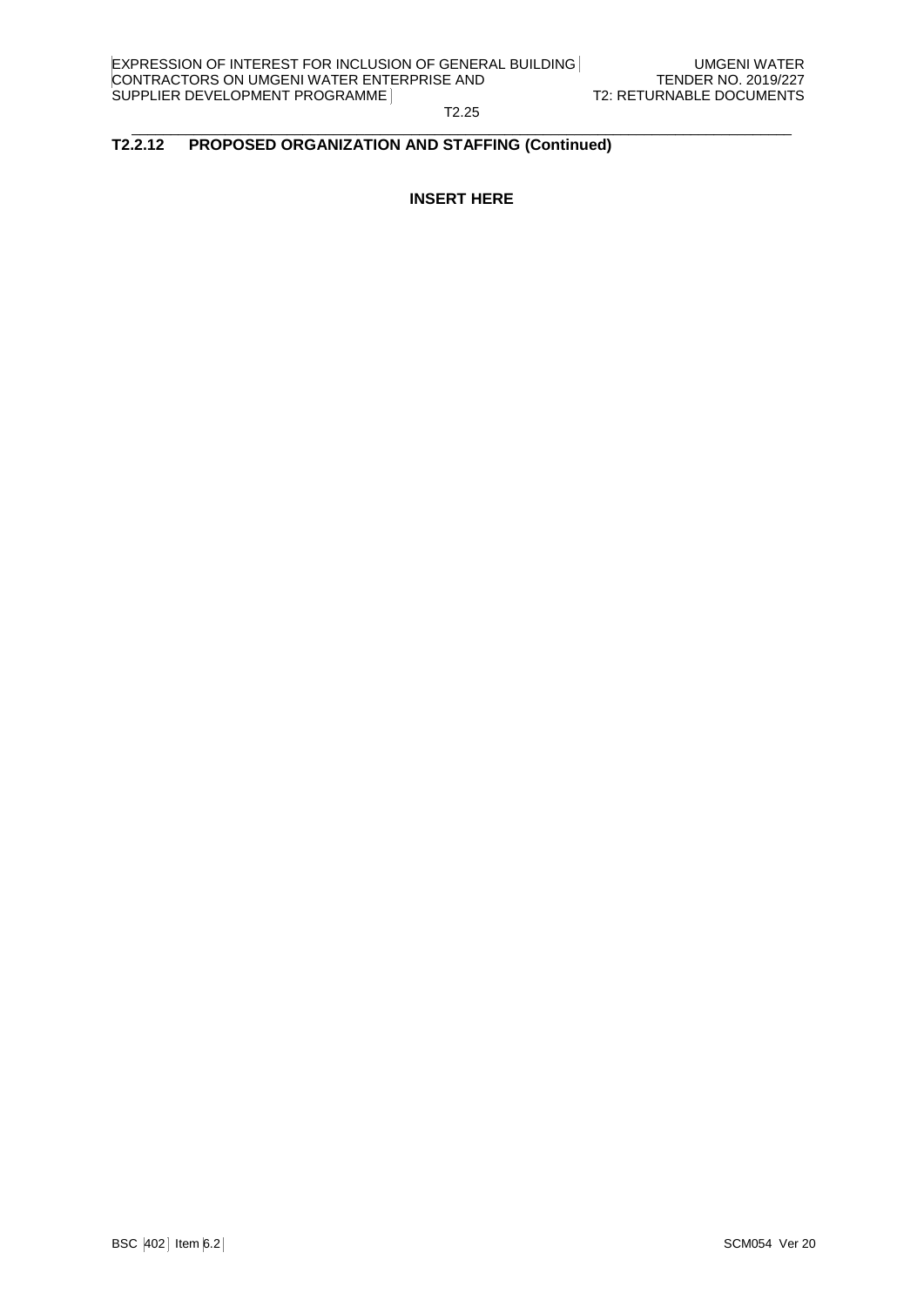### T2.2.12 PROPOSED ORGANIZATION AND STAFFING (Continued)

**INSERT HERE**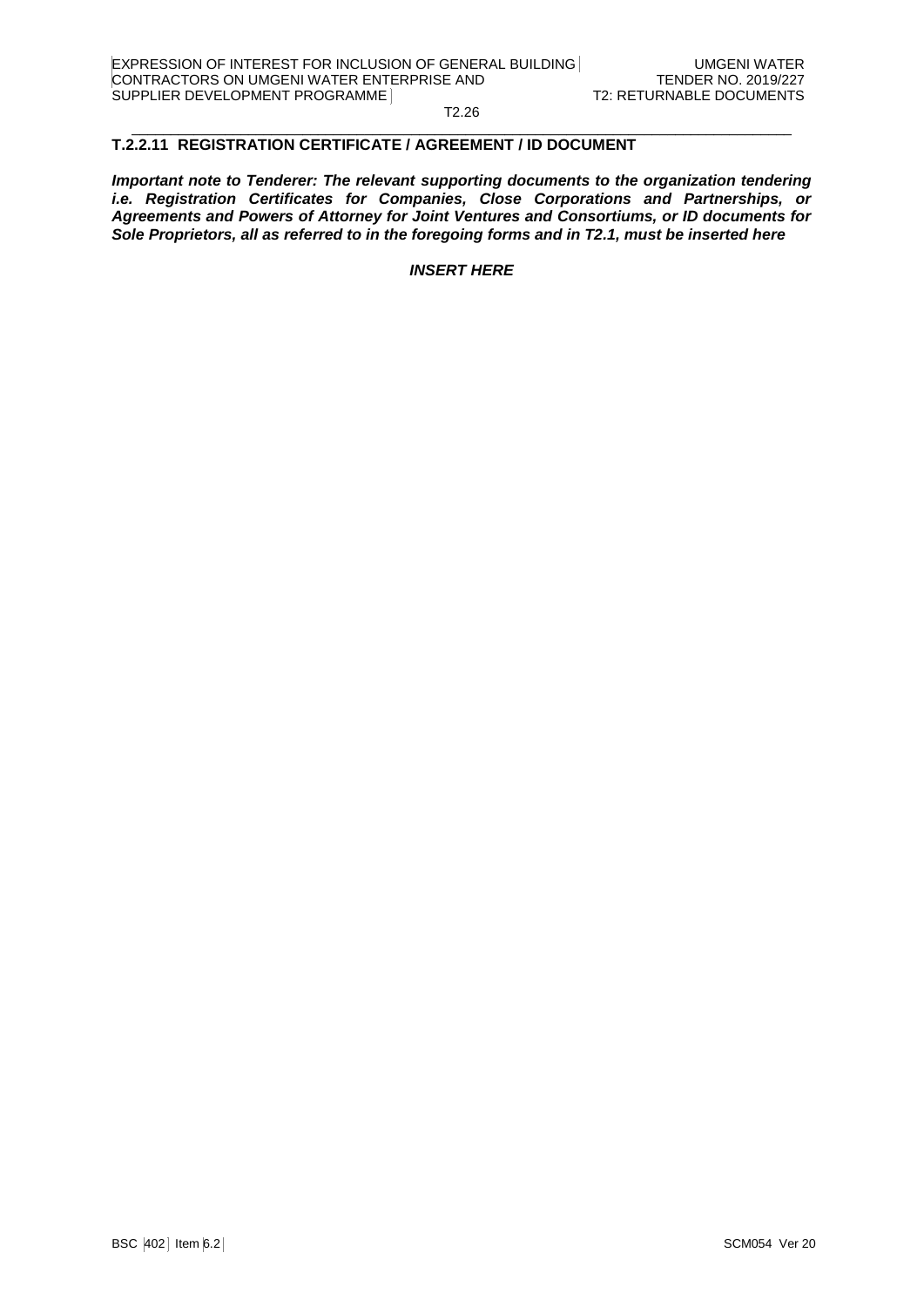## T.2.2.11 REGISTRATION CERTIFICATE / AGREEMENT / ID DOCUMENT

***Important note to Tenderer: The relevant supporting documents to the organization tendering i.e. Registration Certificates for Companies, Close Corporations and Partnerships, or Agreements and Powers of Attorney for Joint Ventures and Consortiums, or ID documents for Sole Proprietors, all as referred to in the foregoing forms and in T2.1, must be inserted here***

***INSERT HERE***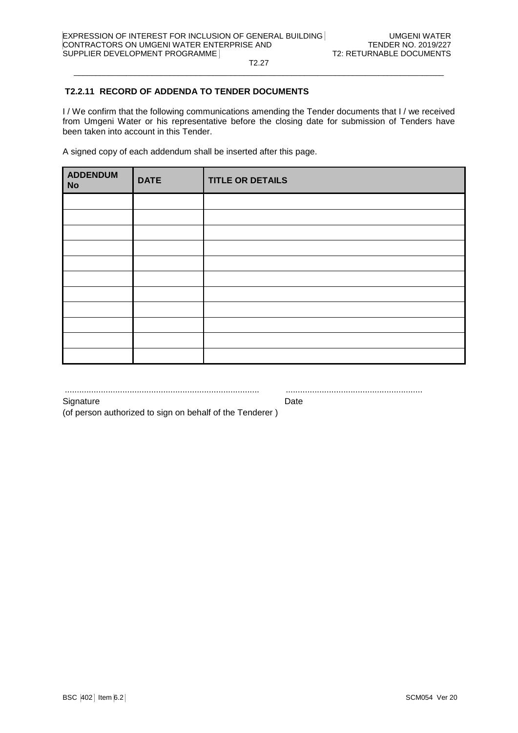### T2.2.11 RECORD OF ADDENDA TO TENDER DOCUMENTS

I / We confirm that the following communications amending the Tender documents that I / we received from Umgeni Water or his representative before the closing date for submission of Tenders have been taken into account in this Tender.

A signed copy of each addendum shall be inserted after this page.

| ADDENDUM No | DATE | TITLE OR DETAILS |
|---|---|---|
| | | |
| | | |
| | | |
| | | |
| | | |
| | | |
| | | |
| | | |
| | | |
| | | |
| | | |

................................................................................ .........................................................

Signature Date

(of person authorized to sign on behalf of the Tenderer )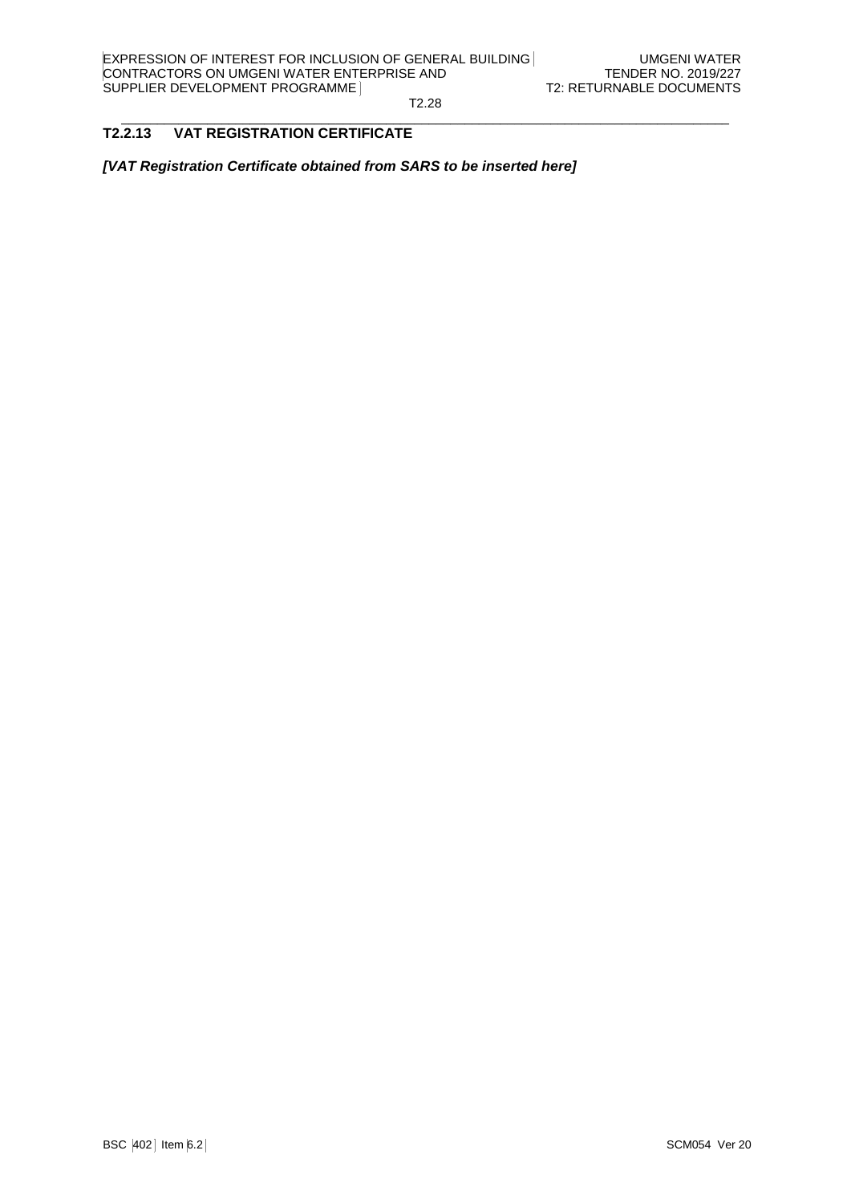## T2.2.13 VAT REGISTRATION CERTIFICATE

***[VAT Registration Certificate obtained from SARS to be inserted here]***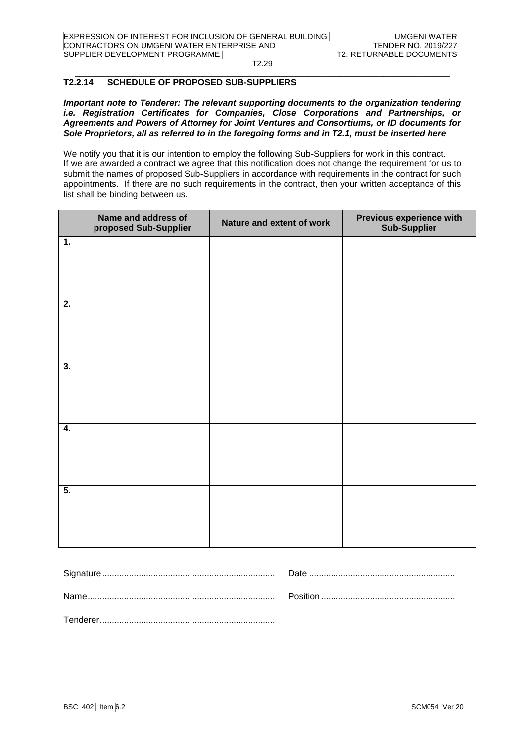## T2.2.14 SCHEDULE OF PROPOSED SUB-SUPPLIERS

***Important note to Tenderer: The relevant supporting documents to the organization tendering i.e. Registration Certificates for Companies, Close Corporations and Partnerships, or Agreements and Powers of Attorney for Joint Ventures and Consortiums, or ID documents for Sole Proprietors, all as referred to in the foregoing forms and in T2.1, must be inserted here***

We notify you that it is our intention to employ the following Sub-Suppliers for work in this contract. If we are awarded a contract we agree that this notification does not change the requirement for us to submit the names of proposed Sub-Suppliers in accordance with requirements in the contract for such appointments. If there are no such requirements in the contract, then your written acceptance of this list shall be binding between us.

| | Name and address of proposed Sub-Supplier | Nature and extent of work | Previous experience with Sub-Supplier |
|---|---|---|---|
| 1. | | | |
| 2. | | | |
| 3. | | | |
| 4. | | | |
| 5. | | | |

Signature....................................................................... Date ............................................................

Name............................................................................ Position .......................................................

Tenderer........................................................................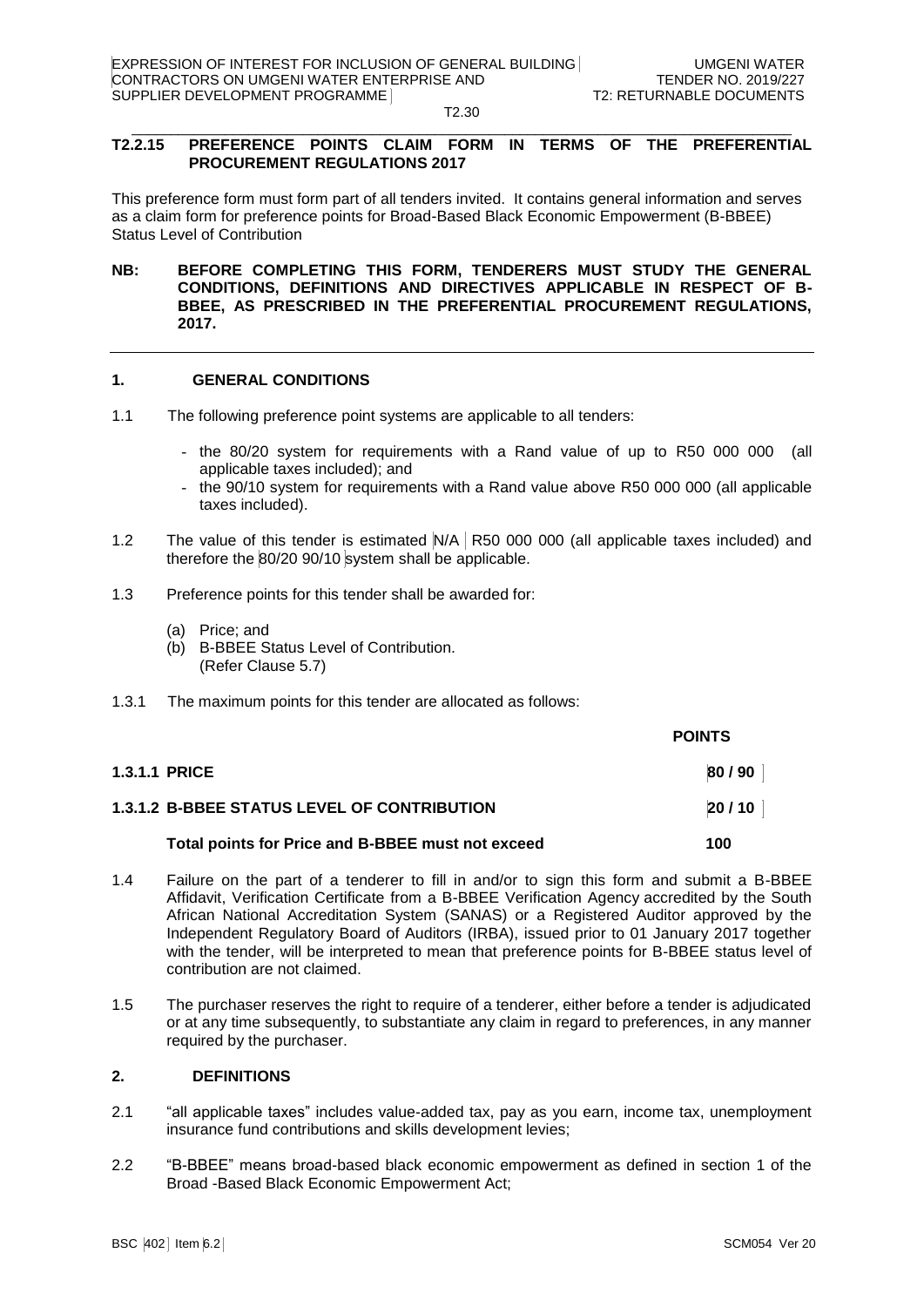## T2.2.15 PREFERENCE POINTS CLAIM FORM IN TERMS OF THE PREFERENTIAL PROCUREMENT REGULATIONS 2017

This preference form must form part of all tenders invited. It contains general information and serves as a claim form for preference points for Broad-Based Black Economic Empowerment (B-BBEE) Status Level of Contribution

**NB: BEFORE COMPLETING THIS FORM, TENDERERS MUST STUDY THE GENERAL CONDITIONS, DEFINITIONS AND DIRECTIVES APPLICABLE IN RESPECT OF B-BBEE, AS PRESCRIBED IN THE PREFERENTIAL PROCUREMENT REGULATIONS, 2017.**

---

### 1. GENERAL CONDITIONS

1.1 The following preference point systems are applicable to all tenders:

- the 80/20 system for requirements with a Rand value of up to R50 000 000 (all applicable taxes included); and
- the 90/10 system for requirements with a Rand value above R50 000 000 (all applicable taxes included).

1.2 The value of this tender is estimated N/A R50 000 000 (all applicable taxes included) and therefore the 80/20 90/10 system shall be applicable.

1.3 Preference points for this tender shall be awarded for:

(a) Price; and
(b) B-BBEE Status Level of Contribution. (Refer Clause 5.7)

1.3.1 The maximum points for this tender are allocated as follows:

| | **POINTS** |
|---|---|
| **1.3.1.1 PRICE** | **80 / 90** |
| **1.3.1.2 B-BBEE STATUS LEVEL OF CONTRIBUTION** | **20 / 10** |
| **Total points for Price and B-BBEE must not exceed** | **100** |

1.4 Failure on the part of a tenderer to fill in and/or to sign this form and submit a B-BBEE Affidavit, Verification Certificate from a B-BBEE Verification Agency accredited by the South African National Accreditation System (SANAS) or a Registered Auditor approved by the Independent Regulatory Board of Auditors (IRBA), issued prior to 01 January 2017 together with the tender, will be interpreted to mean that preference points for B-BBEE status level of contribution are not claimed.

1.5 The purchaser reserves the right to require of a tenderer, either before a tender is adjudicated or at any time subsequently, to substantiate any claim in regard to preferences, in any manner required by the purchaser.

### 2. DEFINITIONS

2.1 "all applicable taxes" includes value-added tax, pay as you earn, income tax, unemployment insurance fund contributions and skills development levies;

2.2 "B-BBEE" means broad-based black economic empowerment as defined in section 1 of the Broad -Based Black Economic Empowerment Act;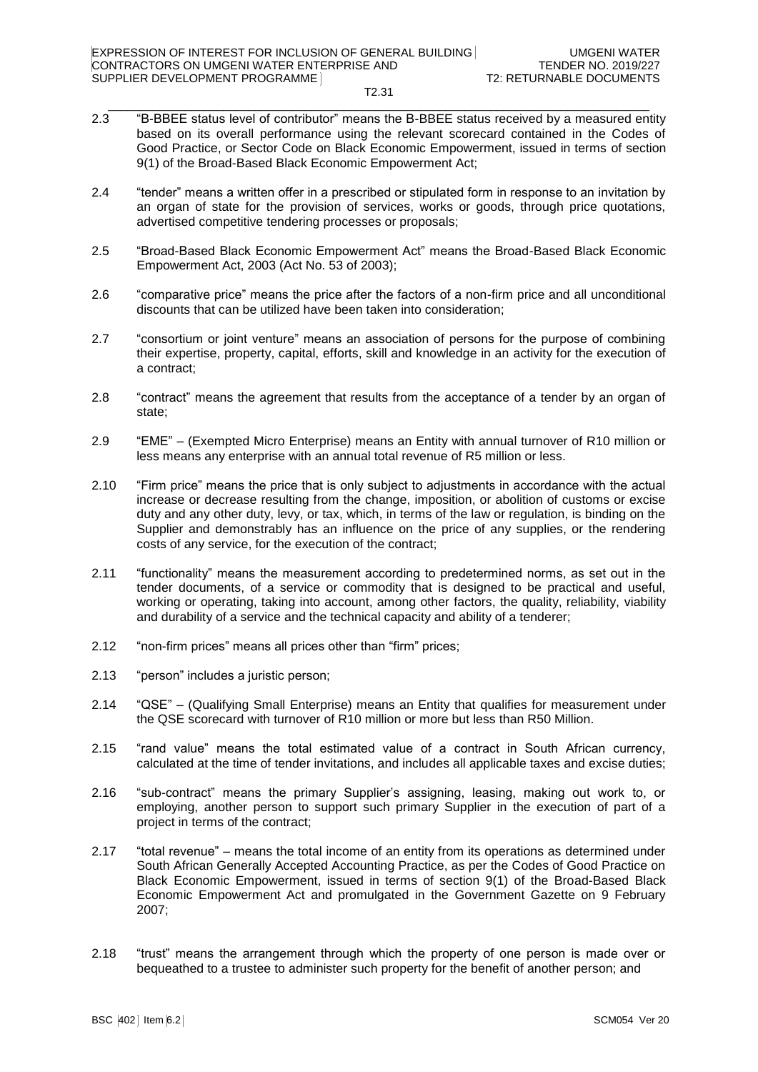2.3 "B-BBEE status level of contributor" means the B-BBEE status received by a measured entity based on its overall performance using the relevant scorecard contained in the Codes of Good Practice, or Sector Code on Black Economic Empowerment, issued in terms of section 9(1) of the Broad-Based Black Economic Empowerment Act;

2.4 "tender" means a written offer in a prescribed or stipulated form in response to an invitation by an organ of state for the provision of services, works or goods, through price quotations, advertised competitive tendering processes or proposals;

2.5 "Broad-Based Black Economic Empowerment Act" means the Broad-Based Black Economic Empowerment Act, 2003 (Act No. 53 of 2003);

2.6 "comparative price" means the price after the factors of a non-firm price and all unconditional discounts that can be utilized have been taken into consideration;

2.7 "consortium or joint venture" means an association of persons for the purpose of combining their expertise, property, capital, efforts, skill and knowledge in an activity for the execution of a contract;

2.8 "contract" means the agreement that results from the acceptance of a tender by an organ of state;

2.9 "EME" – (Exempted Micro Enterprise) means an Entity with annual turnover of R10 million or less means any enterprise with an annual total revenue of R5 million or less.

2.10 "Firm price" means the price that is only subject to adjustments in accordance with the actual increase or decrease resulting from the change, imposition, or abolition of customs or excise duty and any other duty, levy, or tax, which, in terms of the law or regulation, is binding on the Supplier and demonstrably has an influence on the price of any supplies, or the rendering costs of any service, for the execution of the contract;

2.11 "functionality" means the measurement according to predetermined norms, as set out in the tender documents, of a service or commodity that is designed to be practical and useful, working or operating, taking into account, among other factors, the quality, reliability, viability and durability of a service and the technical capacity and ability of a tenderer;

2.12 "non-firm prices" means all prices other than "firm" prices;

2.13 "person" includes a juristic person;

2.14 "QSE" – (Qualifying Small Enterprise) means an Entity that qualifies for measurement under the QSE scorecard with turnover of R10 million or more but less than R50 Million.

2.15 "rand value" means the total estimated value of a contract in South African currency, calculated at the time of tender invitations, and includes all applicable taxes and excise duties;

2.16 "sub-contract" means the primary Supplier's assigning, leasing, making out work to, or employing, another person to support such primary Supplier in the execution of part of a project in terms of the contract;

2.17 "total revenue" – means the total income of an entity from its operations as determined under South African Generally Accepted Accounting Practice, as per the Codes of Good Practice on Black Economic Empowerment, issued in terms of section 9(1) of the Broad-Based Black Economic Empowerment Act and promulgated in the Government Gazette on 9 February 2007;

2.18 "trust" means the arrangement through which the property of one person is made over or bequeathed to a trustee to administer such property for the benefit of another person; and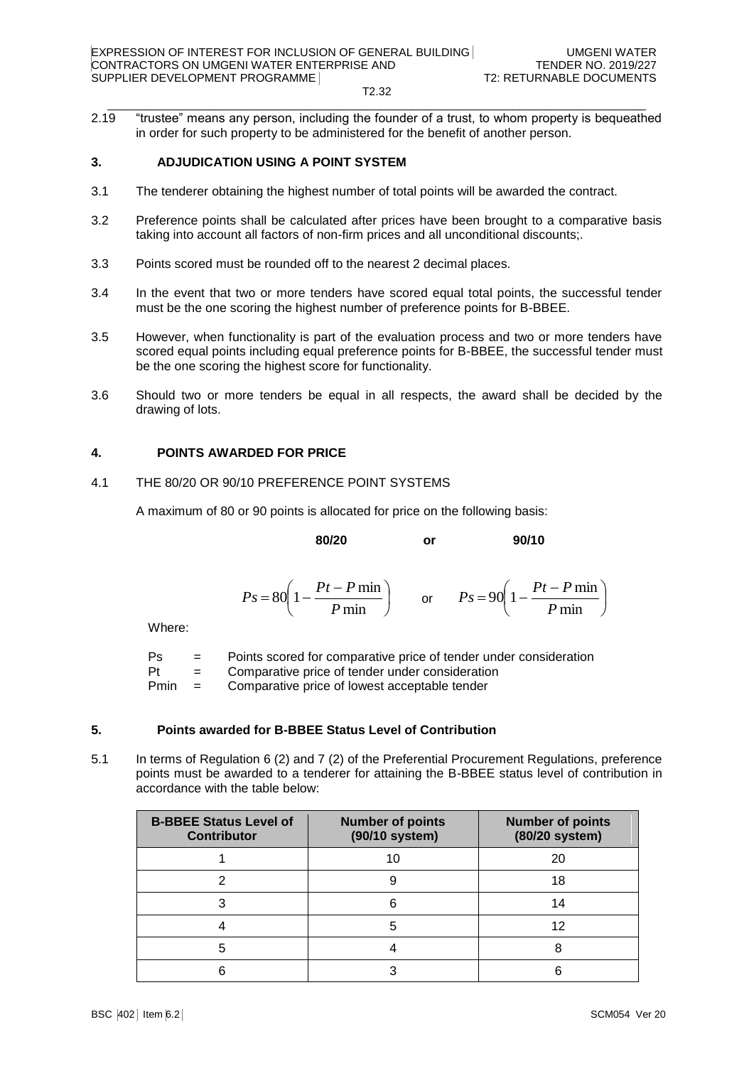2.19 "trustee" means any person, including the founder of a trust, to whom property is bequeathed in order for such property to be administered for the benefit of another person.

## 3. ADJUDICATION USING A POINT SYSTEM

3.1 The tenderer obtaining the highest number of total points will be awarded the contract.

3.2 Preference points shall be calculated after prices have been brought to a comparative basis taking into account all factors of non-firm prices and all unconditional discounts;.

3.3 Points scored must be rounded off to the nearest 2 decimal places.

3.4 In the event that two or more tenders have scored equal total points, the successful tender must be the one scoring the highest number of preference points for B-BBEE.

3.5 However, when functionality is part of the evaluation process and two or more tenders have scored equal points including equal preference points for B-BBEE, the successful tender must be the one scoring the highest score for functionality.

3.6 Should two or more tenders be equal in all respects, the award shall be decided by the drawing of lots.

## 4. POINTS AWARDED FOR PRICE

4.1 THE 80/20 OR 90/10 PREFERENCE POINT SYSTEMS

A maximum of 80 or 90 points is allocated for price on the following basis:

**80/20** **or** **90/10**

$$Ps = 80\left(1 - \frac{Pt - P\min}{P\min}\right) \quad \text{or} \quad Ps = 90\left(1 - \frac{Pt - P\min}{P\min}\right)$$

Where:

Ps = Points scored for comparative price of tender under consideration
Pt = Comparative price of tender under consideration
Pmin = Comparative price of lowest acceptable tender

## 5. Points awarded for B-BBEE Status Level of Contribution

5.1 In terms of Regulation 6 (2) and 7 (2) of the Preferential Procurement Regulations, preference points must be awarded to a tenderer for attaining the B-BBEE status level of contribution in accordance with the table below:

| B-BBEE Status Level of Contributor | Number of points (90/10 system) | Number of points (80/20 system) |
|---|---|---|
| 1 | 10 | 20 |
| 2 | 9 | 18 |
| 3 | 6 | 14 |
| 4 | 5 | 12 |
| 5 | 4 | 8 |
| 6 | 3 | 6 |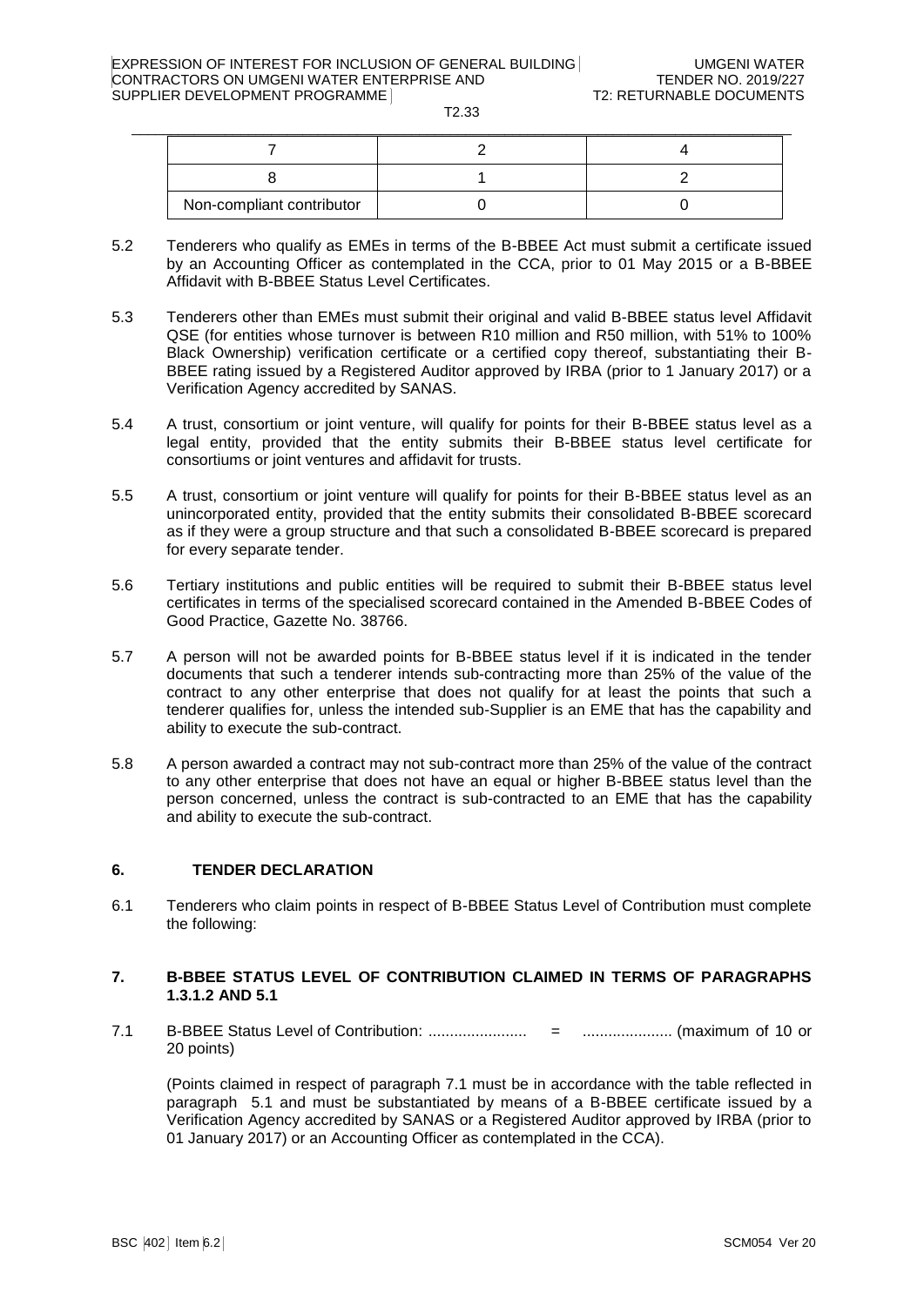| | | |
|---|---|---|
| 7 | 2 | 4 |
| 8 | 1 | 2 |
| Non-compliant contributor | 0 | 0 |

5.2 Tenderers who qualify as EMEs in terms of the B-BBEE Act must submit a certificate issued by an Accounting Officer as contemplated in the CCA, prior to 01 May 2015 or a B-BBEE Affidavit with B-BBEE Status Level Certificates.

5.3 Tenderers other than EMEs must submit their original and valid B-BBEE status level Affidavit QSE (for entities whose turnover is between R10 million and R50 million, with 51% to 100% Black Ownership) verification certificate or a certified copy thereof, substantiating their B-BBEE rating issued by a Registered Auditor approved by IRBA (prior to 1 January 2017) or a Verification Agency accredited by SANAS.

5.4 A trust, consortium or joint venture, will qualify for points for their B-BBEE status level as a legal entity, provided that the entity submits their B-BBEE status level certificate for consortiums or joint ventures and affidavit for trusts.

5.5 A trust, consortium or joint venture will qualify for points for their B-BBEE status level as an unincorporated entity, provided that the entity submits their consolidated B-BBEE scorecard as if they were a group structure and that such a consolidated B-BBEE scorecard is prepared for every separate tender.

5.6 Tertiary institutions and public entities will be required to submit their B-BBEE status level certificates in terms of the specialised scorecard contained in the Amended B-BBEE Codes of Good Practice, Gazette No. 38766.

5.7 A person will not be awarded points for B-BBEE status level if it is indicated in the tender documents that such a tenderer intends sub-contracting more than 25% of the value of the contract to any other enterprise that does not qualify for at least the points that such a tenderer qualifies for, unless the intended sub-Supplier is an EME that has the capability and ability to execute the sub-contract.

5.8 A person awarded a contract may not sub-contract more than 25% of the value of the contract to any other enterprise that does not have an equal or higher B-BBEE status level than the person concerned, unless the contract is sub-contracted to an EME that has the capability and ability to execute the sub-contract.

## 6. TENDER DECLARATION

6.1 Tenderers who claim points in respect of B-BBEE Status Level of Contribution must complete the following:

## 7. B-BBEE STATUS LEVEL OF CONTRIBUTION CLAIMED IN TERMS OF PARAGRAPHS 1.3.1.2 AND 5.1

7.1 B-BBEE Status Level of Contribution: ....................... = ..................... (maximum of 10 or 20 points)

(Points claimed in respect of paragraph 7.1 must be in accordance with the table reflected in paragraph 5.1 and must be substantiated by means of a B-BBEE certificate issued by a Verification Agency accredited by SANAS or a Registered Auditor approved by IRBA (prior to 01 January 2017) or an Accounting Officer as contemplated in the CCA).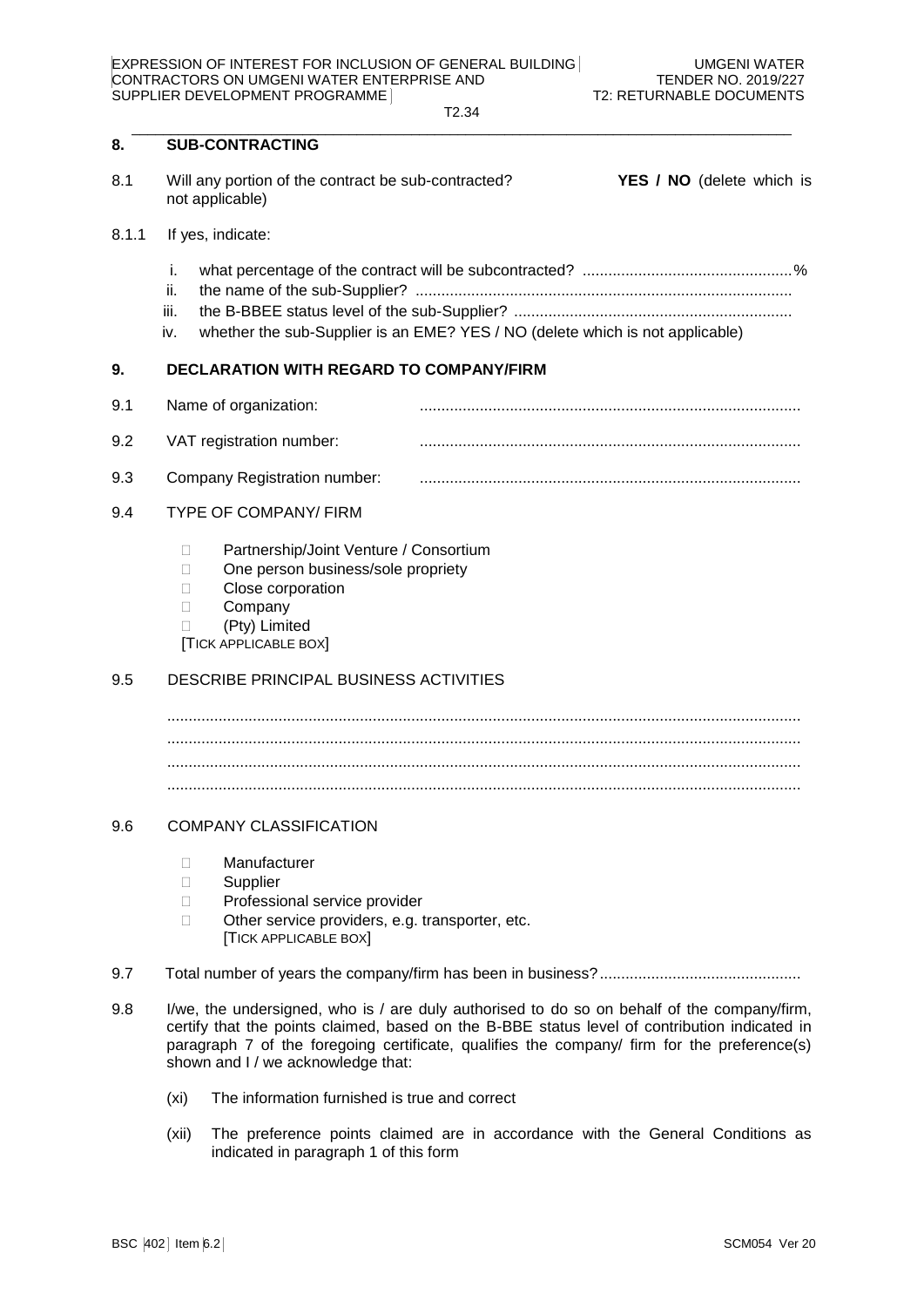## 8. SUB-CONTRACTING

8.1 Will any portion of the contract be sub-contracted? **YES / NO** (delete which is not applicable)

8.1.1 If yes, indicate:

- i. what percentage of the contract will be subcontracted? ................................................%
- ii. the name of the sub-Supplier? ........................................................................................
- iii. the B-BBEE status level of the sub-Supplier? ..................................................................
- iv. whether the sub-Supplier is an EME? YES / NO (delete which is not applicable)

## 9. DECLARATION WITH REGARD TO COMPANY/FIRM

9.1 Name of organization: ........................................................................................

9.2 VAT registration number: ........................................................................................

9.3 Company Registration number: ........................................................................................

9.4 TYPE OF COMPANY/ FIRM

- ☐ Partnership/Joint Venture / Consortium
- ☐ One person business/sole propriety
- ☐ Close corporation
- ☐ Company
- ☐ (Pty) Limited

[TICK APPLICABLE BOX]

9.5 DESCRIBE PRINCIPAL BUSINESS ACTIVITIES

..................................................................................................................................................
..................................................................................................................................................
..................................................................................................................................................
..................................................................................................................................................

9.6 COMPANY CLASSIFICATION

- ☐ Manufacturer
- ☐ Supplier
- ☐ Professional service provider
- ☐ Other service providers, e.g. transporter, etc.

[TICK APPLICABLE BOX]

9.7 Total number of years the company/firm has been in business?..............................................

9.8 I/we, the undersigned, who is / are duly authorised to do so on behalf of the company/firm, certify that the points claimed, based on the B-BBE status level of contribution indicated in paragraph 7 of the foregoing certificate, qualifies the company/ firm for the preference(s) shown and I / we acknowledge that:

(xi) The information furnished is true and correct

(xii) The preference points claimed are in accordance with the General Conditions as indicated in paragraph 1 of this form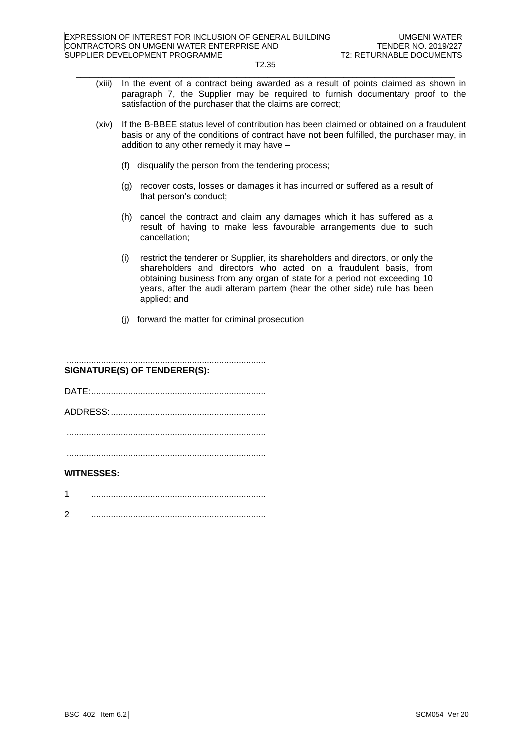(xiii) In the event of a contract being awarded as a result of points claimed as shown in paragraph 7, the Supplier may be required to furnish documentary proof to the satisfaction of the purchaser that the claims are correct;

(xiv) If the B-BBEE status level of contribution has been claimed or obtained on a fraudulent basis or any of the conditions of contract have not been fulfilled, the purchaser may, in addition to any other remedy it may have –

(f) disqualify the person from the tendering process;

(g) recover costs, losses or damages it has incurred or suffered as a result of that person's conduct;

(h) cancel the contract and claim any damages which it has suffered as a result of having to make less favourable arrangements due to such cancellation;

(i) restrict the tenderer or Supplier, its shareholders and directors, or only the shareholders and directors who acted on a fraudulent basis, from obtaining business from any organ of state for a period not exceeding 10 years, after the audi alteram partem (hear the other side) rule has been applied; and

(j) forward the matter for criminal prosecution

................................................................................

**SIGNATURE(S) OF TENDERER(S):**

DATE:......................................................................

ADDRESS:..............................................................

................................................................................

................................................................................

**WITNESSES:**

1 .......................................................................

2 .......................................................................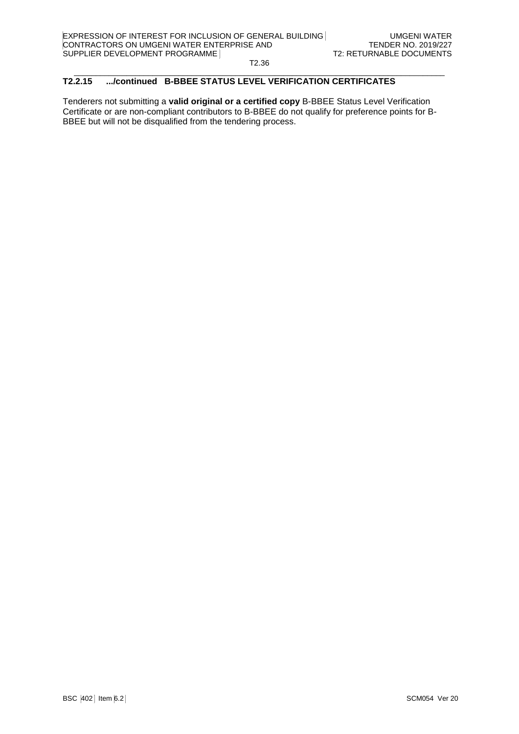## T2.2.15 .../continued B-BBEE STATUS LEVEL VERIFICATION CERTIFICATES

Tenderers not submitting a **valid original or a certified copy** B-BBEE Status Level Verification Certificate or are non-compliant contributors to B-BBEE do not qualify for preference points for B-BBEE but will not be disqualified from the tendering process.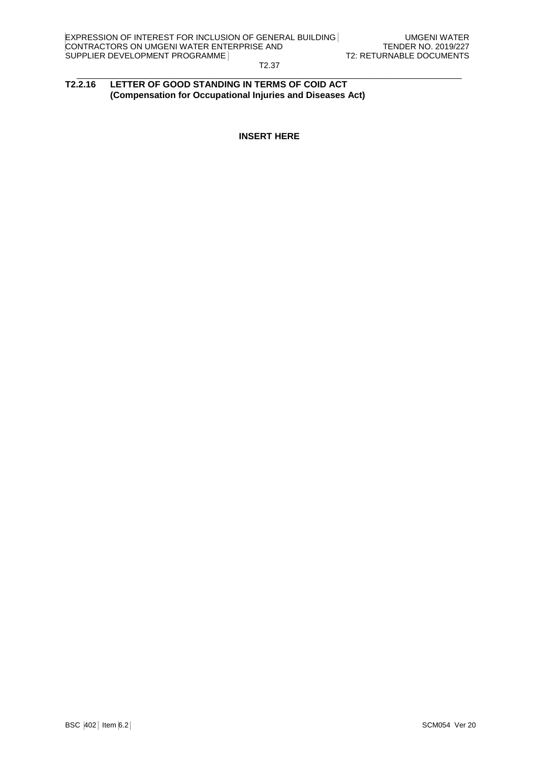## T2.2.16 LETTER OF GOOD STANDING IN TERMS OF COID ACT (Compensation for Occupational Injuries and Diseases Act)

**INSERT HERE**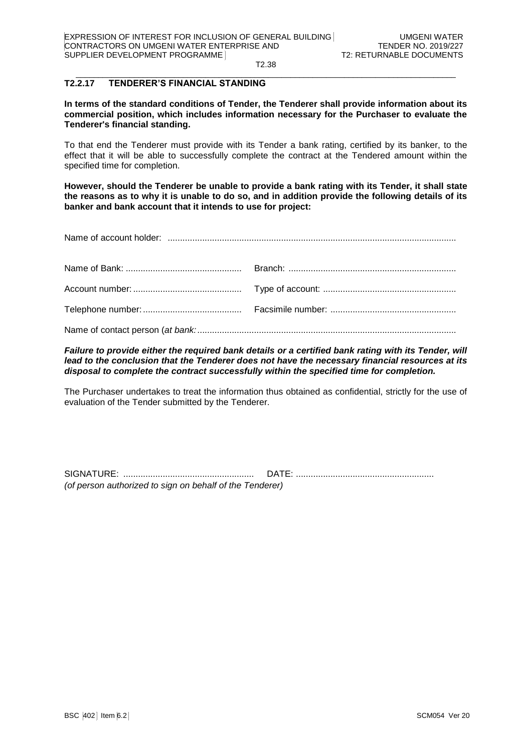## T2.2.17 TENDERER'S FINANCIAL STANDING

**In terms of the standard conditions of Tender, the Tenderer shall provide information about its commercial position, which includes information necessary for the Purchaser to evaluate the Tenderer's financial standing.**

To that end the Tenderer must provide with its Tender a bank rating, certified by its banker, to the effect that it will be able to successfully complete the contract at the Tendered amount within the specified time for completion.

**However, should the Tenderer be unable to provide a bank rating with its Tender, it shall state the reasons as to why it is unable to do so, and in addition provide the following details of its banker and bank account that it intends to use for project:**

Name of account holder: ....................................................................................................................

Name of Bank: ............................................... Branch: ...................................................................

Account number: ............................................ Type of account: ......................................................

Telephone number: ........................................ Facsimile number: ...................................................

Name of contact person (*at bank:*.........................................................................................................

***Failure to provide either the required bank details or a certified bank rating with its Tender, will lead to the conclusion that the Tenderer does not have the necessary financial resources at its disposal to complete the contract successfully within the specified time for completion.***

The Purchaser undertakes to treat the information thus obtained as confidential, strictly for the use of evaluation of the Tender submitted by the Tenderer.

SIGNATURE: ..................................................... DATE: ........................................................

*(of person authorized to sign on behalf of the Tenderer)*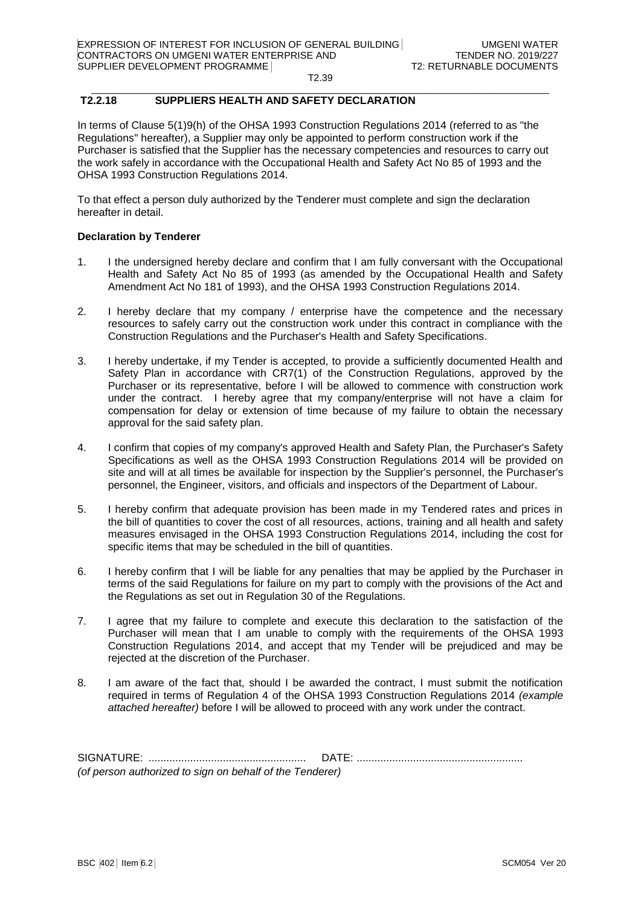## T2.2.18 SUPPLIERS HEALTH AND SAFETY DECLARATION

In terms of Clause 5(1)9(h) of the OHSA 1993 Construction Regulations 2014 (referred to as "the Regulations" hereafter), a Supplier may only be appointed to perform construction work if the Purchaser is satisfied that the Supplier has the necessary competencies and resources to carry out the work safely in accordance with the Occupational Health and Safety Act No 85 of 1993 and the OHSA 1993 Construction Regulations 2014.

To that effect a person duly authorized by the Tenderer must complete and sign the declaration hereafter in detail.

**Declaration by Tenderer**

1. I the undersigned hereby declare and confirm that I am fully conversant with the Occupational Health and Safety Act No 85 of 1993 (as amended by the Occupational Health and Safety Amendment Act No 181 of 1993), and the OHSA 1993 Construction Regulations 2014.

2. I hereby declare that my company / enterprise have the competence and the necessary resources to safely carry out the construction work under this contract in compliance with the Construction Regulations and the Purchaser's Health and Safety Specifications.

3. I hereby undertake, if my Tender is accepted, to provide a sufficiently documented Health and Safety Plan in accordance with CR7(1) of the Construction Regulations, approved by the Purchaser or its representative, before I will be allowed to commence with construction work under the contract. I hereby agree that my company/enterprise will not have a claim for compensation for delay or extension of time because of my failure to obtain the necessary approval for the said safety plan.

4. I confirm that copies of my company's approved Health and Safety Plan, the Purchaser's Safety Specifications as well as the OHSA 1993 Construction Regulations 2014 will be provided on site and will at all times be available for inspection by the Supplier's personnel, the Purchaser's personnel, the Engineer, visitors, and officials and inspectors of the Department of Labour.

5. I hereby confirm that adequate provision has been made in my Tendered rates and prices in the bill of quantities to cover the cost of all resources, actions, training and all health and safety measures envisaged in the OHSA 1993 Construction Regulations 2014, including the cost for specific items that may be scheduled in the bill of quantities.

6. I hereby confirm that I will be liable for any penalties that may be applied by the Purchaser in terms of the said Regulations for failure on my part to comply with the provisions of the Act and the Regulations as set out in Regulation 30 of the Regulations.

7. I agree that my failure to complete and execute this declaration to the satisfaction of the Purchaser will mean that I am unable to comply with the requirements of the OHSA 1993 Construction Regulations 2014, and accept that my Tender will be prejudiced and may be rejected at the discretion of the Purchaser.

8. I am aware of the fact that, should I be awarded the contract, I must submit the notification required in terms of Regulation 4 of the OHSA 1993 Construction Regulations 2014 *(example attached hereafter)* before I will be allowed to proceed with any work under the contract.

SIGNATURE: ..................................................... DATE: ........................................................
*(of person authorized to sign on behalf of the Tenderer)*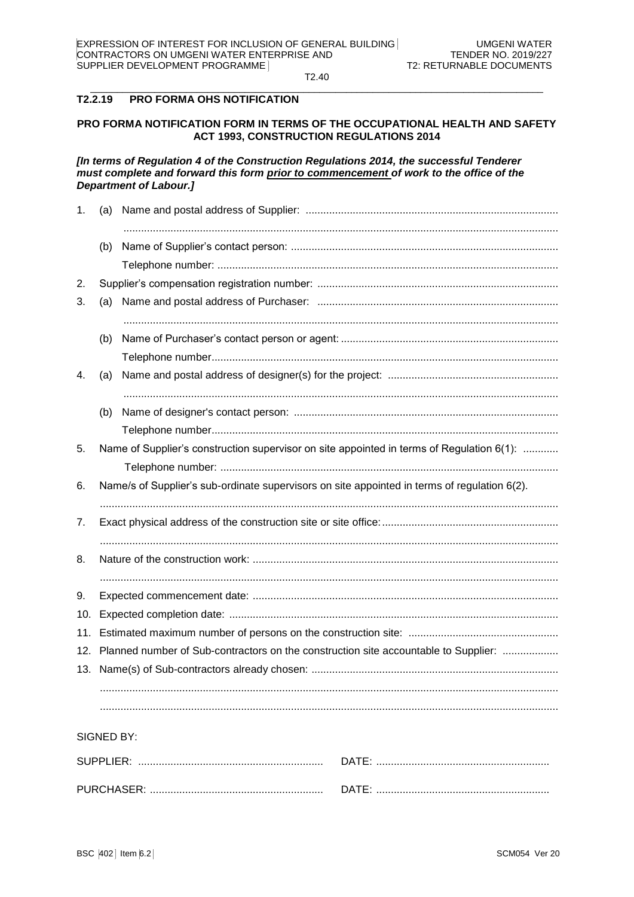### T2.2.19 PRO FORMA OHS NOTIFICATION

**PRO FORMA NOTIFICATION FORM IN TERMS OF THE OCCUPATIONAL HEALTH AND SAFETY ACT 1993, CONSTRUCTION REGULATIONS 2014**

***[In terms of Regulation 4 of the Construction Regulations 2014, the successful Tenderer must complete and forward this form prior to commencement of work to the office of the Department of Labour.]***

1. (a) Name and postal address of Supplier: ....................................................................................
   ..................................................................................................................................................

   (b) Name of Supplier's contact person: ...........................................................................................
   Telephone number: .....................................................................................................................

2. Supplier's compensation registration number: ..................................................................................

3. (a) Name and postal address of Purchaser: ..................................................................................
   ..................................................................................................................................................

   (b) Name of Purchaser's contact person or agent: ..........................................................................
   Telephone number......................................................................................................................

4. (a) Name and postal address of designer(s) for the project: ..........................................................
   ..................................................................................................................................................

   (b) Name of designer's contact person: ..........................................................................................
   Telephone number......................................................................................................................

5. Name of Supplier's construction supervisor on site appointed in terms of Regulation 6(1): ............
   Telephone number: ....................................................................................................................

6. Name/s of Supplier's sub-ordinate supervisors on site appointed in terms of regulation 6(2).
   ..................................................................................................................................................

7. Exact physical address of the construction site or site office: ............................................................
   ..................................................................................................................................................

8. Nature of the construction work: .......................................................................................................
   ..................................................................................................................................................

9. Expected commencement date: .......................................................................................................

10. Expected completion date: ...............................................................................................................

11. Estimated maximum number of persons on the construction site: ..................................................

12. Planned number of Sub-contractors on the construction site accountable to Supplier: ...................

13. Name(s) of Sub-contractors already chosen: ...................................................................................
   ..................................................................................................................................................
   ..................................................................................................................................................

SIGNED BY:

SUPPLIER: ............................................................... DATE: ...........................................................

PURCHASER: ........................................................... DATE: ...........................................................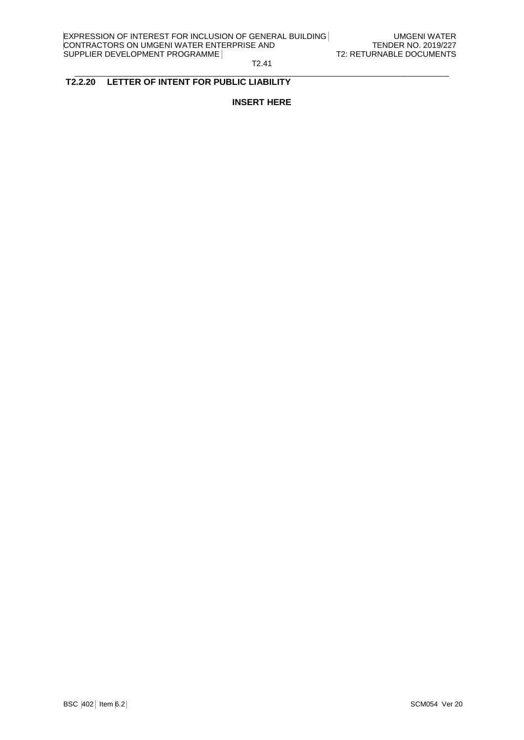## T2.2.20 LETTER OF INTENT FOR PUBLIC LIABILITY

**INSERT HERE**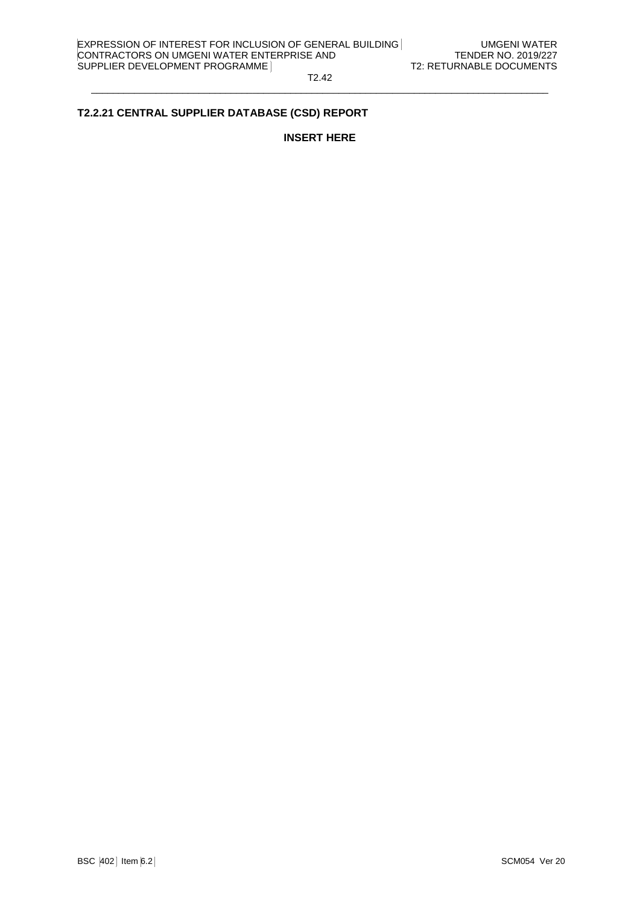## T2.2.21 CENTRAL SUPPLIER DATABASE (CSD) REPORT

**INSERT HERE**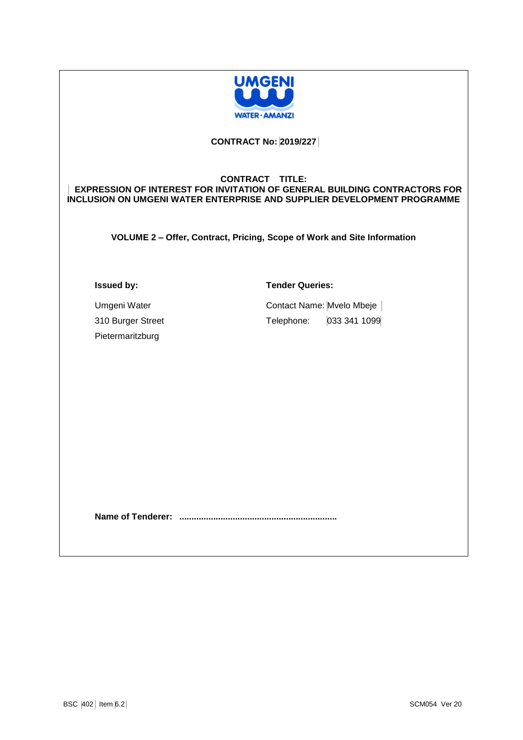**CONTRACT No: 2019/227**

**CONTRACT TITLE:**

**EXPRESSION OF INTEREST FOR INVITATION OF GENERAL BUILDING CONTRACTORS FOR INCLUSION ON UMGENI WATER ENTERPRISE AND SUPPLIER DEVELOPMENT PROGRAMME**

**VOLUME 2 – Offer, Contract, Pricing, Scope of Work and Site Information**

**Issued by:**

Umgeni Water
310 Burger Street
Pietermaritzburg

**Tender Queries:**

Contact Name: Mvelo Mbeje
Telephone: 033 341 1099

**Name of Tenderer: ................................................................**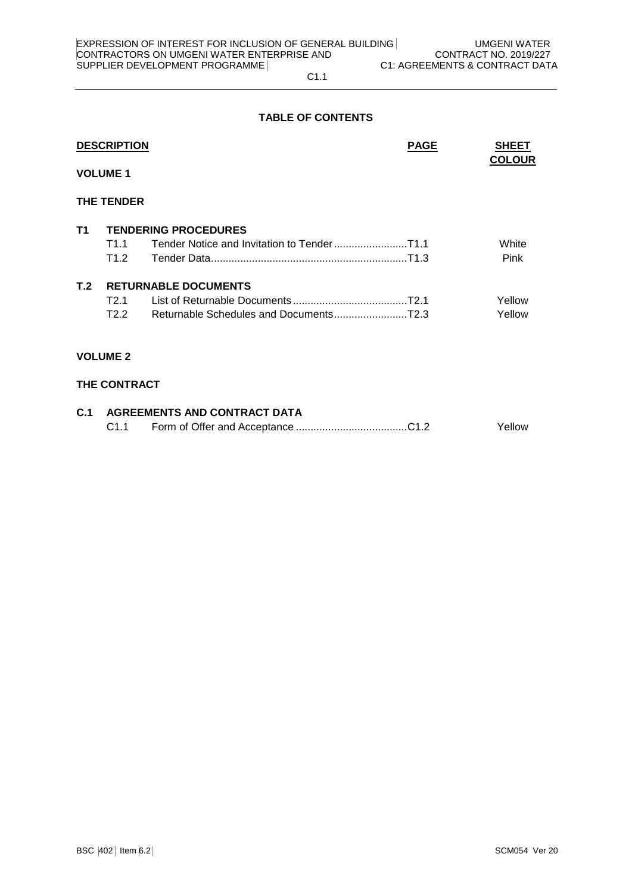## TABLE OF CONTENTS

| DESCRIPTION | | | PAGE | SHEET COLOUR |
|---|---|---|---|---|
| **VOLUME 1** | | | | |
| **THE TENDER** | | | | |
| **T1** | **TENDERING PROCEDURES** | | | |
| | T1.1 | Tender Notice and Invitation to Tender | T1.1 | White |
| | T1.2 | Tender Data | T1.3 | Pink |
| **T.2** | **RETURNABLE DOCUMENTS** | | | |
| | T2.1 | List of Returnable Documents | T2.1 | Yellow |
| | T2.2 | Returnable Schedules and Documents | T2.3 | Yellow |
| **VOLUME 2** | | | | |
| **THE CONTRACT** | | | | |
| **C.1** | **AGREEMENTS AND CONTRACT DATA** | | | |
| | C1.1 | Form of Offer and Acceptance | C1.2 | Yellow |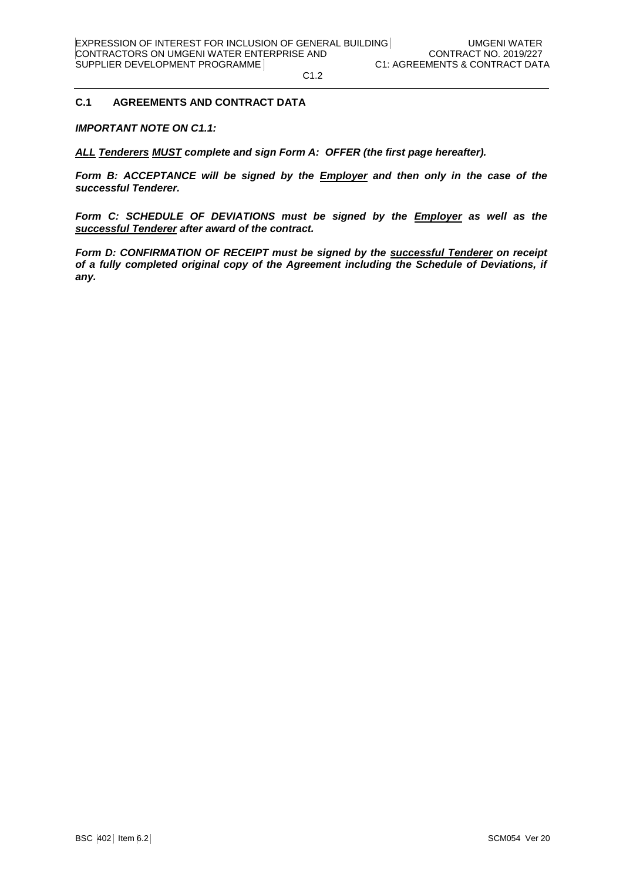## C.1 AGREEMENTS AND CONTRACT DATA

***IMPORTANT NOTE ON C1.1:***

***<u>ALL</u> <u>Tenderers</u> <u>MUST</u> complete and sign Form A: OFFER (the first page hereafter).***

***Form B: ACCEPTANCE will be signed by the <u>Employer</u> and then only in the case of the successful Tenderer.***

***Form C: SCHEDULE OF DEVIATIONS must be signed by the <u>Employer</u> as well as the <u>successful Tenderer</u> after award of the contract.***

***Form D: CONFIRMATION OF RECEIPT must be signed by the <u>successful Tenderer</u> on receipt of a fully completed original copy of the Agreement including the Schedule of Deviations, if any.***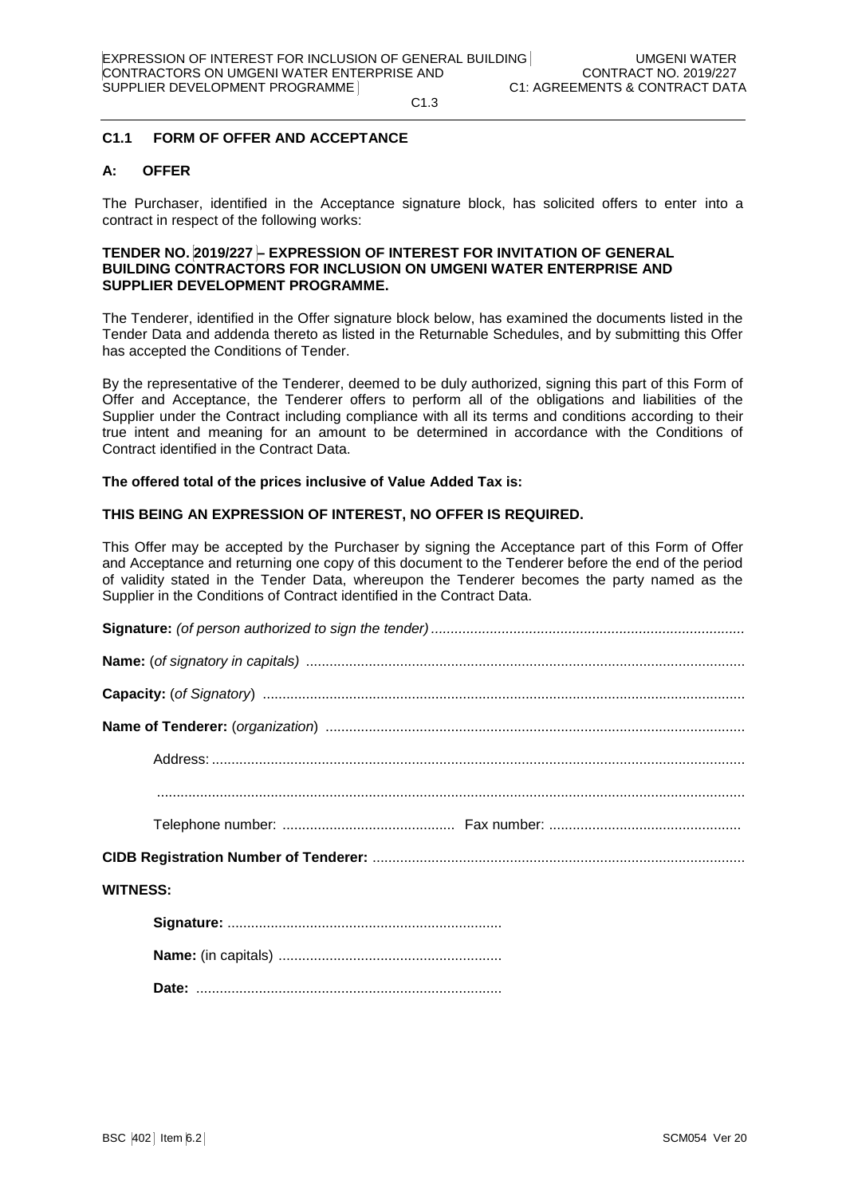## C1.1 FORM OF OFFER AND ACCEPTANCE

### A: OFFER

The Purchaser, identified in the Acceptance signature block, has solicited offers to enter into a contract in respect of the following works:

**TENDER NO. 2019/227 – EXPRESSION OF INTEREST FOR INVITATION OF GENERAL BUILDING CONTRACTORS FOR INCLUSION ON UMGENI WATER ENTERPRISE AND SUPPLIER DEVELOPMENT PROGRAMME.**

The Tenderer, identified in the Offer signature block below, has examined the documents listed in the Tender Data and addenda thereto as listed in the Returnable Schedules, and by submitting this Offer has accepted the Conditions of Tender.

By the representative of the Tenderer, deemed to be duly authorized, signing this part of this Form of Offer and Acceptance, the Tenderer offers to perform all of the obligations and liabilities of the Supplier under the Contract including compliance with all its terms and conditions according to their true intent and meaning for an amount to be determined in accordance with the Conditions of Contract identified in the Contract Data.

**The offered total of the prices inclusive of Value Added Tax is:**

**THIS BEING AN EXPRESSION OF INTEREST, NO OFFER IS REQUIRED.**

This Offer may be accepted by the Purchaser by signing the Acceptance part of this Form of Offer and Acceptance and returning one copy of this document to the Tenderer before the end of the period of validity stated in the Tender Data, whereupon the Tenderer becomes the party named as the Supplier in the Conditions of Contract identified in the Contract Data.

**Signature:** *(of person authorized to sign the tender)* ................................................................................

**Name:** (*of signatory in capitals)* ................................................................................................................

**Capacity:** (*of Signatory*) ...........................................................................................................................

**Name of Tenderer:** (*organization*) ...........................................................................................................

Address: .......................................................................................................................................

.....................................................................................................................................................

Telephone number: ............................................ Fax number: .................................................

**CIDB Registration Number of Tenderer:** ..............................................................................................

**WITNESS:**

**Signature:** ......................................................................

**Name:** (in capitals) .........................................................

**Date:** ..............................................................................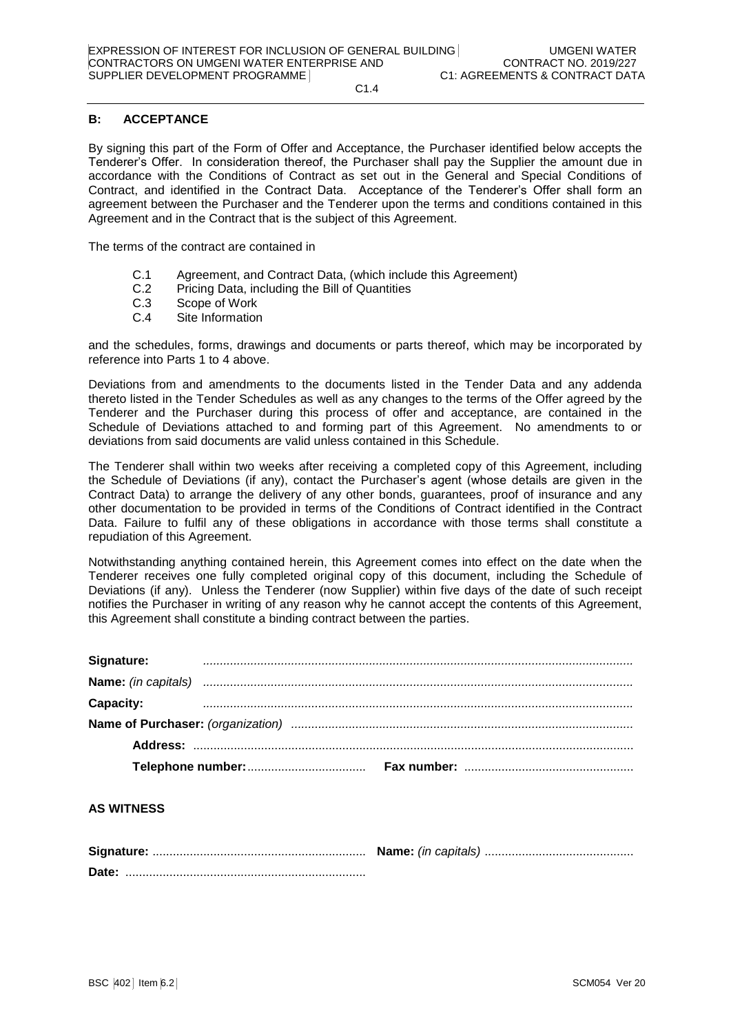## B: ACCEPTANCE

By signing this part of the Form of Offer and Acceptance, the Purchaser identified below accepts the Tenderer's Offer. In consideration thereof, the Purchaser shall pay the Supplier the amount due in accordance with the Conditions of Contract as set out in the General and Special Conditions of Contract, and identified in the Contract Data. Acceptance of the Tenderer's Offer shall form an agreement between the Purchaser and the Tenderer upon the terms and conditions contained in this Agreement and in the Contract that is the subject of this Agreement.

The terms of the contract are contained in

- C.1 Agreement, and Contract Data, (which include this Agreement)
- C.2 Pricing Data, including the Bill of Quantities
- C.3 Scope of Work
- C.4 Site Information

and the schedules, forms, drawings and documents or parts thereof, which may be incorporated by reference into Parts 1 to 4 above.

Deviations from and amendments to the documents listed in the Tender Data and any addenda thereto listed in the Tender Schedules as well as any changes to the terms of the Offer agreed by the Tenderer and the Purchaser during this process of offer and acceptance, are contained in the Schedule of Deviations attached to and forming part of this Agreement. No amendments to or deviations from said documents are valid unless contained in this Schedule.

The Tenderer shall within two weeks after receiving a completed copy of this Agreement, including the Schedule of Deviations (if any), contact the Purchaser's agent (whose details are given in the Contract Data) to arrange the delivery of any other bonds, guarantees, proof of insurance and any other documentation to be provided in terms of the Conditions of Contract identified in the Contract Data. Failure to fulfil any of these obligations in accordance with those terms shall constitute a repudiation of this Agreement.

Notwithstanding anything contained herein, this Agreement comes into effect on the date when the Tenderer receives one fully completed original copy of this document, including the Schedule of Deviations (if any). Unless the Tenderer (now Supplier) within five days of the date of such receipt notifies the Purchaser in writing of any reason why he cannot accept the contents of this Agreement, this Agreement shall constitute a binding contract between the parties.

**Signature:** ..............................................................................................................

**Name:** *(in capitals)* ..............................................................................................................

**Capacity:** ..............................................................................................................

**Name of Purchaser:** *(organization)* ....................................................................................................

**Address:** ..............................................................................................................

**Telephone number:**.................................... **Fax number:** ..................................................

**AS WITNESS**

**Signature:** ............................................................... **Name:** *(in capitals)* ............................................

**Date:** .......................................................................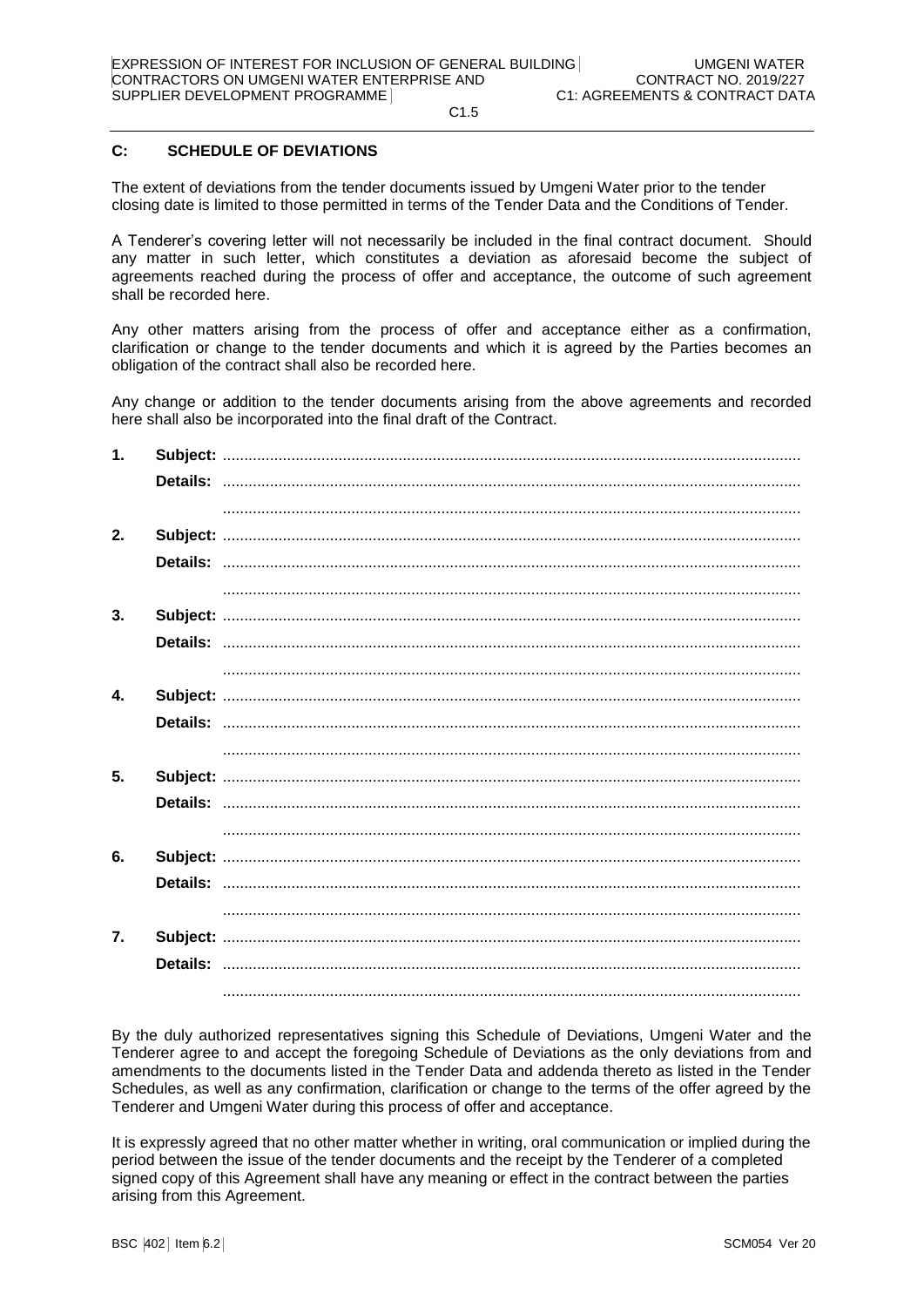## C: SCHEDULE OF DEVIATIONS

The extent of deviations from the tender documents issued by Umgeni Water prior to the tender closing date is limited to those permitted in terms of the Tender Data and the Conditions of Tender.

A Tenderer's covering letter will not necessarily be included in the final contract document. Should any matter in such letter, which constitutes a deviation as aforesaid become the subject of agreements reached during the process of offer and acceptance, the outcome of such agreement shall be recorded here.

Any other matters arising from the process of offer and acceptance either as a confirmation, clarification or change to the tender documents and which it is agreed by the Parties becomes an obligation of the contract shall also be recorded here.

Any change or addition to the tender documents arising from the above agreements and recorded here shall also be incorporated into the final draft of the Contract.

1. **Subject:** .....................................................................................................................................

   **Details:** .....................................................................................................................................

   .....................................................................................................................................

2. **Subject:** .....................................................................................................................................

   **Details:** .....................................................................................................................................

   .....................................................................................................................................

3. **Subject:** .....................................................................................................................................

   **Details:** .....................................................................................................................................

   .....................................................................................................................................

4. **Subject:** .....................................................................................................................................

   **Details:** .....................................................................................................................................

   .....................................................................................................................................

5. **Subject:** .....................................................................................................................................

   **Details:** .....................................................................................................................................

   .....................................................................................................................................

6. **Subject:** .....................................................................................................................................

   **Details:** .....................................................................................................................................

   .....................................................................................................................................

7. **Subject:** .....................................................................................................................................

   **Details:** .....................................................................................................................................

   .....................................................................................................................................

By the duly authorized representatives signing this Schedule of Deviations, Umgeni Water and the Tenderer agree to and accept the foregoing Schedule of Deviations as the only deviations from and amendments to the documents listed in the Tender Data and addenda thereto as listed in the Tender Schedules, as well as any confirmation, clarification or change to the terms of the offer agreed by the Tenderer and Umgeni Water during this process of offer and acceptance.

It is expressly agreed that no other matter whether in writing, oral communication or implied during the period between the issue of the tender documents and the receipt by the Tenderer of a completed signed copy of this Agreement shall have any meaning or effect in the contract between the parties arising from this Agreement.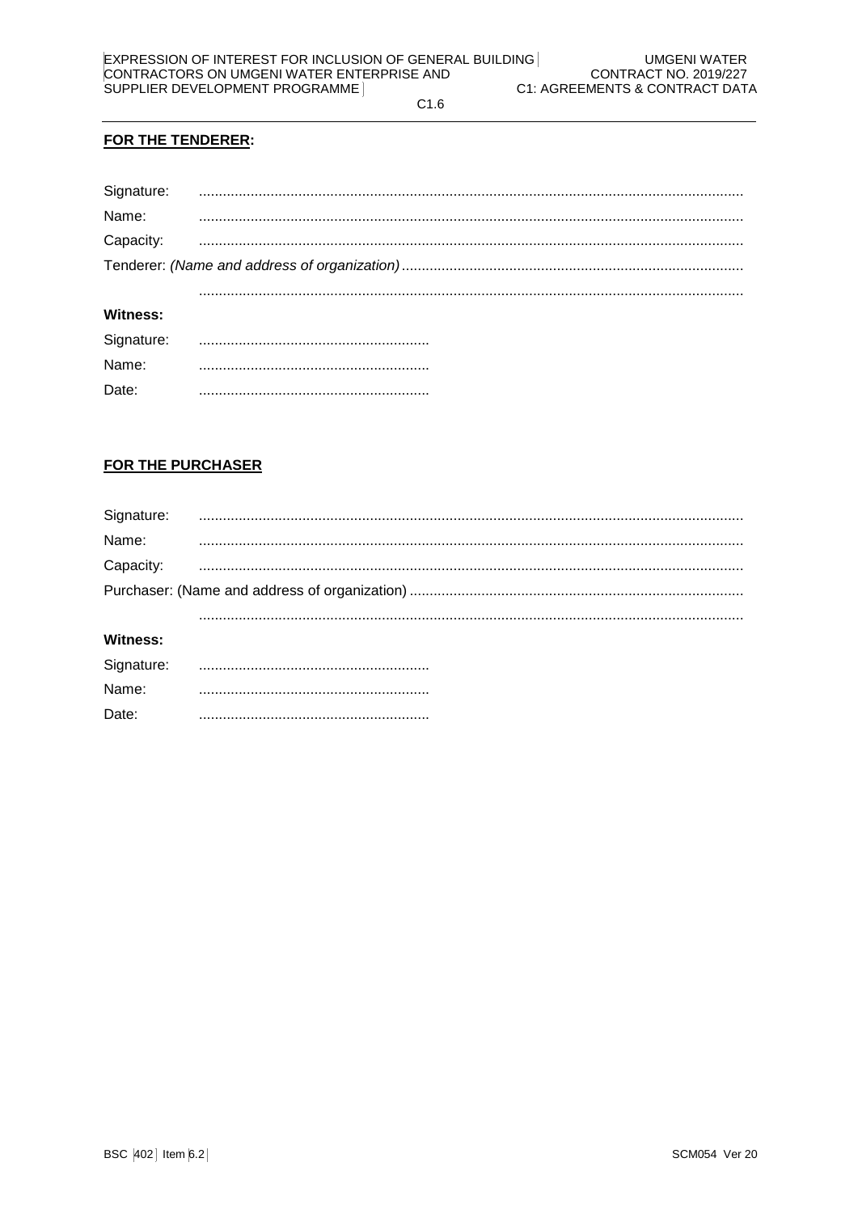**FOR THE TENDERER:**

Signature: .......................................................................................................................................

Name: .......................................................................................................................................

Capacity: .......................................................................................................................................

Tenderer: *(Name and address of organization)* .....................................................................................

.......................................................................................................................................

**Witness:**

Signature: .........................................................

Name: .........................................................

Date: .........................................................

**FOR THE PURCHASER**

Signature: .......................................................................................................................................

Name: .......................................................................................................................................

Capacity: .......................................................................................................................................

Purchaser: (Name and address of organization) ..................................................................................

.......................................................................................................................................

**Witness:**

Signature: .........................................................

Name: .........................................................

Date: .........................................................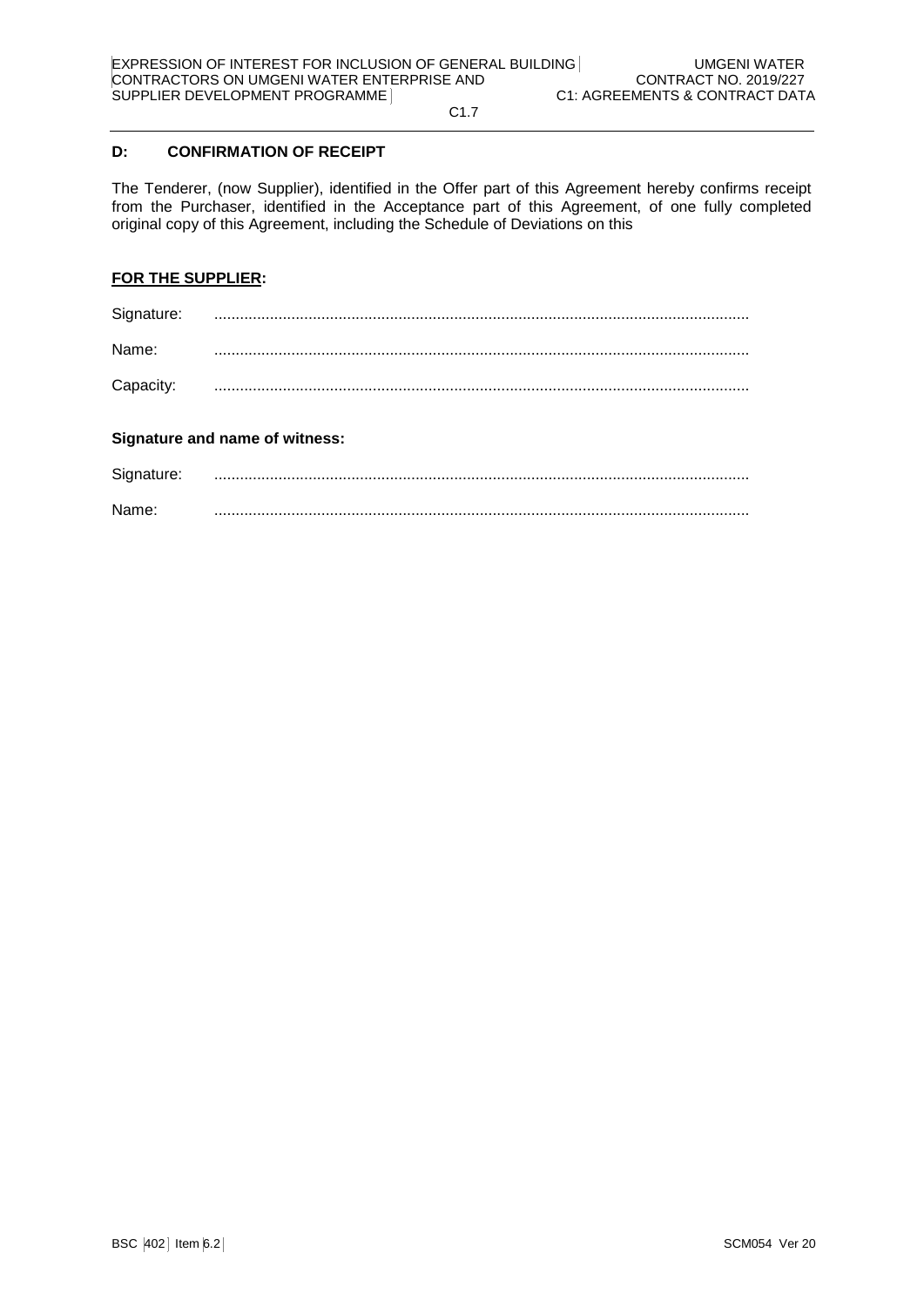## D: CONFIRMATION OF RECEIPT

The Tenderer, (now Supplier), identified in the Offer part of this Agreement hereby confirms receipt from the Purchaser, identified in the Acceptance part of this Agreement, of one fully completed original copy of this Agreement, including the Schedule of Deviations on this

**FOR THE SUPPLIER:**

Signature: ..........................................................................................................................

Name: ..........................................................................................................................

Capacity: ..........................................................................................................................

**Signature and name of witness:**

Signature: ..........................................................................................................................

Name: ..........................................................................................................................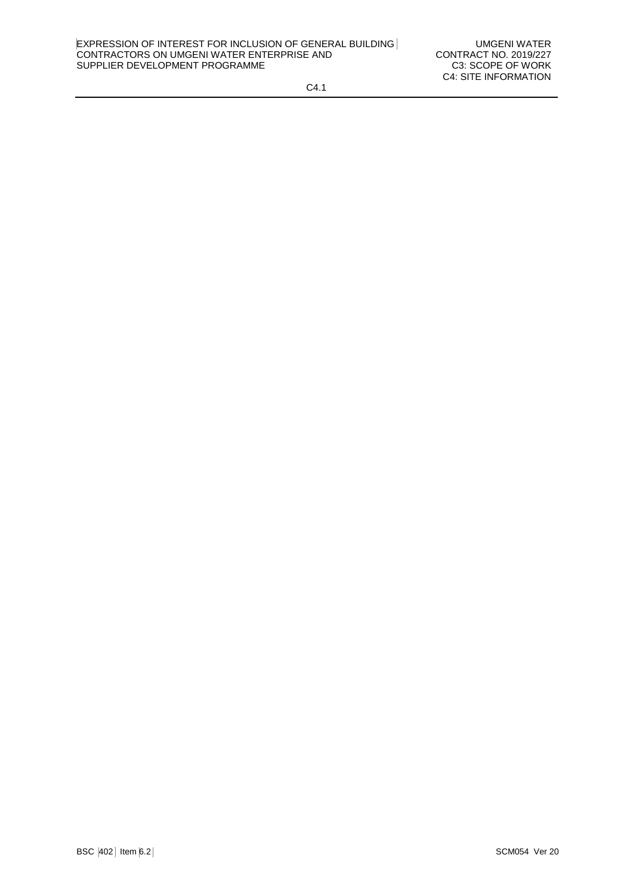C4.1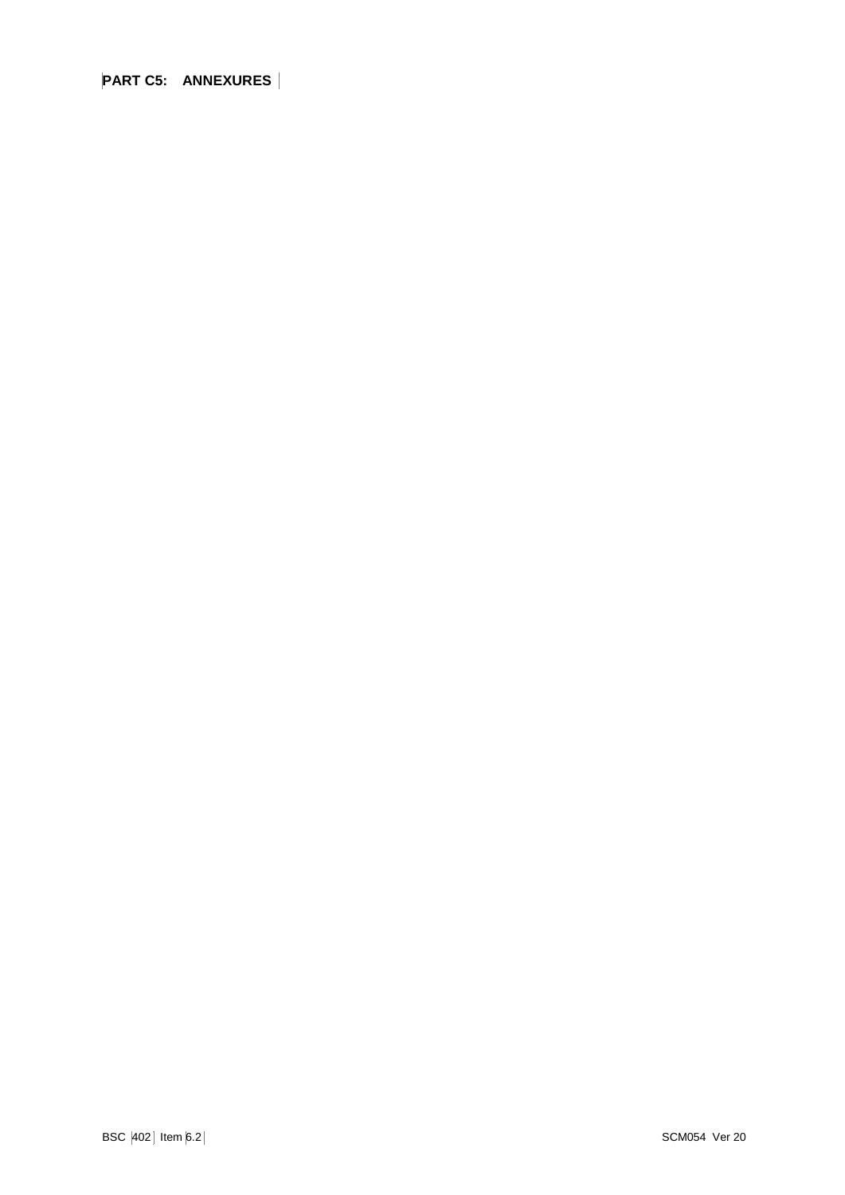## PART C5: ANNEXURES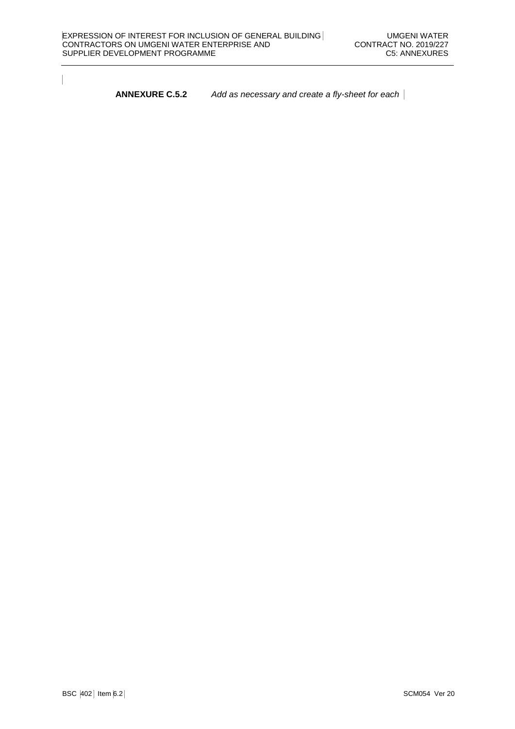**ANNEXURE C.5.2** *Add as necessary and create a fly-sheet for each*